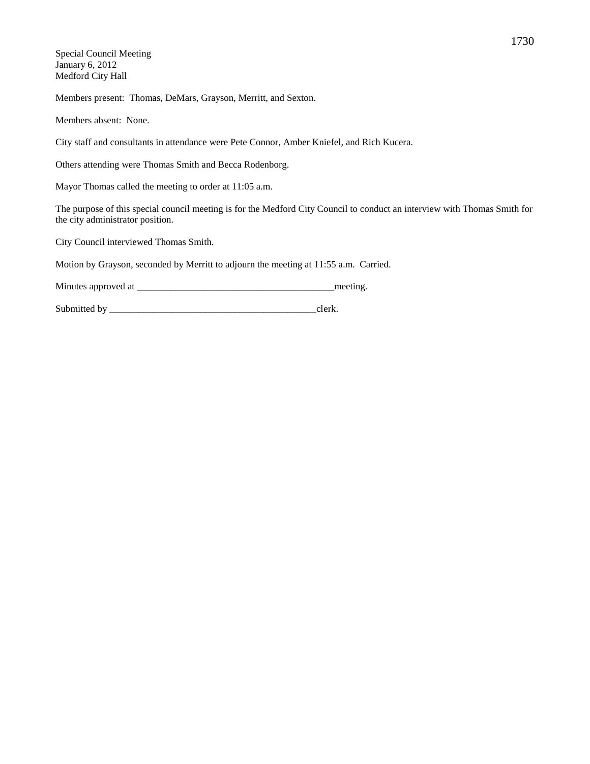Special Council Meeting
January 6, 2012
Medford City Hall

Members present: Thomas, DeMars, Grayson, Merritt, and Sexton.

Members absent: None.

City staff and consultants in attendance were Pete Connor, Amber Kniefel, and Rich Kucera.

Others attending were Thomas Smith and Becca Rodenborg.

Mayor Thomas called the meeting to order at 11:05 a.m.

The purpose of this special council meeting is for the Medford City Council to conduct an interview with Thomas Smith for the city administrator position.

City Council interviewed Thomas Smith.

Motion by Grayson, seconded by Merritt to adjourn the meeting at 11:55 a.m. Carried.

Minutes approved at \_\_\_\_\_\_\_\_\_\_\_\_\_\_\_\_\_\_\_\_\_\_\_\_\_\_\_\_\_\_\_\_\_\_\_\_\_\_\_\_meeting.

Submitted by \_\_\_\_\_\_\_\_\_\_\_\_\_\_\_\_\_\_\_\_\_\_\_\_\_\_\_\_\_\_\_\_\_\_\_\_\_\_\_\_\_\_\_clerk.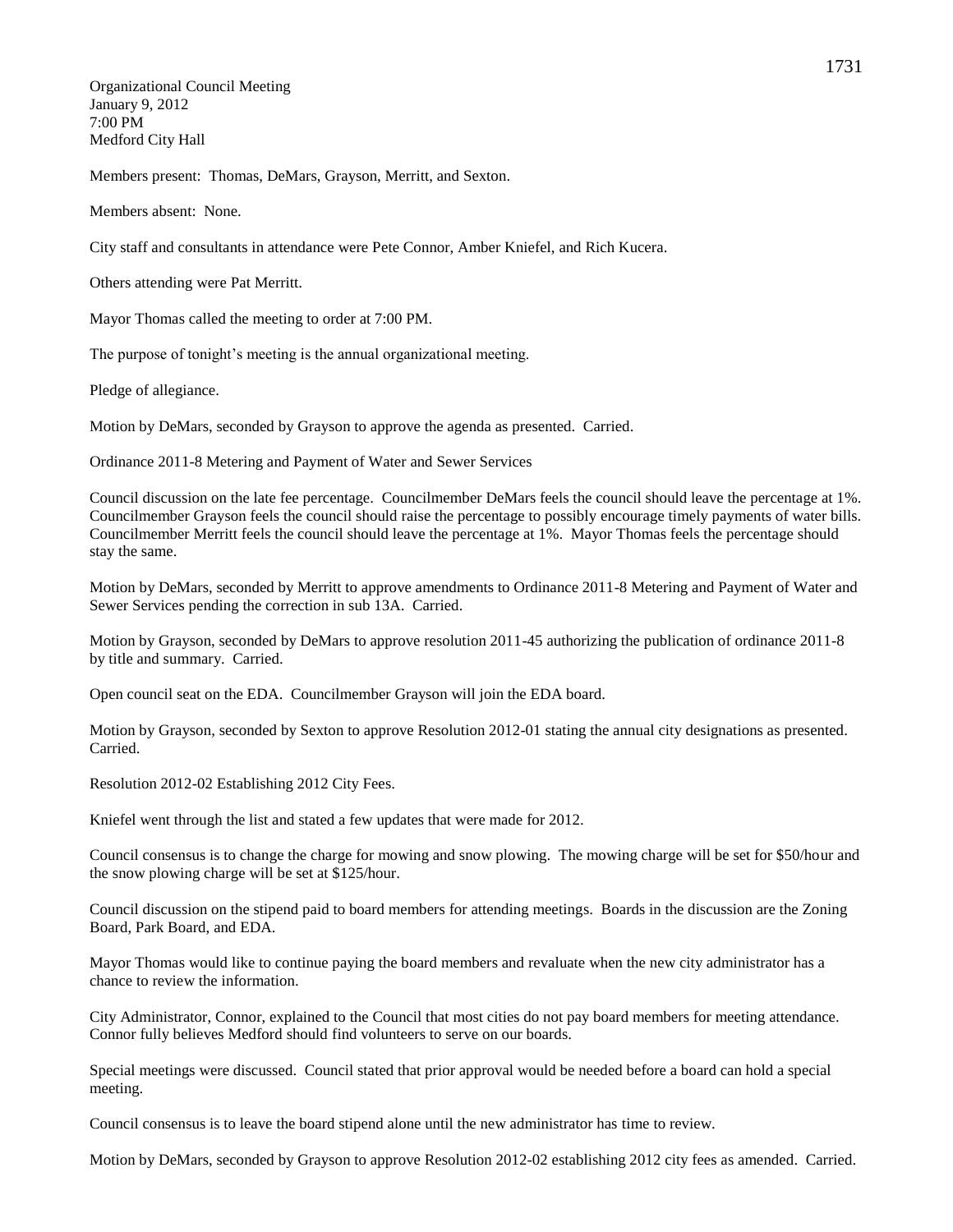Organizational Council Meeting
January 9, 2012
7:00 PM
Medford City Hall

Members present: Thomas, DeMars, Grayson, Merritt, and Sexton.

Members absent: None.

City staff and consultants in attendance were Pete Connor, Amber Kniefel, and Rich Kucera.

Others attending were Pat Merritt.

Mayor Thomas called the meeting to order at 7:00 PM.

The purpose of tonight's meeting is the annual organizational meeting.

Pledge of allegiance.

Motion by DeMars, seconded by Grayson to approve the agenda as presented. Carried.

Ordinance 2011-8 Metering and Payment of Water and Sewer Services

Council discussion on the late fee percentage. Councilmember DeMars feels the council should leave the percentage at 1%. Councilmember Grayson feels the council should raise the percentage to possibly encourage timely payments of water bills. Councilmember Merritt feels the council should leave the percentage at 1%. Mayor Thomas feels the percentage should stay the same.

Motion by DeMars, seconded by Merritt to approve amendments to Ordinance 2011-8 Metering and Payment of Water and Sewer Services pending the correction in sub 13A. Carried.

Motion by Grayson, seconded by DeMars to approve resolution 2011-45 authorizing the publication of ordinance 2011-8 by title and summary. Carried.

Open council seat on the EDA. Councilmember Grayson will join the EDA board.

Motion by Grayson, seconded by Sexton to approve Resolution 2012-01 stating the annual city designations as presented. Carried.

Resolution 2012-02 Establishing 2012 City Fees.

Kniefel went through the list and stated a few updates that were made for 2012.

Council consensus is to change the charge for mowing and snow plowing. The mowing charge will be set for $50/hour and the snow plowing charge will be set at $125/hour.

Council discussion on the stipend paid to board members for attending meetings. Boards in the discussion are the Zoning Board, Park Board, and EDA.

Mayor Thomas would like to continue paying the board members and revaluate when the new city administrator has a chance to review the information.

City Administrator, Connor, explained to the Council that most cities do not pay board members for meeting attendance. Connor fully believes Medford should find volunteers to serve on our boards.

Special meetings were discussed. Council stated that prior approval would be needed before a board can hold a special meeting.

Council consensus is to leave the board stipend alone until the new administrator has time to review.

Motion by DeMars, seconded by Grayson to approve Resolution 2012-02 establishing 2012 city fees as amended. Carried.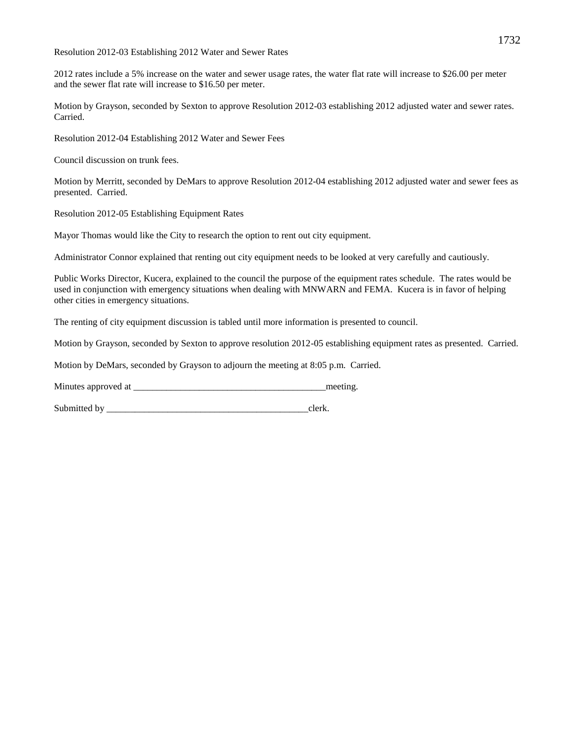Resolution 2012-03 Establishing 2012 Water and Sewer Rates

2012 rates include a 5% increase on the water and sewer usage rates, the water flat rate will increase to $26.00 per meter and the sewer flat rate will increase to $16.50 per meter.

Motion by Grayson, seconded by Sexton to approve Resolution 2012-03 establishing 2012 adjusted water and sewer rates. Carried.

Resolution 2012-04 Establishing 2012 Water and Sewer Fees

Council discussion on trunk fees.

Motion by Merritt, seconded by DeMars to approve Resolution 2012-04 establishing 2012 adjusted water and sewer fees as presented. Carried.

Resolution 2012-05 Establishing Equipment Rates

Mayor Thomas would like the City to research the option to rent out city equipment.

Administrator Connor explained that renting out city equipment needs to be looked at very carefully and cautiously.

Public Works Director, Kucera, explained to the council the purpose of the equipment rates schedule. The rates would be used in conjunction with emergency situations when dealing with MNWARN and FEMA. Kucera is in favor of helping other cities in emergency situations.

The renting of city equipment discussion is tabled until more information is presented to council.

Motion by Grayson, seconded by Sexton to approve resolution 2012-05 establishing equipment rates as presented. Carried.

Motion by DeMars, seconded by Grayson to adjourn the meeting at 8:05 p.m. Carried.

Minutes approved at ___________________________________________meeting.

Submitted by _____________________________________________clerk.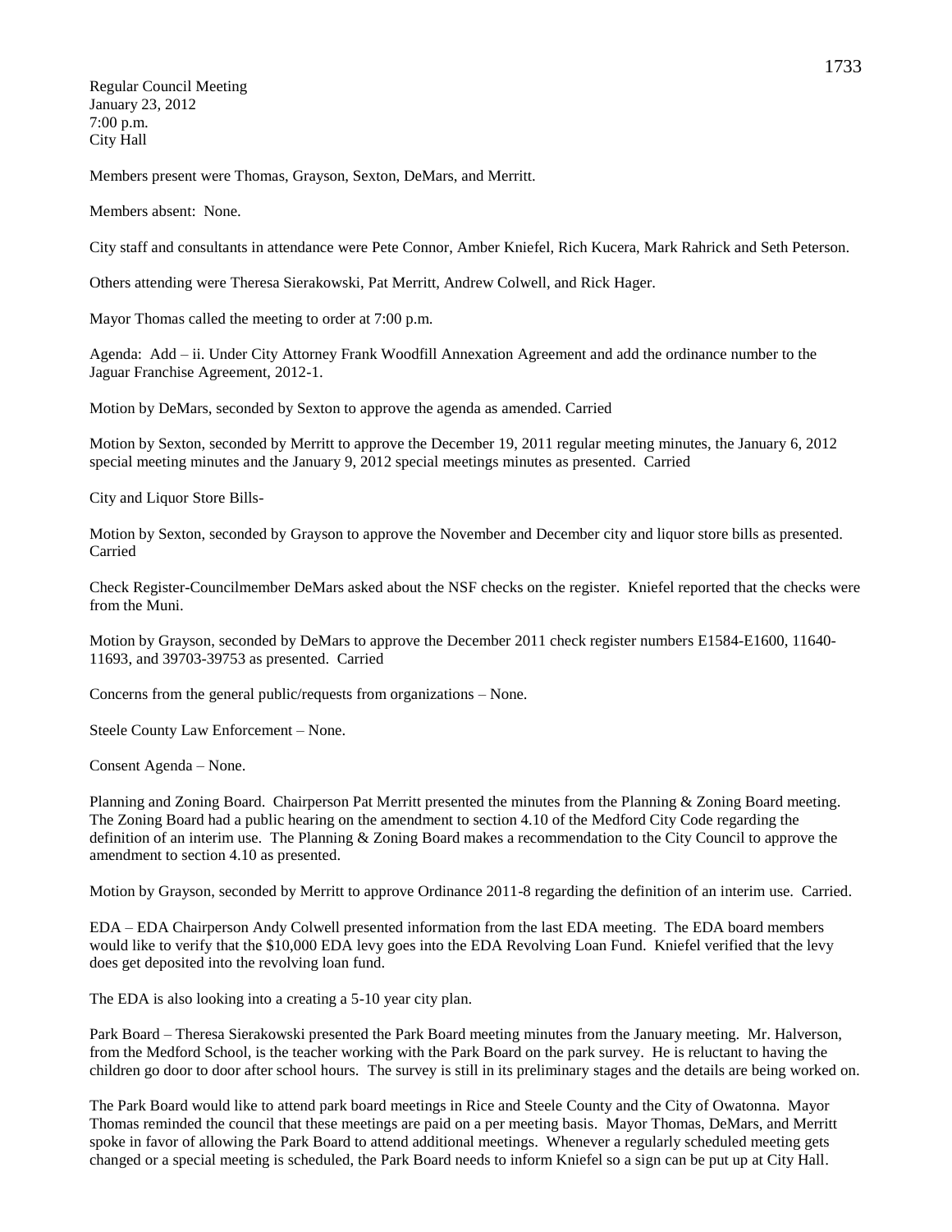Regular Council Meeting
January 23, 2012
7:00 p.m.
City Hall

Members present were Thomas, Grayson, Sexton, DeMars, and Merritt.

Members absent: None.

City staff and consultants in attendance were Pete Connor, Amber Kniefel, Rich Kucera, Mark Rahrick and Seth Peterson.

Others attending were Theresa Sierakowski, Pat Merritt, Andrew Colwell, and Rick Hager.

Mayor Thomas called the meeting to order at 7:00 p.m.

Agenda: Add – ii. Under City Attorney Frank Woodfill Annexation Agreement and add the ordinance number to the Jaguar Franchise Agreement, 2012-1.

Motion by DeMars, seconded by Sexton to approve the agenda as amended. Carried

Motion by Sexton, seconded by Merritt to approve the December 19, 2011 regular meeting minutes, the January 6, 2012 special meeting minutes and the January 9, 2012 special meetings minutes as presented. Carried

City and Liquor Store Bills-

Motion by Sexton, seconded by Grayson to approve the November and December city and liquor store bills as presented. Carried

Check Register-Councilmember DeMars asked about the NSF checks on the register. Kniefel reported that the checks were from the Muni.

Motion by Grayson, seconded by DeMars to approve the December 2011 check register numbers E1584-E1600, 11640-11693, and 39703-39753 as presented. Carried

Concerns from the general public/requests from organizations – None.

Steele County Law Enforcement – None.

Consent Agenda – None.

Planning and Zoning Board. Chairperson Pat Merritt presented the minutes from the Planning & Zoning Board meeting. The Zoning Board had a public hearing on the amendment to section 4.10 of the Medford City Code regarding the definition of an interim use. The Planning & Zoning Board makes a recommendation to the City Council to approve the amendment to section 4.10 as presented.

Motion by Grayson, seconded by Merritt to approve Ordinance 2011-8 regarding the definition of an interim use. Carried.

EDA – EDA Chairperson Andy Colwell presented information from the last EDA meeting. The EDA board members would like to verify that the $10,000 EDA levy goes into the EDA Revolving Loan Fund. Kniefel verified that the levy does get deposited into the revolving loan fund.

The EDA is also looking into a creating a 5-10 year city plan.

Park Board – Theresa Sierakowski presented the Park Board meeting minutes from the January meeting. Mr. Halverson, from the Medford School, is the teacher working with the Park Board on the park survey. He is reluctant to having the children go door to door after school hours. The survey is still in its preliminary stages and the details are being worked on.

The Park Board would like to attend park board meetings in Rice and Steele County and the City of Owatonna. Mayor Thomas reminded the council that these meetings are paid on a per meeting basis. Mayor Thomas, DeMars, and Merritt spoke in favor of allowing the Park Board to attend additional meetings. Whenever a regularly scheduled meeting gets changed or a special meeting is scheduled, the Park Board needs to inform Kniefel so a sign can be put up at City Hall.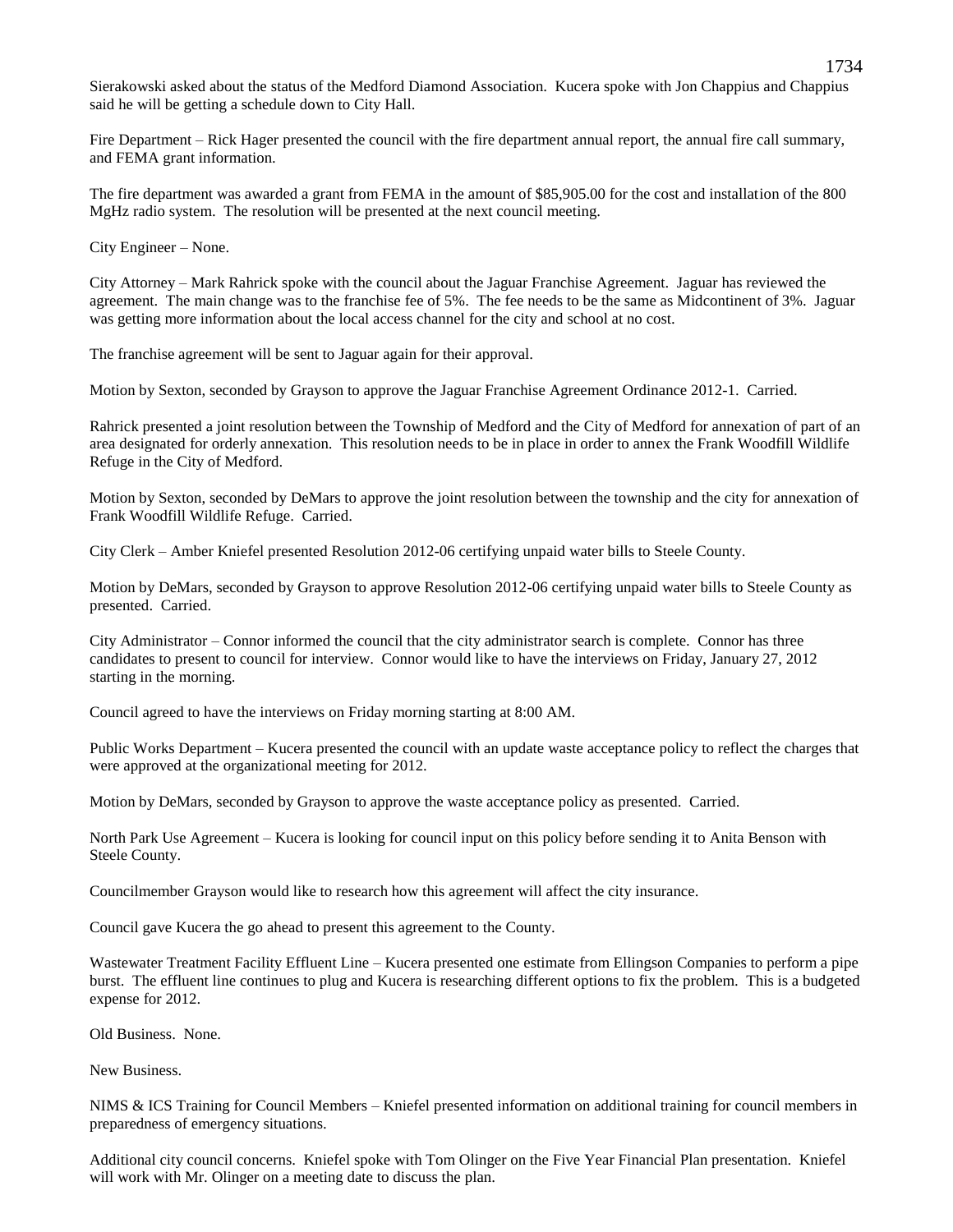Sierakowski asked about the status of the Medford Diamond Association. Kucera spoke with Jon Chappius and Chappius said he will be getting a schedule down to City Hall.

Fire Department – Rick Hager presented the council with the fire department annual report, the annual fire call summary, and FEMA grant information.

The fire department was awarded a grant from FEMA in the amount of $85,905.00 for the cost and installation of the 800 MgHz radio system. The resolution will be presented at the next council meeting.

City Engineer – None.

City Attorney – Mark Rahrick spoke with the council about the Jaguar Franchise Agreement. Jaguar has reviewed the agreement. The main change was to the franchise fee of 5%. The fee needs to be the same as Midcontinent of 3%. Jaguar was getting more information about the local access channel for the city and school at no cost.

The franchise agreement will be sent to Jaguar again for their approval.

Motion by Sexton, seconded by Grayson to approve the Jaguar Franchise Agreement Ordinance 2012-1. Carried.

Rahrick presented a joint resolution between the Township of Medford and the City of Medford for annexation of part of an area designated for orderly annexation. This resolution needs to be in place in order to annex the Frank Woodfill Wildlife Refuge in the City of Medford.

Motion by Sexton, seconded by DeMars to approve the joint resolution between the township and the city for annexation of Frank Woodfill Wildlife Refuge. Carried.

City Clerk – Amber Kniefel presented Resolution 2012-06 certifying unpaid water bills to Steele County.

Motion by DeMars, seconded by Grayson to approve Resolution 2012-06 certifying unpaid water bills to Steele County as presented. Carried.

City Administrator – Connor informed the council that the city administrator search is complete. Connor has three candidates to present to council for interview. Connor would like to have the interviews on Friday, January 27, 2012 starting in the morning.

Council agreed to have the interviews on Friday morning starting at 8:00 AM.

Public Works Department – Kucera presented the council with an update waste acceptance policy to reflect the charges that were approved at the organizational meeting for 2012.

Motion by DeMars, seconded by Grayson to approve the waste acceptance policy as presented. Carried.

North Park Use Agreement – Kucera is looking for council input on this policy before sending it to Anita Benson with Steele County.

Councilmember Grayson would like to research how this agreement will affect the city insurance.

Council gave Kucera the go ahead to present this agreement to the County.

Wastewater Treatment Facility Effluent Line – Kucera presented one estimate from Ellingson Companies to perform a pipe burst. The effluent line continues to plug and Kucera is researching different options to fix the problem. This is a budgeted expense for 2012.

Old Business. None.

New Business.

NIMS & ICS Training for Council Members – Kniefel presented information on additional training for council members in preparedness of emergency situations.

Additional city council concerns. Kniefel spoke with Tom Olinger on the Five Year Financial Plan presentation. Kniefel will work with Mr. Olinger on a meeting date to discuss the plan.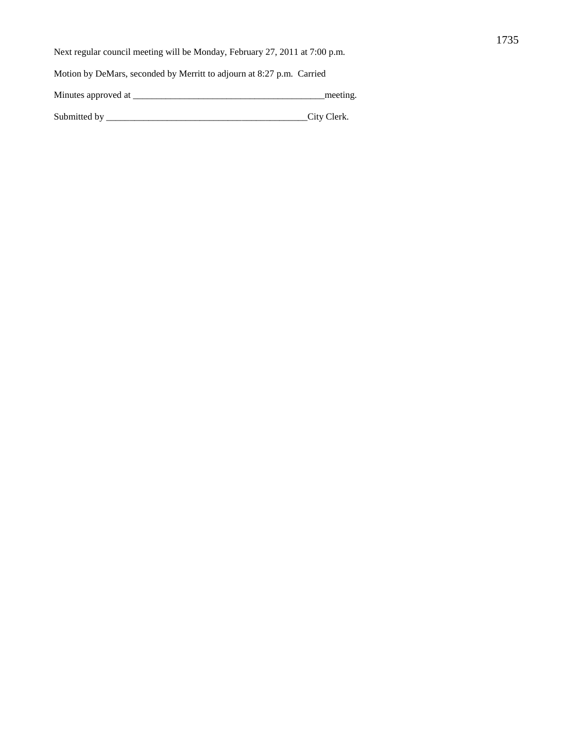Next regular council meeting will be Monday, February 27, 2011 at 7:00 p.m.

Motion by DeMars, seconded by Merritt to adjourn at 8:27 p.m. Carried

Minutes approved at __________________________________________meeting.

Submitted by ____________________________________________City Clerk.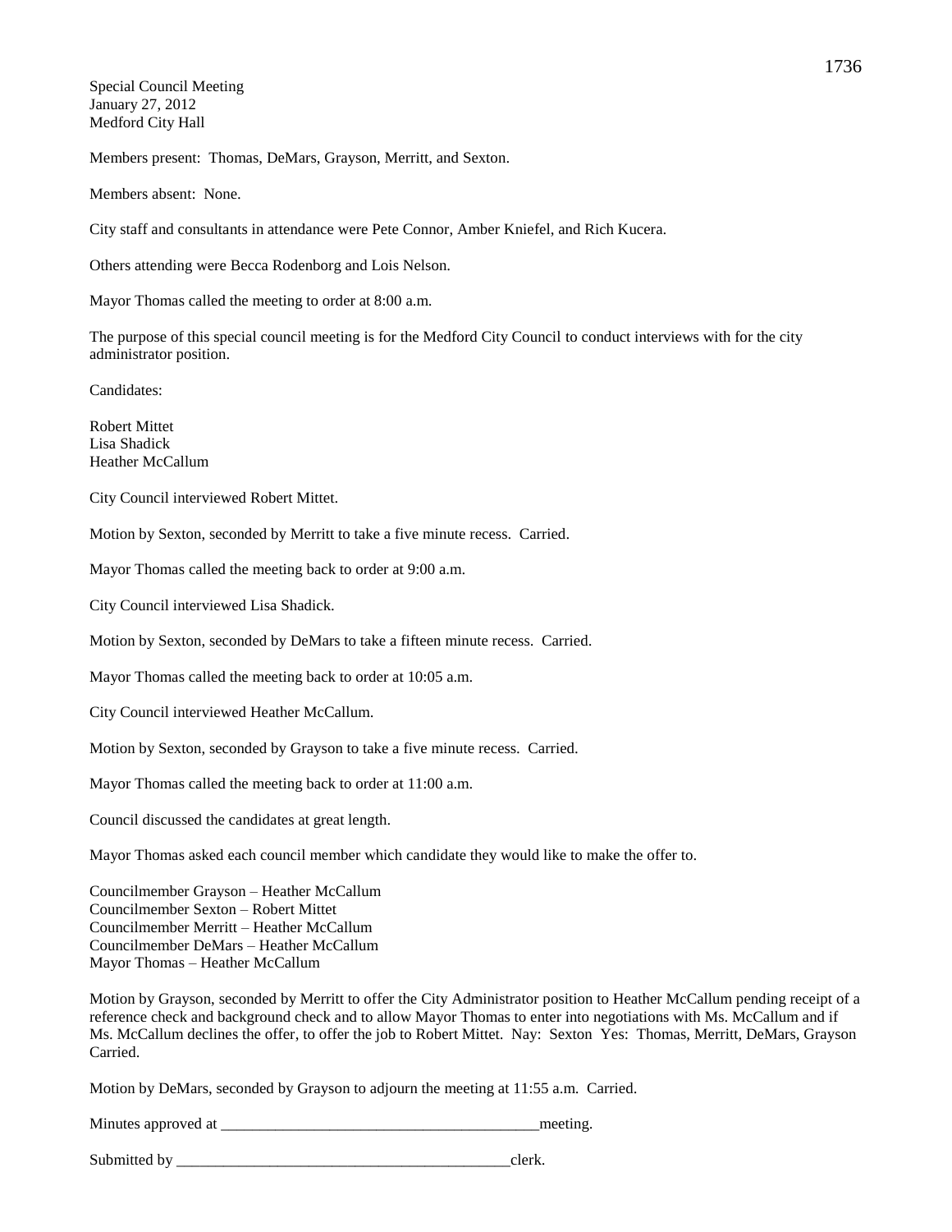Special Council Meeting
January 27, 2012
Medford City Hall

Members present: Thomas, DeMars, Grayson, Merritt, and Sexton.

Members absent: None.

City staff and consultants in attendance were Pete Connor, Amber Kniefel, and Rich Kucera.

Others attending were Becca Rodenborg and Lois Nelson.

Mayor Thomas called the meeting to order at 8:00 a.m.

The purpose of this special council meeting is for the Medford City Council to conduct interviews with for the city administrator position.

Candidates:

Robert Mittet
Lisa Shadick
Heather McCallum

City Council interviewed Robert Mittet.

Motion by Sexton, seconded by Merritt to take a five minute recess. Carried.

Mayor Thomas called the meeting back to order at 9:00 a.m.

City Council interviewed Lisa Shadick.

Motion by Sexton, seconded by DeMars to take a fifteen minute recess. Carried.

Mayor Thomas called the meeting back to order at 10:05 a.m.

City Council interviewed Heather McCallum.

Motion by Sexton, seconded by Grayson to take a five minute recess. Carried.

Mayor Thomas called the meeting back to order at 11:00 a.m.

Council discussed the candidates at great length.

Mayor Thomas asked each council member which candidate they would like to make the offer to.

Councilmember Grayson – Heather McCallum
Councilmember Sexton – Robert Mittet
Councilmember Merritt – Heather McCallum
Councilmember DeMars – Heather McCallum
Mayor Thomas – Heather McCallum

Motion by Grayson, seconded by Merritt to offer the City Administrator position to Heather McCallum pending receipt of a reference check and background check and to allow Mayor Thomas to enter into negotiations with Ms. McCallum and if Ms. McCallum declines the offer, to offer the job to Robert Mittet. Nay: Sexton Yes: Thomas, Merritt, DeMars, Grayson Carried.

Motion by DeMars, seconded by Grayson to adjourn the meeting at 11:55 a.m. Carried.

Minutes approved at ________________________________________meeting.

Submitted by ___________________________________________clerk.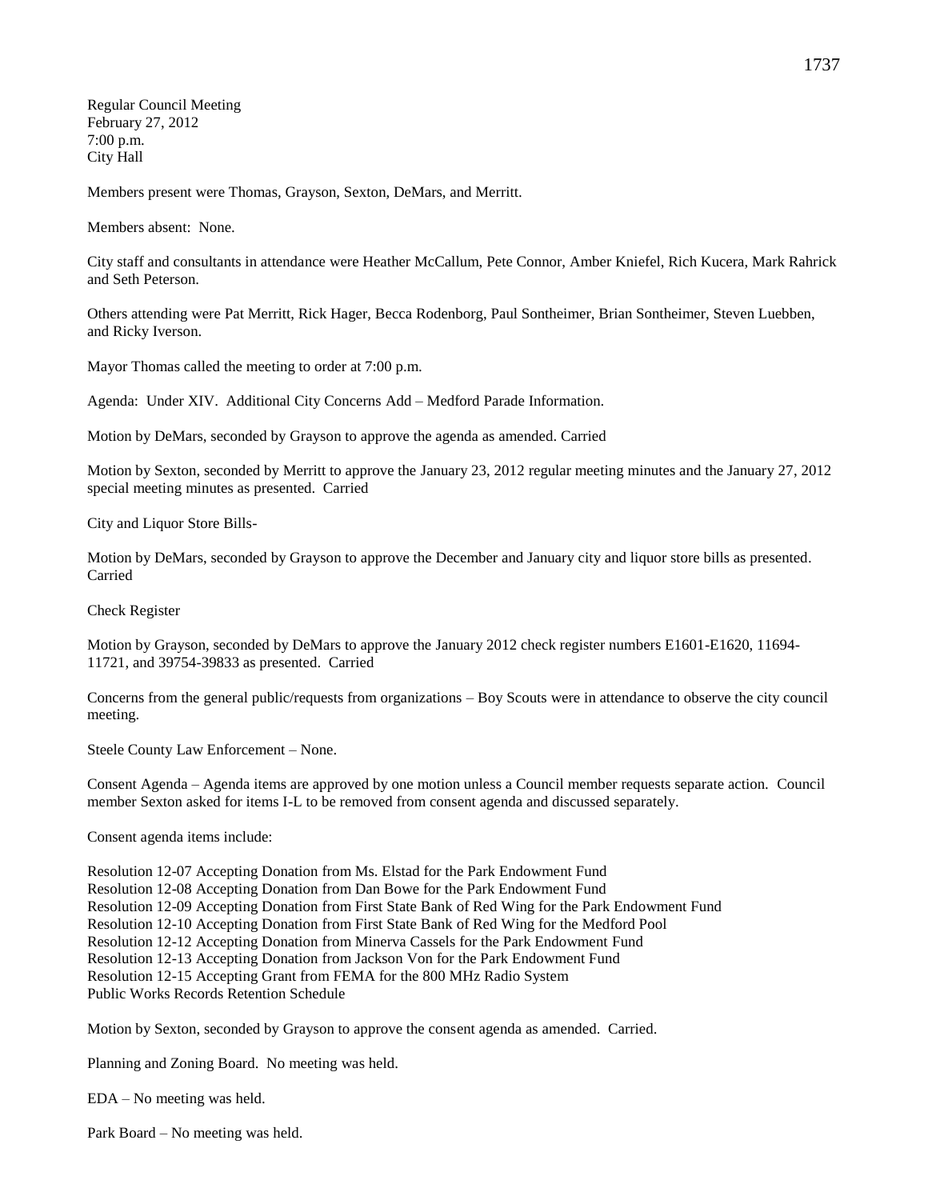Regular Council Meeting
February 27, 2012
7:00 p.m.
City Hall

Members present were Thomas, Grayson, Sexton, DeMars, and Merritt.

Members absent: None.

City staff and consultants in attendance were Heather McCallum, Pete Connor, Amber Kniefel, Rich Kucera, Mark Rahrick and Seth Peterson.

Others attending were Pat Merritt, Rick Hager, Becca Rodenborg, Paul Sontheimer, Brian Sontheimer, Steven Luebben, and Ricky Iverson.

Mayor Thomas called the meeting to order at 7:00 p.m.

Agenda: Under XIV. Additional City Concerns Add – Medford Parade Information.

Motion by DeMars, seconded by Grayson to approve the agenda as amended. Carried

Motion by Sexton, seconded by Merritt to approve the January 23, 2012 regular meeting minutes and the January 27, 2012 special meeting minutes as presented. Carried

City and Liquor Store Bills-

Motion by DeMars, seconded by Grayson to approve the December and January city and liquor store bills as presented. Carried

Check Register

Motion by Grayson, seconded by DeMars to approve the January 2012 check register numbers E1601-E1620, 11694-11721, and 39754-39833 as presented. Carried

Concerns from the general public/requests from organizations – Boy Scouts were in attendance to observe the city council meeting.

Steele County Law Enforcement – None.

Consent Agenda – Agenda items are approved by one motion unless a Council member requests separate action. Council member Sexton asked for items I-L to be removed from consent agenda and discussed separately.

Consent agenda items include:

Resolution 12-07 Accepting Donation from Ms. Elstad for the Park Endowment Fund
Resolution 12-08 Accepting Donation from Dan Bowe for the Park Endowment Fund
Resolution 12-09 Accepting Donation from First State Bank of Red Wing for the Park Endowment Fund
Resolution 12-10 Accepting Donation from First State Bank of Red Wing for the Medford Pool
Resolution 12-12 Accepting Donation from Minerva Cassels for the Park Endowment Fund
Resolution 12-13 Accepting Donation from Jackson Von for the Park Endowment Fund
Resolution 12-15 Accepting Grant from FEMA for the 800 MHz Radio System
Public Works Records Retention Schedule

Motion by Sexton, seconded by Grayson to approve the consent agenda as amended. Carried.

Planning and Zoning Board. No meeting was held.

EDA – No meeting was held.

Park Board – No meeting was held.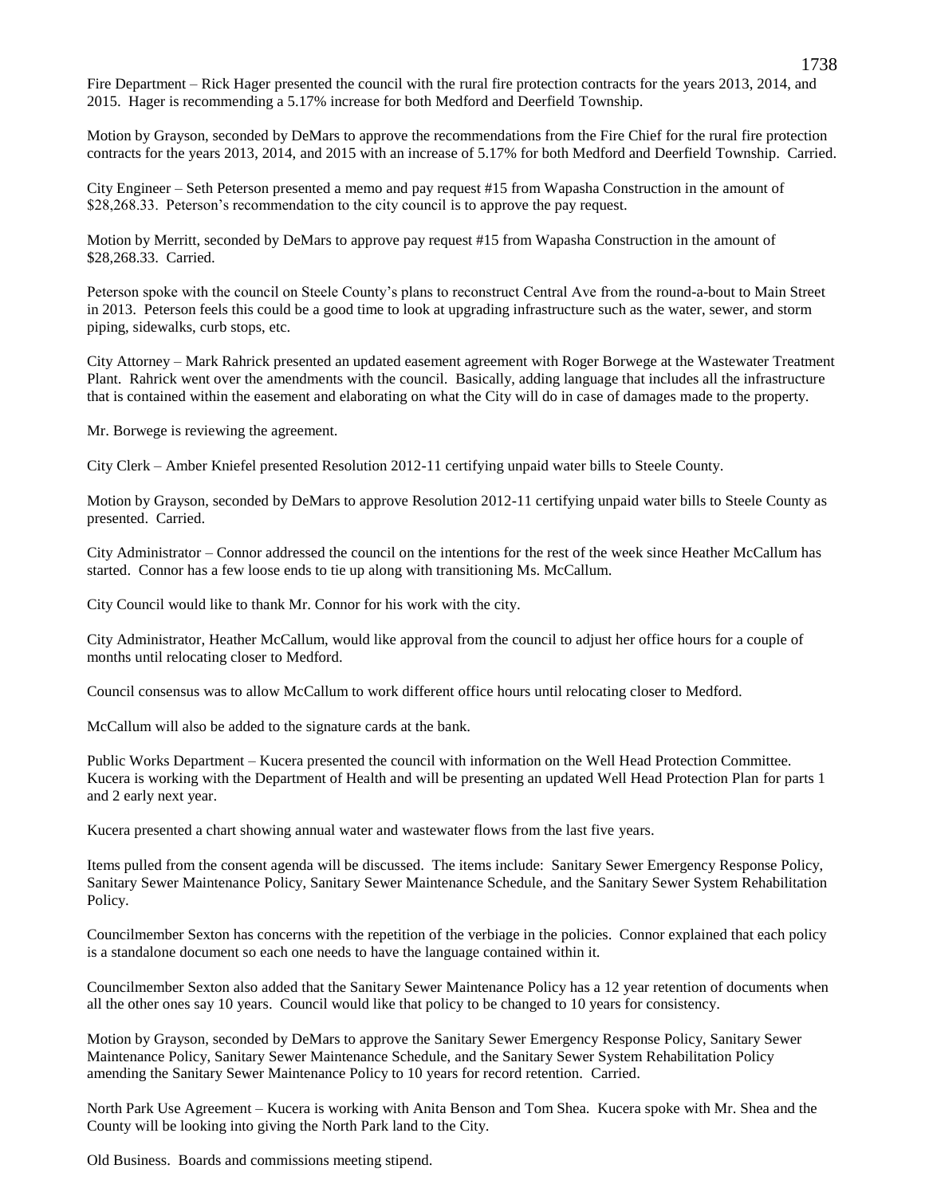Fire Department – Rick Hager presented the council with the rural fire protection contracts for the years 2013, 2014, and 2015. Hager is recommending a 5.17% increase for both Medford and Deerfield Township.

Motion by Grayson, seconded by DeMars to approve the recommendations from the Fire Chief for the rural fire protection contracts for the years 2013, 2014, and 2015 with an increase of 5.17% for both Medford and Deerfield Township. Carried.

City Engineer – Seth Peterson presented a memo and pay request #15 from Wapasha Construction in the amount of $28,268.33. Peterson's recommendation to the city council is to approve the pay request.

Motion by Merritt, seconded by DeMars to approve pay request #15 from Wapasha Construction in the amount of $28,268.33. Carried.

Peterson spoke with the council on Steele County's plans to reconstruct Central Ave from the round-a-bout to Main Street in 2013. Peterson feels this could be a good time to look at upgrading infrastructure such as the water, sewer, and storm piping, sidewalks, curb stops, etc.

City Attorney – Mark Rahrick presented an updated easement agreement with Roger Borwege at the Wastewater Treatment Plant. Rahrick went over the amendments with the council. Basically, adding language that includes all the infrastructure that is contained within the easement and elaborating on what the City will do in case of damages made to the property.

Mr. Borwege is reviewing the agreement.

City Clerk – Amber Kniefel presented Resolution 2012-11 certifying unpaid water bills to Steele County.

Motion by Grayson, seconded by DeMars to approve Resolution 2012-11 certifying unpaid water bills to Steele County as presented. Carried.

City Administrator – Connor addressed the council on the intentions for the rest of the week since Heather McCallum has started. Connor has a few loose ends to tie up along with transitioning Ms. McCallum.

City Council would like to thank Mr. Connor for his work with the city.

City Administrator, Heather McCallum, would like approval from the council to adjust her office hours for a couple of months until relocating closer to Medford.

Council consensus was to allow McCallum to work different office hours until relocating closer to Medford.

McCallum will also be added to the signature cards at the bank.

Public Works Department – Kucera presented the council with information on the Well Head Protection Committee. Kucera is working with the Department of Health and will be presenting an updated Well Head Protection Plan for parts 1 and 2 early next year.

Kucera presented a chart showing annual water and wastewater flows from the last five years.

Items pulled from the consent agenda will be discussed. The items include: Sanitary Sewer Emergency Response Policy, Sanitary Sewer Maintenance Policy, Sanitary Sewer Maintenance Schedule, and the Sanitary Sewer System Rehabilitation Policy.

Councilmember Sexton has concerns with the repetition of the verbiage in the policies. Connor explained that each policy is a standalone document so each one needs to have the language contained within it.

Councilmember Sexton also added that the Sanitary Sewer Maintenance Policy has a 12 year retention of documents when all the other ones say 10 years. Council would like that policy to be changed to 10 years for consistency.

Motion by Grayson, seconded by DeMars to approve the Sanitary Sewer Emergency Response Policy, Sanitary Sewer Maintenance Policy, Sanitary Sewer Maintenance Schedule, and the Sanitary Sewer System Rehabilitation Policy amending the Sanitary Sewer Maintenance Policy to 10 years for record retention. Carried.

North Park Use Agreement – Kucera is working with Anita Benson and Tom Shea. Kucera spoke with Mr. Shea and the County will be looking into giving the North Park land to the City.

Old Business. Boards and commissions meeting stipend.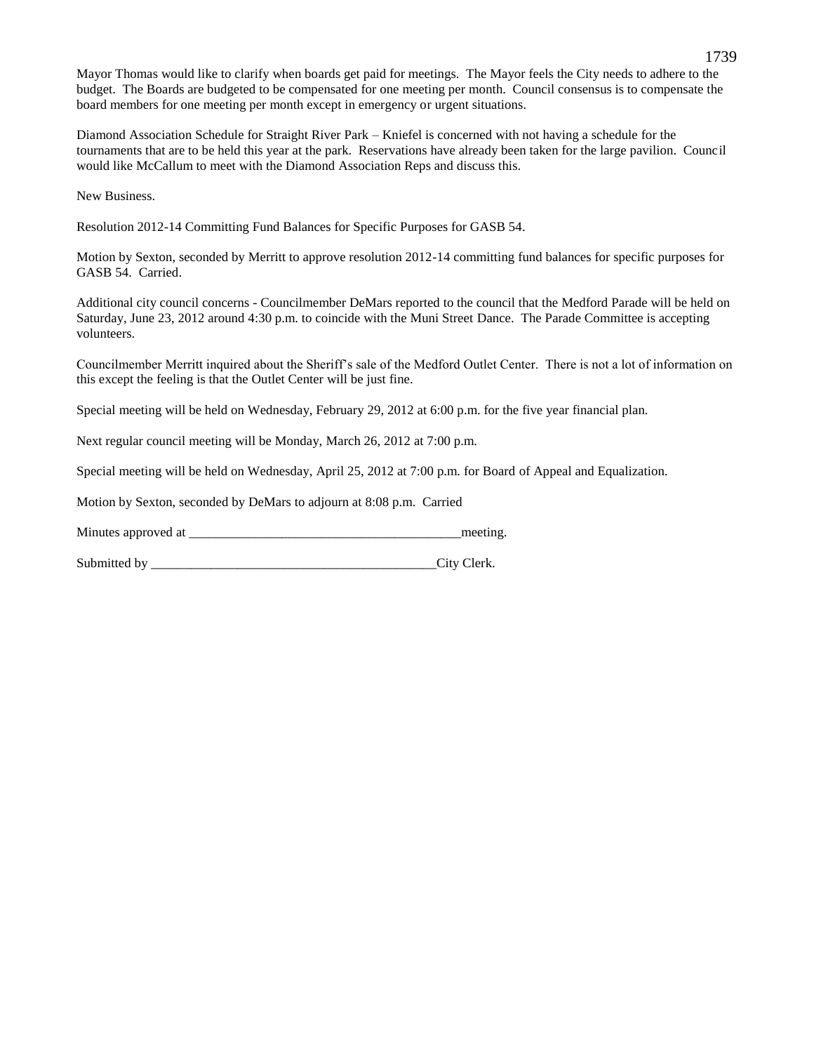Mayor Thomas would like to clarify when boards get paid for meetings. The Mayor feels the City needs to adhere to the budget. The Boards are budgeted to be compensated for one meeting per month. Council consensus is to compensate the board members for one meeting per month except in emergency or urgent situations.

Diamond Association Schedule for Straight River Park – Kniefel is concerned with not having a schedule for the tournaments that are to be held this year at the park. Reservations have already been taken for the large pavilion. Council would like McCallum to meet with the Diamond Association Reps and discuss this.

New Business.

Resolution 2012-14 Committing Fund Balances for Specific Purposes for GASB 54.

Motion by Sexton, seconded by Merritt to approve resolution 2012-14 committing fund balances for specific purposes for GASB 54. Carried.

Additional city council concerns - Councilmember DeMars reported to the council that the Medford Parade will be held on Saturday, June 23, 2012 around 4:30 p.m. to coincide with the Muni Street Dance. The Parade Committee is accepting volunteers.

Councilmember Merritt inquired about the Sheriff's sale of the Medford Outlet Center. There is not a lot of information on this except the feeling is that the Outlet Center will be just fine.

Special meeting will be held on Wednesday, February 29, 2012 at 6:00 p.m. for the five year financial plan.

Next regular council meeting will be Monday, March 26, 2012 at 7:00 p.m.

Special meeting will be held on Wednesday, April 25, 2012 at 7:00 p.m. for Board of Appeal and Equalization.

Motion by Sexton, seconded by DeMars to adjourn at 8:08 p.m. Carried

Minutes approved at ________________________________________meeting.

Submitted by ___________________________________________City Clerk.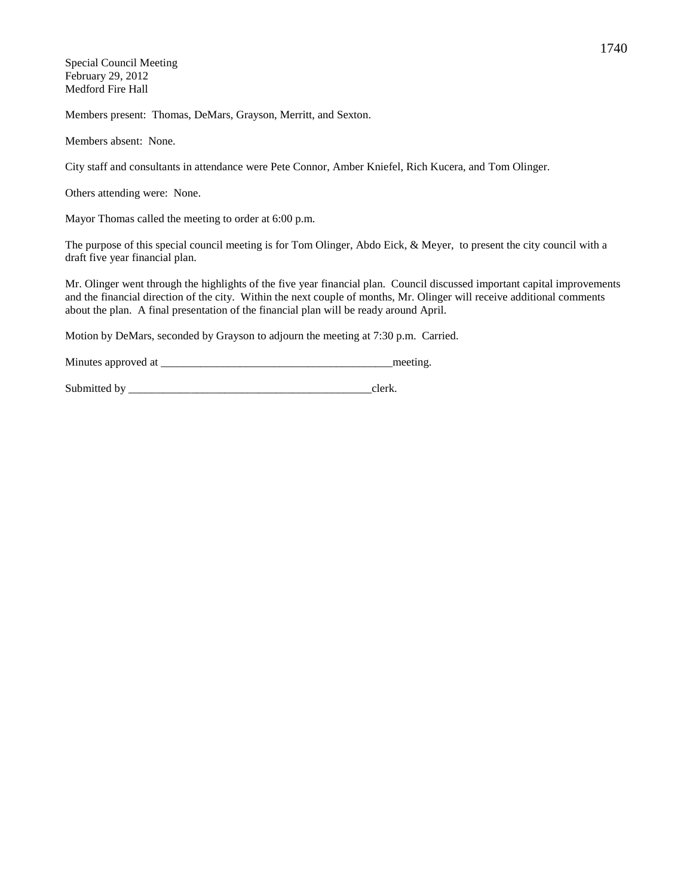Special Council Meeting
February 29, 2012
Medford Fire Hall

Members present: Thomas, DeMars, Grayson, Merritt, and Sexton.

Members absent: None.

City staff and consultants in attendance were Pete Connor, Amber Kniefel, Rich Kucera, and Tom Olinger.

Others attending were: None.

Mayor Thomas called the meeting to order at 6:00 p.m.

The purpose of this special council meeting is for Tom Olinger, Abdo Eick, & Meyer, to present the city council with a draft five year financial plan.

Mr. Olinger went through the highlights of the five year financial plan. Council discussed important capital improvements and the financial direction of the city. Within the next couple of months, Mr. Olinger will receive additional comments about the plan. A final presentation of the financial plan will be ready around April.

Motion by DeMars, seconded by Grayson to adjourn the meeting at 7:30 p.m. Carried.

Minutes approved at __________________________________________meeting.

Submitted by ____________________________________________clerk.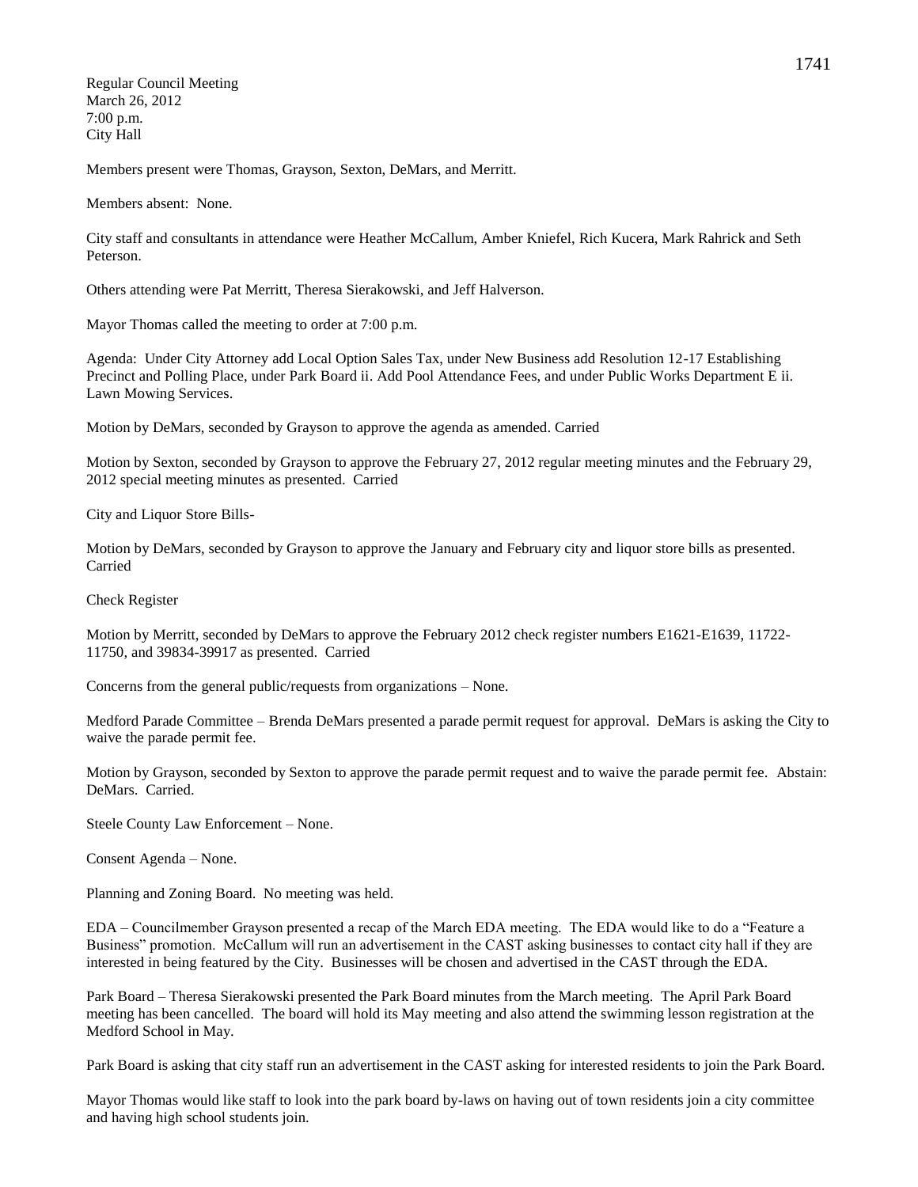Regular Council Meeting
March 26, 2012
7:00 p.m.
City Hall

Members present were Thomas, Grayson, Sexton, DeMars, and Merritt.

Members absent: None.

City staff and consultants in attendance were Heather McCallum, Amber Kniefel, Rich Kucera, Mark Rahrick and Seth Peterson.

Others attending were Pat Merritt, Theresa Sierakowski, and Jeff Halverson.

Mayor Thomas called the meeting to order at 7:00 p.m.

Agenda: Under City Attorney add Local Option Sales Tax, under New Business add Resolution 12-17 Establishing Precinct and Polling Place, under Park Board ii. Add Pool Attendance Fees, and under Public Works Department E ii. Lawn Mowing Services.

Motion by DeMars, seconded by Grayson to approve the agenda as amended. Carried

Motion by Sexton, seconded by Grayson to approve the February 27, 2012 regular meeting minutes and the February 29, 2012 special meeting minutes as presented. Carried

City and Liquor Store Bills-

Motion by DeMars, seconded by Grayson to approve the January and February city and liquor store bills as presented. Carried

Check Register

Motion by Merritt, seconded by DeMars to approve the February 2012 check register numbers E1621-E1639, 11722-11750, and 39834-39917 as presented. Carried

Concerns from the general public/requests from organizations – None.

Medford Parade Committee – Brenda DeMars presented a parade permit request for approval. DeMars is asking the City to waive the parade permit fee.

Motion by Grayson, seconded by Sexton to approve the parade permit request and to waive the parade permit fee. Abstain: DeMars. Carried.

Steele County Law Enforcement – None.

Consent Agenda – None.

Planning and Zoning Board. No meeting was held.

EDA – Councilmember Grayson presented a recap of the March EDA meeting. The EDA would like to do a "Feature a Business" promotion. McCallum will run an advertisement in the CAST asking businesses to contact city hall if they are interested in being featured by the City. Businesses will be chosen and advertised in the CAST through the EDA.

Park Board – Theresa Sierakowski presented the Park Board minutes from the March meeting. The April Park Board meeting has been cancelled. The board will hold its May meeting and also attend the swimming lesson registration at the Medford School in May.

Park Board is asking that city staff run an advertisement in the CAST asking for interested residents to join the Park Board.

Mayor Thomas would like staff to look into the park board by-laws on having out of town residents join a city committee and having high school students join.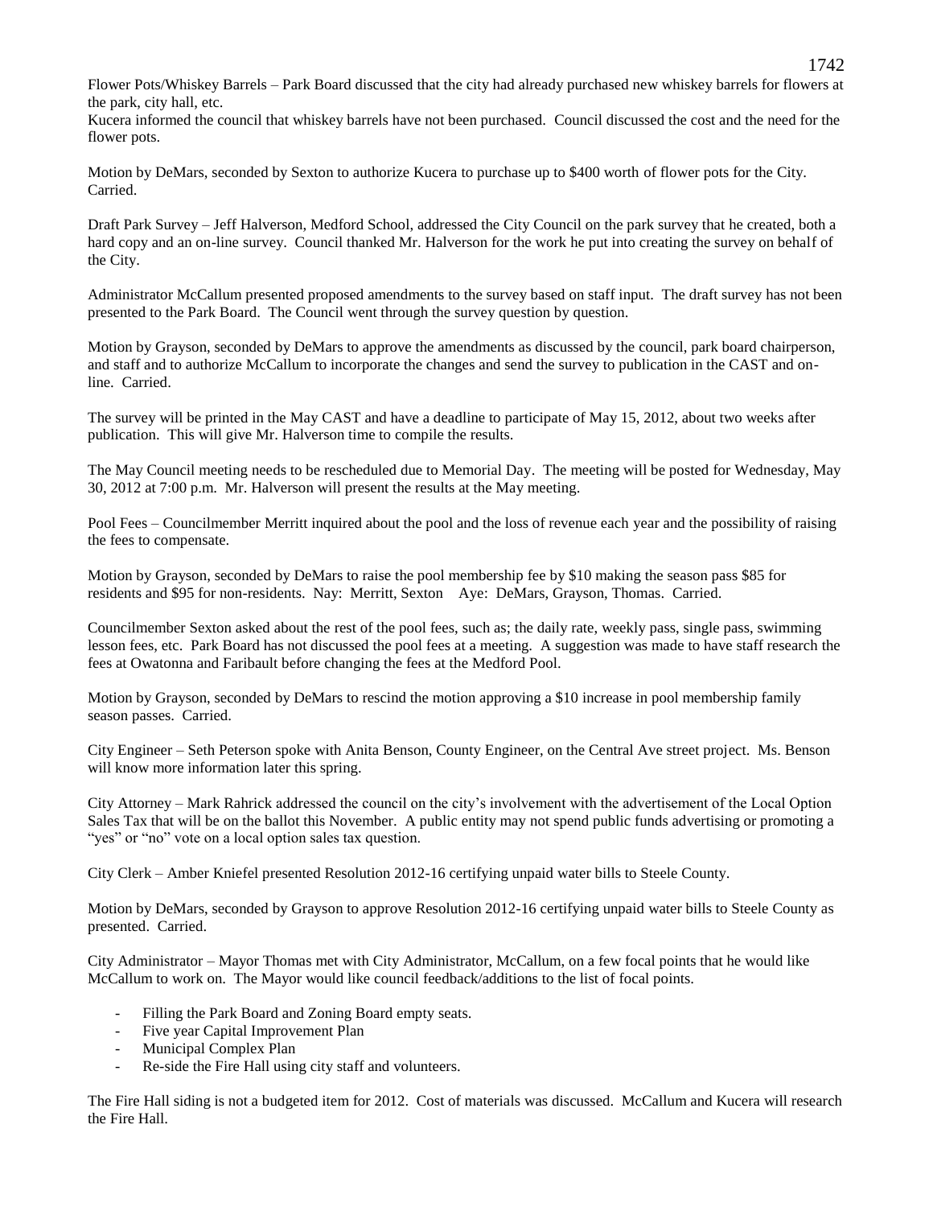Flower Pots/Whiskey Barrels – Park Board discussed that the city had already purchased new whiskey barrels for flowers at the park, city hall, etc.

Kucera informed the council that whiskey barrels have not been purchased. Council discussed the cost and the need for the flower pots.

Motion by DeMars, seconded by Sexton to authorize Kucera to purchase up to $400 worth of flower pots for the City. Carried.

Draft Park Survey – Jeff Halverson, Medford School, addressed the City Council on the park survey that he created, both a hard copy and an on-line survey. Council thanked Mr. Halverson for the work he put into creating the survey on behalf of the City.

Administrator McCallum presented proposed amendments to the survey based on staff input. The draft survey has not been presented to the Park Board. The Council went through the survey question by question.

Motion by Grayson, seconded by DeMars to approve the amendments as discussed by the council, park board chairperson, and staff and to authorize McCallum to incorporate the changes and send the survey to publication in the CAST and on-line. Carried.

The survey will be printed in the May CAST and have a deadline to participate of May 15, 2012, about two weeks after publication. This will give Mr. Halverson time to compile the results.

The May Council meeting needs to be rescheduled due to Memorial Day. The meeting will be posted for Wednesday, May 30, 2012 at 7:00 p.m. Mr. Halverson will present the results at the May meeting.

Pool Fees – Councilmember Merritt inquired about the pool and the loss of revenue each year and the possibility of raising the fees to compensate.

Motion by Grayson, seconded by DeMars to raise the pool membership fee by $10 making the season pass $85 for residents and $95 for non-residents. Nay: Merritt, Sexton Aye: DeMars, Grayson, Thomas. Carried.

Councilmember Sexton asked about the rest of the pool fees, such as; the daily rate, weekly pass, single pass, swimming lesson fees, etc. Park Board has not discussed the pool fees at a meeting. A suggestion was made to have staff research the fees at Owatonna and Faribault before changing the fees at the Medford Pool.

Motion by Grayson, seconded by DeMars to rescind the motion approving a $10 increase in pool membership family season passes. Carried.

City Engineer – Seth Peterson spoke with Anita Benson, County Engineer, on the Central Ave street project. Ms. Benson will know more information later this spring.

City Attorney – Mark Rahrick addressed the council on the city's involvement with the advertisement of the Local Option Sales Tax that will be on the ballot this November. A public entity may not spend public funds advertising or promoting a "yes" or "no" vote on a local option sales tax question.

City Clerk – Amber Kniefel presented Resolution 2012-16 certifying unpaid water bills to Steele County.

Motion by DeMars, seconded by Grayson to approve Resolution 2012-16 certifying unpaid water bills to Steele County as presented. Carried.

City Administrator – Mayor Thomas met with City Administrator, McCallum, on a few focal points that he would like McCallum to work on. The Mayor would like council feedback/additions to the list of focal points.

- Filling the Park Board and Zoning Board empty seats.
- Five year Capital Improvement Plan
- Municipal Complex Plan
- Re-side the Fire Hall using city staff and volunteers.

The Fire Hall siding is not a budgeted item for 2012. Cost of materials was discussed. McCallum and Kucera will research the Fire Hall.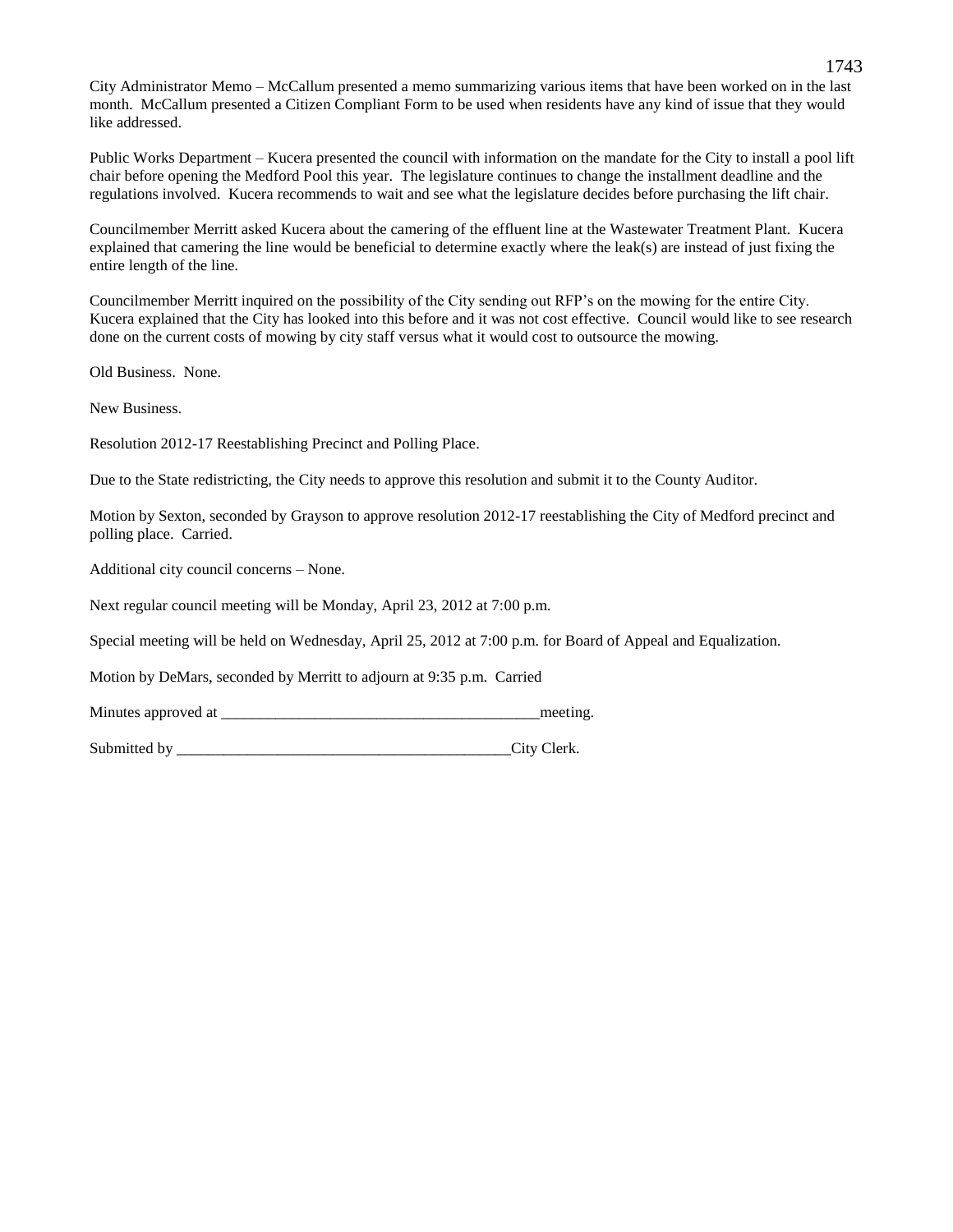City Administrator Memo – McCallum presented a memo summarizing various items that have been worked on in the last month. McCallum presented a Citizen Compliant Form to be used when residents have any kind of issue that they would like addressed.

Public Works Department – Kucera presented the council with information on the mandate for the City to install a pool lift chair before opening the Medford Pool this year. The legislature continues to change the installment deadline and the regulations involved. Kucera recommends to wait and see what the legislature decides before purchasing the lift chair.

Councilmember Merritt asked Kucera about the camering of the effluent line at the Wastewater Treatment Plant. Kucera explained that camering the line would be beneficial to determine exactly where the leak(s) are instead of just fixing the entire length of the line.

Councilmember Merritt inquired on the possibility of the City sending out RFP's on the mowing for the entire City. Kucera explained that the City has looked into this before and it was not cost effective. Council would like to see research done on the current costs of mowing by city staff versus what it would cost to outsource the mowing.

Old Business. None.

New Business.

Resolution 2012-17 Reestablishing Precinct and Polling Place.

Due to the State redistricting, the City needs to approve this resolution and submit it to the County Auditor.

Motion by Sexton, seconded by Grayson to approve resolution 2012-17 reestablishing the City of Medford precinct and polling place. Carried.

Additional city council concerns – None.

Next regular council meeting will be Monday, April 23, 2012 at 7:00 p.m.

Special meeting will be held on Wednesday, April 25, 2012 at 7:00 p.m. for Board of Appeal and Equalization.

Motion by DeMars, seconded by Merritt to adjourn at 9:35 p.m. Carried

Minutes approved at _________________________________________meeting.

Submitted by ____________________________________________City Clerk.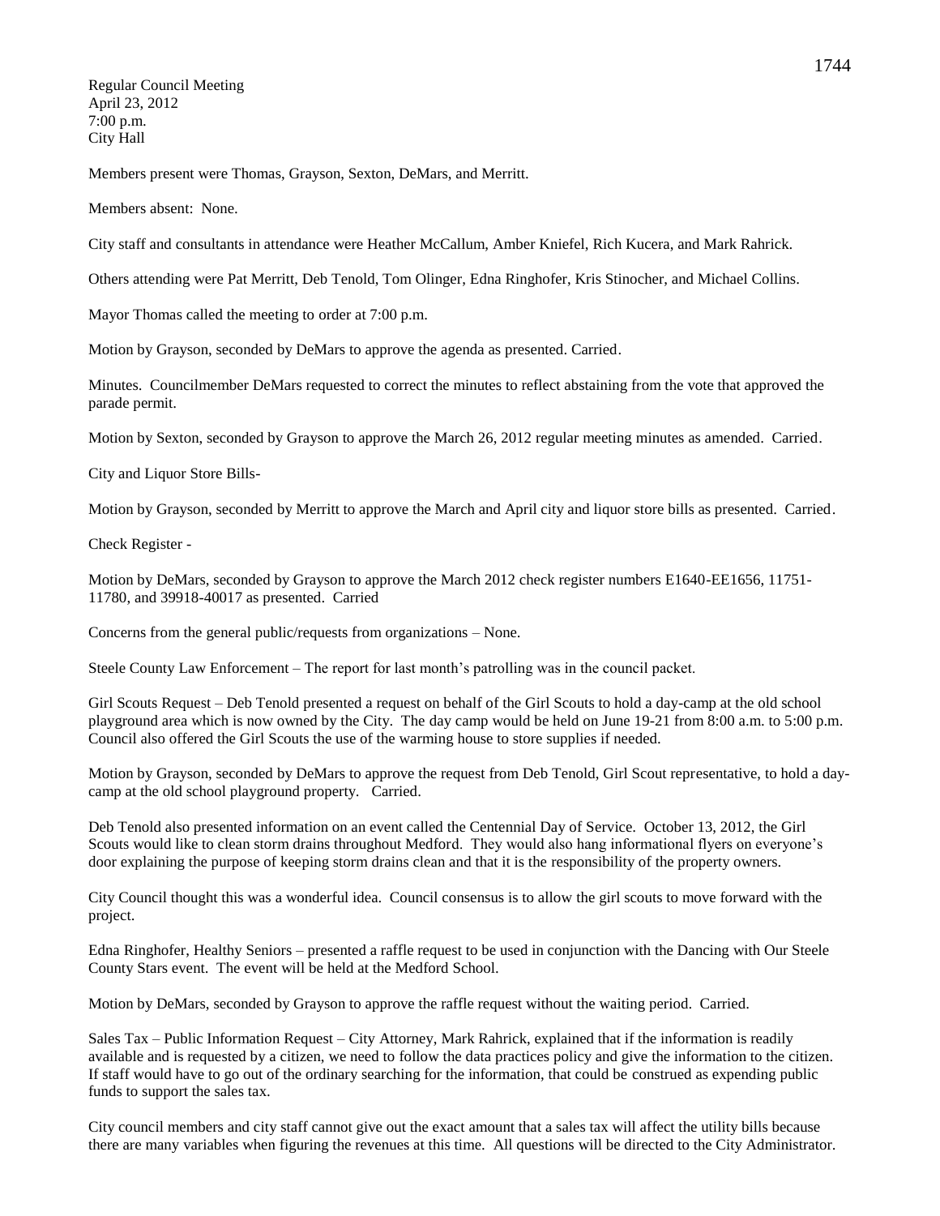Regular Council Meeting
April 23, 2012
7:00 p.m.
City Hall

Members present were Thomas, Grayson, Sexton, DeMars, and Merritt.

Members absent: None.

City staff and consultants in attendance were Heather McCallum, Amber Kniefel, Rich Kucera, and Mark Rahrick.

Others attending were Pat Merritt, Deb Tenold, Tom Olinger, Edna Ringhofer, Kris Stinocher, and Michael Collins.

Mayor Thomas called the meeting to order at 7:00 p.m.

Motion by Grayson, seconded by DeMars to approve the agenda as presented. Carried.

Minutes. Councilmember DeMars requested to correct the minutes to reflect abstaining from the vote that approved the parade permit.

Motion by Sexton, seconded by Grayson to approve the March 26, 2012 regular meeting minutes as amended. Carried.

City and Liquor Store Bills-

Motion by Grayson, seconded by Merritt to approve the March and April city and liquor store bills as presented. Carried.

Check Register -

Motion by DeMars, seconded by Grayson to approve the March 2012 check register numbers E1640-EE1656, 11751-11780, and 39918-40017 as presented. Carried

Concerns from the general public/requests from organizations – None.

Steele County Law Enforcement – The report for last month's patrolling was in the council packet.

Girl Scouts Request – Deb Tenold presented a request on behalf of the Girl Scouts to hold a day-camp at the old school playground area which is now owned by the City. The day camp would be held on June 19-21 from 8:00 a.m. to 5:00 p.m. Council also offered the Girl Scouts the use of the warming house to store supplies if needed.

Motion by Grayson, seconded by DeMars to approve the request from Deb Tenold, Girl Scout representative, to hold a day-camp at the old school playground property. Carried.

Deb Tenold also presented information on an event called the Centennial Day of Service. October 13, 2012, the Girl Scouts would like to clean storm drains throughout Medford. They would also hang informational flyers on everyone's door explaining the purpose of keeping storm drains clean and that it is the responsibility of the property owners.

City Council thought this was a wonderful idea. Council consensus is to allow the girl scouts to move forward with the project.

Edna Ringhofer, Healthy Seniors – presented a raffle request to be used in conjunction with the Dancing with Our Steele County Stars event. The event will be held at the Medford School.

Motion by DeMars, seconded by Grayson to approve the raffle request without the waiting period. Carried.

Sales Tax – Public Information Request – City Attorney, Mark Rahrick, explained that if the information is readily available and is requested by a citizen, we need to follow the data practices policy and give the information to the citizen. If staff would have to go out of the ordinary searching for the information, that could be construed as expending public funds to support the sales tax.

City council members and city staff cannot give out the exact amount that a sales tax will affect the utility bills because there are many variables when figuring the revenues at this time. All questions will be directed to the City Administrator.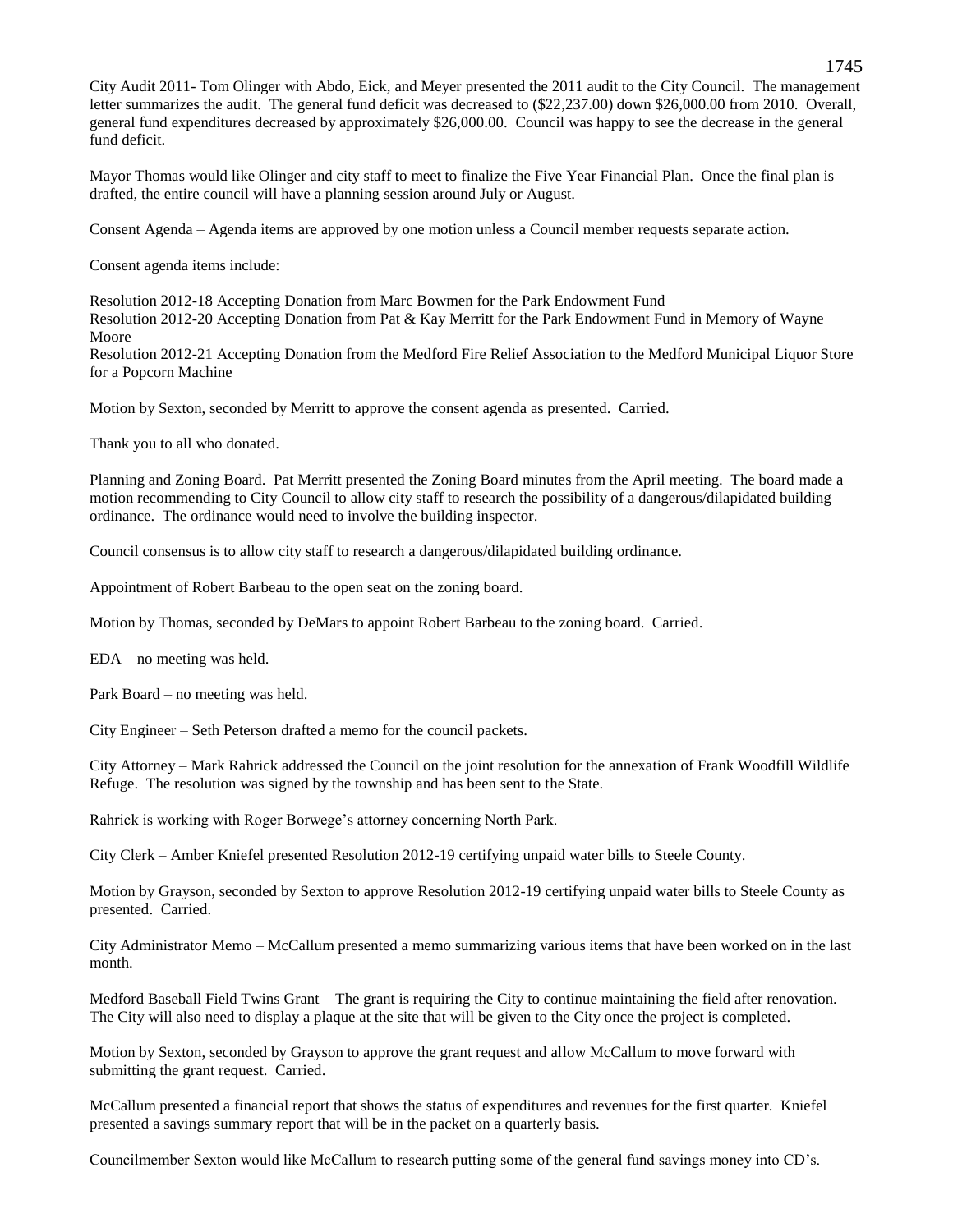City Audit 2011- Tom Olinger with Abdo, Eick, and Meyer presented the 2011 audit to the City Council. The management letter summarizes the audit. The general fund deficit was decreased to ($22,237.00) down $26,000.00 from 2010. Overall, general fund expenditures decreased by approximately $26,000.00. Council was happy to see the decrease in the general fund deficit.

Mayor Thomas would like Olinger and city staff to meet to finalize the Five Year Financial Plan. Once the final plan is drafted, the entire council will have a planning session around July or August.

Consent Agenda – Agenda items are approved by one motion unless a Council member requests separate action.

Consent agenda items include:

Resolution 2012-18 Accepting Donation from Marc Bowmen for the Park Endowment Fund
Resolution 2012-20 Accepting Donation from Pat & Kay Merritt for the Park Endowment Fund in Memory of Wayne Moore
Resolution 2012-21 Accepting Donation from the Medford Fire Relief Association to the Medford Municipal Liquor Store for a Popcorn Machine

Motion by Sexton, seconded by Merritt to approve the consent agenda as presented. Carried.

Thank you to all who donated.

Planning and Zoning Board. Pat Merritt presented the Zoning Board minutes from the April meeting. The board made a motion recommending to City Council to allow city staff to research the possibility of a dangerous/dilapidated building ordinance. The ordinance would need to involve the building inspector.

Council consensus is to allow city staff to research a dangerous/dilapidated building ordinance.

Appointment of Robert Barbeau to the open seat on the zoning board.

Motion by Thomas, seconded by DeMars to appoint Robert Barbeau to the zoning board. Carried.

EDA – no meeting was held.

Park Board – no meeting was held.

City Engineer – Seth Peterson drafted a memo for the council packets.

City Attorney – Mark Rahrick addressed the Council on the joint resolution for the annexation of Frank Woodfill Wildlife Refuge. The resolution was signed by the township and has been sent to the State.

Rahrick is working with Roger Borwege's attorney concerning North Park.

City Clerk – Amber Kniefel presented Resolution 2012-19 certifying unpaid water bills to Steele County.

Motion by Grayson, seconded by Sexton to approve Resolution 2012-19 certifying unpaid water bills to Steele County as presented. Carried.

City Administrator Memo – McCallum presented a memo summarizing various items that have been worked on in the last month.

Medford Baseball Field Twins Grant – The grant is requiring the City to continue maintaining the field after renovation. The City will also need to display a plaque at the site that will be given to the City once the project is completed.

Motion by Sexton, seconded by Grayson to approve the grant request and allow McCallum to move forward with submitting the grant request. Carried.

McCallum presented a financial report that shows the status of expenditures and revenues for the first quarter. Kniefel presented a savings summary report that will be in the packet on a quarterly basis.

Councilmember Sexton would like McCallum to research putting some of the general fund savings money into CD's.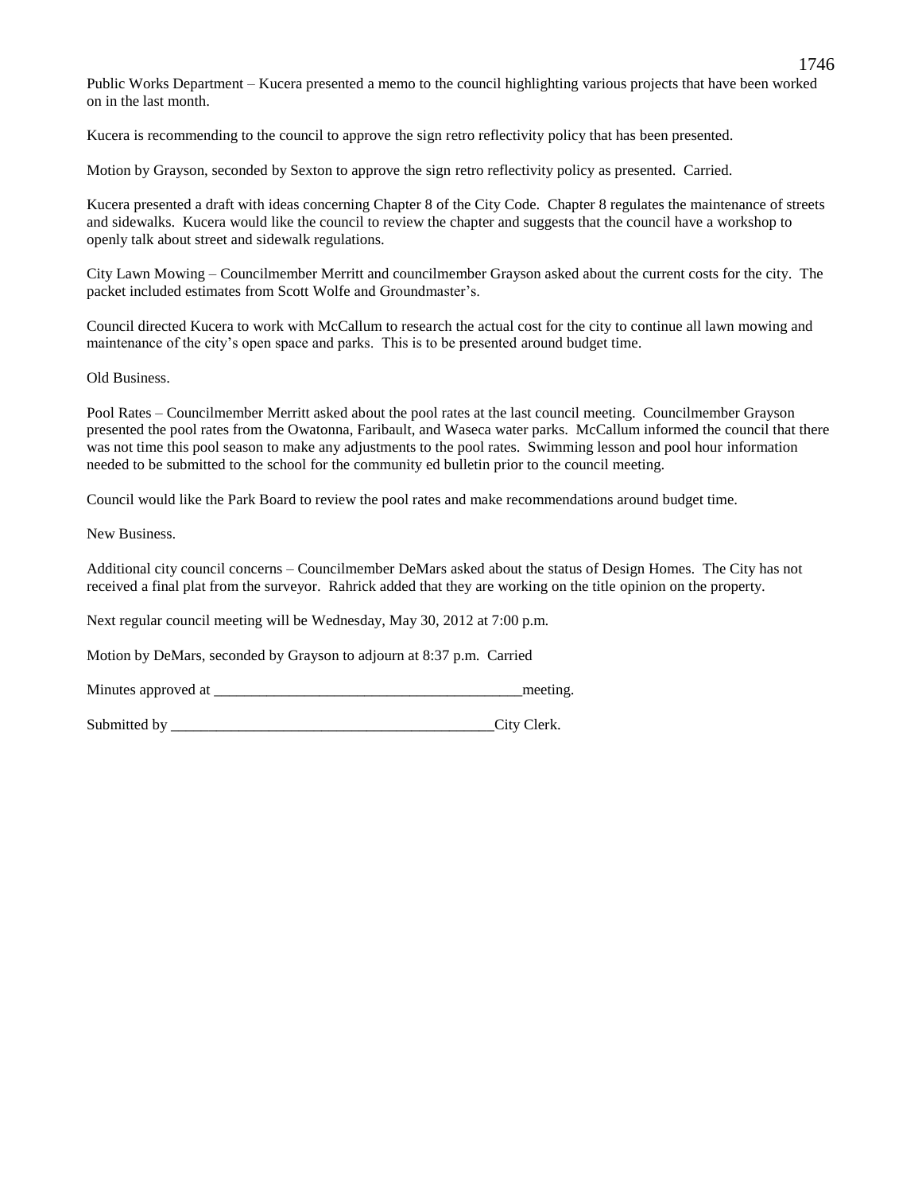Public Works Department – Kucera presented a memo to the council highlighting various projects that have been worked on in the last month.

Kucera is recommending to the council to approve the sign retro reflectivity policy that has been presented.

Motion by Grayson, seconded by Sexton to approve the sign retro reflectivity policy as presented. Carried.

Kucera presented a draft with ideas concerning Chapter 8 of the City Code. Chapter 8 regulates the maintenance of streets and sidewalks. Kucera would like the council to review the chapter and suggests that the council have a workshop to openly talk about street and sidewalk regulations.

City Lawn Mowing – Councilmember Merritt and councilmember Grayson asked about the current costs for the city. The packet included estimates from Scott Wolfe and Groundmaster's.

Council directed Kucera to work with McCallum to research the actual cost for the city to continue all lawn mowing and maintenance of the city's open space and parks. This is to be presented around budget time.

Old Business.

Pool Rates – Councilmember Merritt asked about the pool rates at the last council meeting. Councilmember Grayson presented the pool rates from the Owatonna, Faribault, and Waseca water parks. McCallum informed the council that there was not time this pool season to make any adjustments to the pool rates. Swimming lesson and pool hour information needed to be submitted to the school for the community ed bulletin prior to the council meeting.

Council would like the Park Board to review the pool rates and make recommendations around budget time.

New Business.

Additional city council concerns – Councilmember DeMars asked about the status of Design Homes. The City has not received a final plat from the surveyor. Rahrick added that they are working on the title opinion on the property.

Next regular council meeting will be Wednesday, May 30, 2012 at 7:00 p.m.

Motion by DeMars, seconded by Grayson to adjourn at 8:37 p.m. Carried

Minutes approved at _________________________________________meeting.

Submitted by ____________________________________________City Clerk.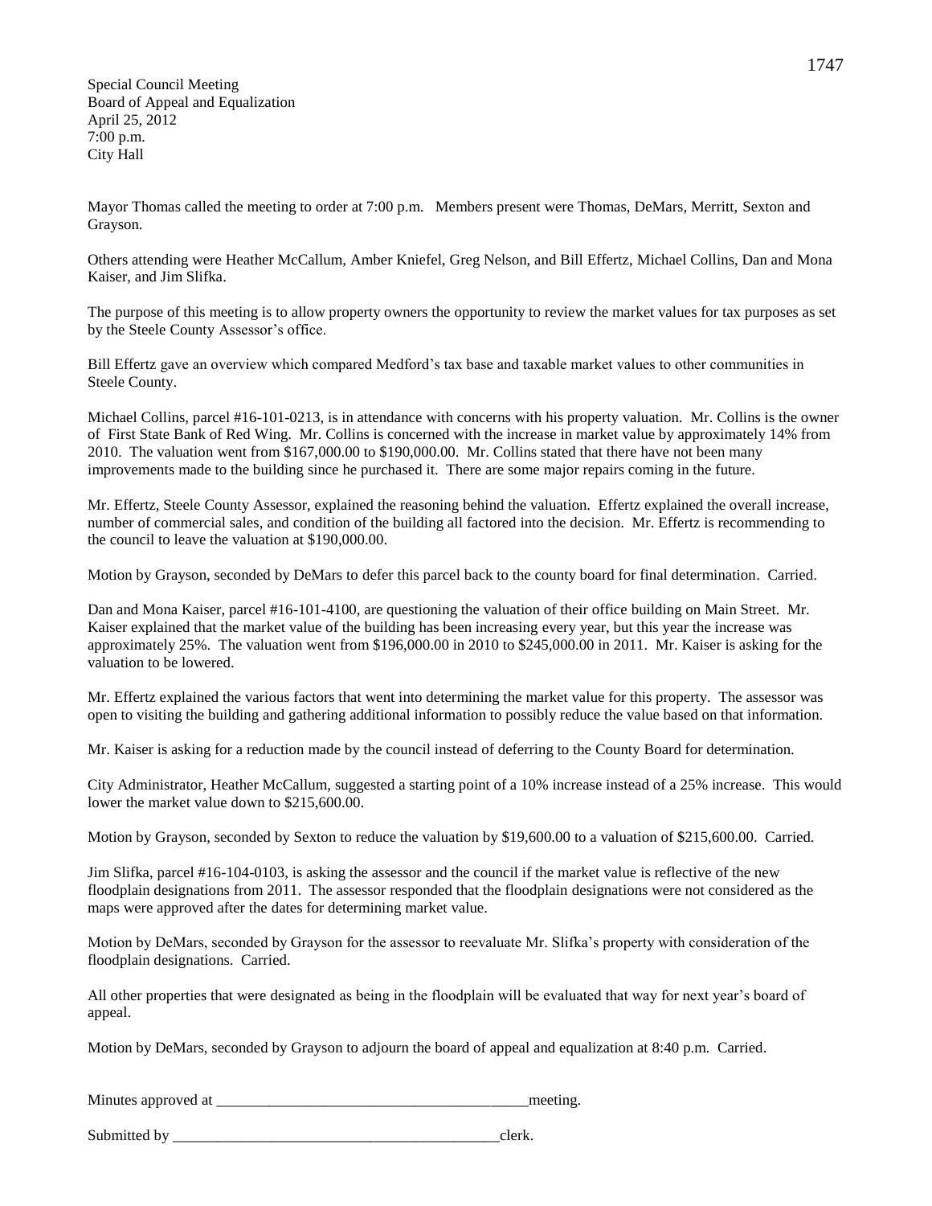Special Council Meeting
Board of Appeal and Equalization
April 25, 2012
7:00 p.m.
City Hall

Mayor Thomas called the meeting to order at 7:00 p.m. Members present were Thomas, DeMars, Merritt, Sexton and Grayson.

Others attending were Heather McCallum, Amber Kniefel, Greg Nelson, and Bill Effertz, Michael Collins, Dan and Mona Kaiser, and Jim Slifka.

The purpose of this meeting is to allow property owners the opportunity to review the market values for tax purposes as set by the Steele County Assessor's office.

Bill Effertz gave an overview which compared Medford's tax base and taxable market values to other communities in Steele County.

Michael Collins, parcel #16-101-0213, is in attendance with concerns with his property valuation. Mr. Collins is the owner of First State Bank of Red Wing. Mr. Collins is concerned with the increase in market value by approximately 14% from 2010. The valuation went from $167,000.00 to $190,000.00. Mr. Collins stated that there have not been many improvements made to the building since he purchased it. There are some major repairs coming in the future.

Mr. Effertz, Steele County Assessor, explained the reasoning behind the valuation. Effertz explained the overall increase, number of commercial sales, and condition of the building all factored into the decision. Mr. Effertz is recommending to the council to leave the valuation at $190,000.00.

Motion by Grayson, seconded by DeMars to defer this parcel back to the county board for final determination. Carried.

Dan and Mona Kaiser, parcel #16-101-4100, are questioning the valuation of their office building on Main Street. Mr. Kaiser explained that the market value of the building has been increasing every year, but this year the increase was approximately 25%. The valuation went from $196,000.00 in 2010 to $245,000.00 in 2011. Mr. Kaiser is asking for the valuation to be lowered.

Mr. Effertz explained the various factors that went into determining the market value for this property. The assessor was open to visiting the building and gathering additional information to possibly reduce the value based on that information.

Mr. Kaiser is asking for a reduction made by the council instead of deferring to the County Board for determination.

City Administrator, Heather McCallum, suggested a starting point of a 10% increase instead of a 25% increase. This would lower the market value down to $215,600.00.

Motion by Grayson, seconded by Sexton to reduce the valuation by $19,600.00 to a valuation of $215,600.00. Carried.

Jim Slifka, parcel #16-104-0103, is asking the assessor and the council if the market value is reflective of the new floodplain designations from 2011. The assessor responded that the floodplain designations were not considered as the maps were approved after the dates for determining market value.

Motion by DeMars, seconded by Grayson for the assessor to reevaluate Mr. Slifka's property with consideration of the floodplain designations. Carried.

All other properties that were designated as being in the floodplain will be evaluated that way for next year's board of appeal.

Motion by DeMars, seconded by Grayson to adjourn the board of appeal and equalization at 8:40 p.m. Carried.

Minutes approved at ________________________________________meeting.

Submitted by ___________________________________________clerk.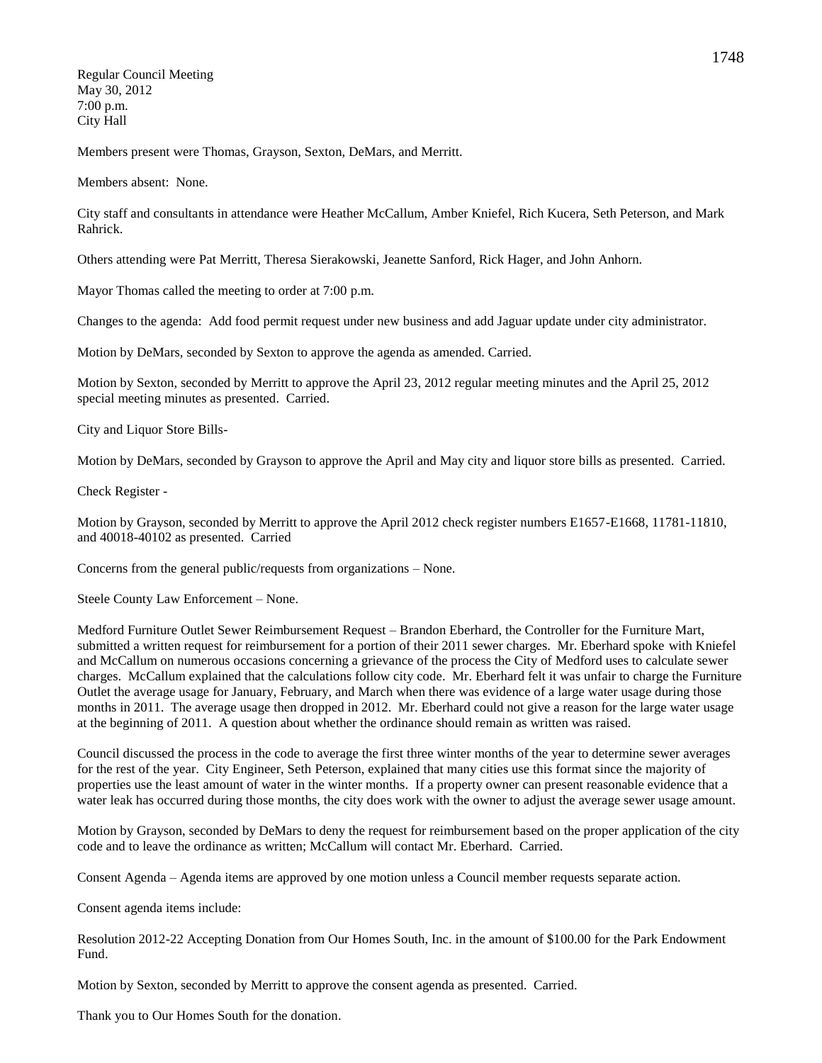Regular Council Meeting
May 30, 2012
7:00 p.m.
City Hall

Members present were Thomas, Grayson, Sexton, DeMars, and Merritt.

Members absent: None.

City staff and consultants in attendance were Heather McCallum, Amber Kniefel, Rich Kucera, Seth Peterson, and Mark Rahrick.

Others attending were Pat Merritt, Theresa Sierakowski, Jeanette Sanford, Rick Hager, and John Anhorn.

Mayor Thomas called the meeting to order at 7:00 p.m.

Changes to the agenda: Add food permit request under new business and add Jaguar update under city administrator.

Motion by DeMars, seconded by Sexton to approve the agenda as amended. Carried.

Motion by Sexton, seconded by Merritt to approve the April 23, 2012 regular meeting minutes and the April 25, 2012 special meeting minutes as presented. Carried.

City and Liquor Store Bills-

Motion by DeMars, seconded by Grayson to approve the April and May city and liquor store bills as presented. Carried.

Check Register -

Motion by Grayson, seconded by Merritt to approve the April 2012 check register numbers E1657-E1668, 11781-11810, and 40018-40102 as presented. Carried

Concerns from the general public/requests from organizations – None.

Steele County Law Enforcement – None.

Medford Furniture Outlet Sewer Reimbursement Request – Brandon Eberhard, the Controller for the Furniture Mart, submitted a written request for reimbursement for a portion of their 2011 sewer charges. Mr. Eberhard spoke with Kniefel and McCallum on numerous occasions concerning a grievance of the process the City of Medford uses to calculate sewer charges. McCallum explained that the calculations follow city code. Mr. Eberhard felt it was unfair to charge the Furniture Outlet the average usage for January, February, and March when there was evidence of a large water usage during those months in 2011. The average usage then dropped in 2012. Mr. Eberhard could not give a reason for the large water usage at the beginning of 2011. A question about whether the ordinance should remain as written was raised.

Council discussed the process in the code to average the first three winter months of the year to determine sewer averages for the rest of the year. City Engineer, Seth Peterson, explained that many cities use this format since the majority of properties use the least amount of water in the winter months. If a property owner can present reasonable evidence that a water leak has occurred during those months, the city does work with the owner to adjust the average sewer usage amount.

Motion by Grayson, seconded by DeMars to deny the request for reimbursement based on the proper application of the city code and to leave the ordinance as written; McCallum will contact Mr. Eberhard. Carried.

Consent Agenda – Agenda items are approved by one motion unless a Council member requests separate action.

Consent agenda items include:

Resolution 2012-22 Accepting Donation from Our Homes South, Inc. in the amount of $100.00 for the Park Endowment Fund.

Motion by Sexton, seconded by Merritt to approve the consent agenda as presented. Carried.

Thank you to Our Homes South for the donation.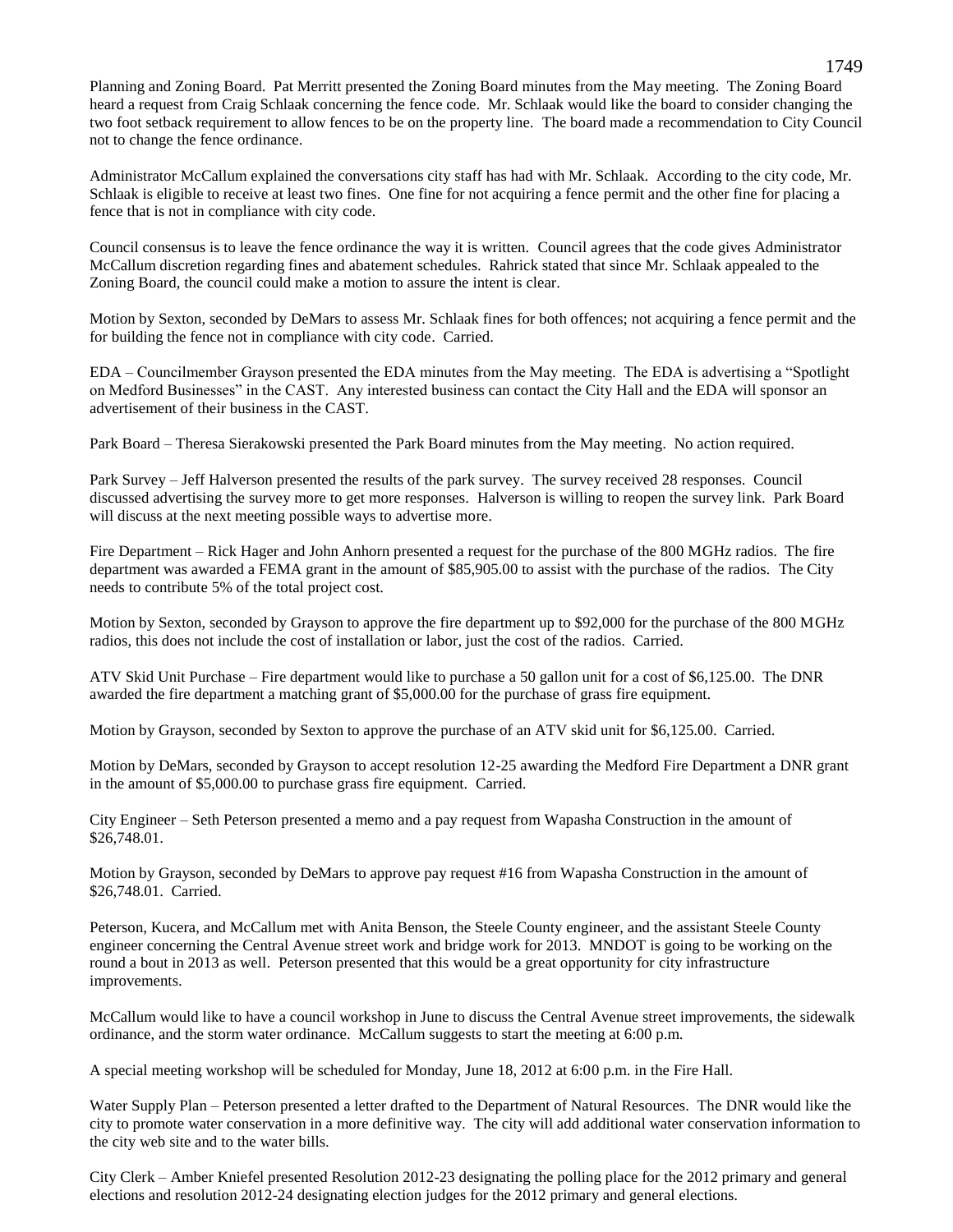Planning and Zoning Board. Pat Merritt presented the Zoning Board minutes from the May meeting. The Zoning Board heard a request from Craig Schlaak concerning the fence code. Mr. Schlaak would like the board to consider changing the two foot setback requirement to allow fences to be on the property line. The board made a recommendation to City Council not to change the fence ordinance.

Administrator McCallum explained the conversations city staff has had with Mr. Schlaak. According to the city code, Mr. Schlaak is eligible to receive at least two fines. One fine for not acquiring a fence permit and the other fine for placing a fence that is not in compliance with city code.

Council consensus is to leave the fence ordinance the way it is written. Council agrees that the code gives Administrator McCallum discretion regarding fines and abatement schedules. Rahrick stated that since Mr. Schlaak appealed to the Zoning Board, the council could make a motion to assure the intent is clear.

Motion by Sexton, seconded by DeMars to assess Mr. Schlaak fines for both offences; not acquiring a fence permit and the for building the fence not in compliance with city code. Carried.

EDA – Councilmember Grayson presented the EDA minutes from the May meeting. The EDA is advertising a "Spotlight on Medford Businesses" in the CAST. Any interested business can contact the City Hall and the EDA will sponsor an advertisement of their business in the CAST.

Park Board – Theresa Sierakowski presented the Park Board minutes from the May meeting. No action required.

Park Survey – Jeff Halverson presented the results of the park survey. The survey received 28 responses. Council discussed advertising the survey more to get more responses. Halverson is willing to reopen the survey link. Park Board will discuss at the next meeting possible ways to advertise more.

Fire Department – Rick Hager and John Anhorn presented a request for the purchase of the 800 MGHz radios. The fire department was awarded a FEMA grant in the amount of $85,905.00 to assist with the purchase of the radios. The City needs to contribute 5% of the total project cost.

Motion by Sexton, seconded by Grayson to approve the fire department up to $92,000 for the purchase of the 800 MGHz radios, this does not include the cost of installation or labor, just the cost of the radios. Carried.

ATV Skid Unit Purchase – Fire department would like to purchase a 50 gallon unit for a cost of $6,125.00. The DNR awarded the fire department a matching grant of $5,000.00 for the purchase of grass fire equipment.

Motion by Grayson, seconded by Sexton to approve the purchase of an ATV skid unit for $6,125.00. Carried.

Motion by DeMars, seconded by Grayson to accept resolution 12-25 awarding the Medford Fire Department a DNR grant in the amount of $5,000.00 to purchase grass fire equipment. Carried.

City Engineer – Seth Peterson presented a memo and a pay request from Wapasha Construction in the amount of $26,748.01.

Motion by Grayson, seconded by DeMars to approve pay request #16 from Wapasha Construction in the amount of $26,748.01. Carried.

Peterson, Kucera, and McCallum met with Anita Benson, the Steele County engineer, and the assistant Steele County engineer concerning the Central Avenue street work and bridge work for 2013. MNDOT is going to be working on the round a bout in 2013 as well. Peterson presented that this would be a great opportunity for city infrastructure improvements.

McCallum would like to have a council workshop in June to discuss the Central Avenue street improvements, the sidewalk ordinance, and the storm water ordinance. McCallum suggests to start the meeting at 6:00 p.m.

A special meeting workshop will be scheduled for Monday, June 18, 2012 at 6:00 p.m. in the Fire Hall.

Water Supply Plan – Peterson presented a letter drafted to the Department of Natural Resources. The DNR would like the city to promote water conservation in a more definitive way. The city will add additional water conservation information to the city web site and to the water bills.

City Clerk – Amber Kniefel presented Resolution 2012-23 designating the polling place for the 2012 primary and general elections and resolution 2012-24 designating election judges for the 2012 primary and general elections.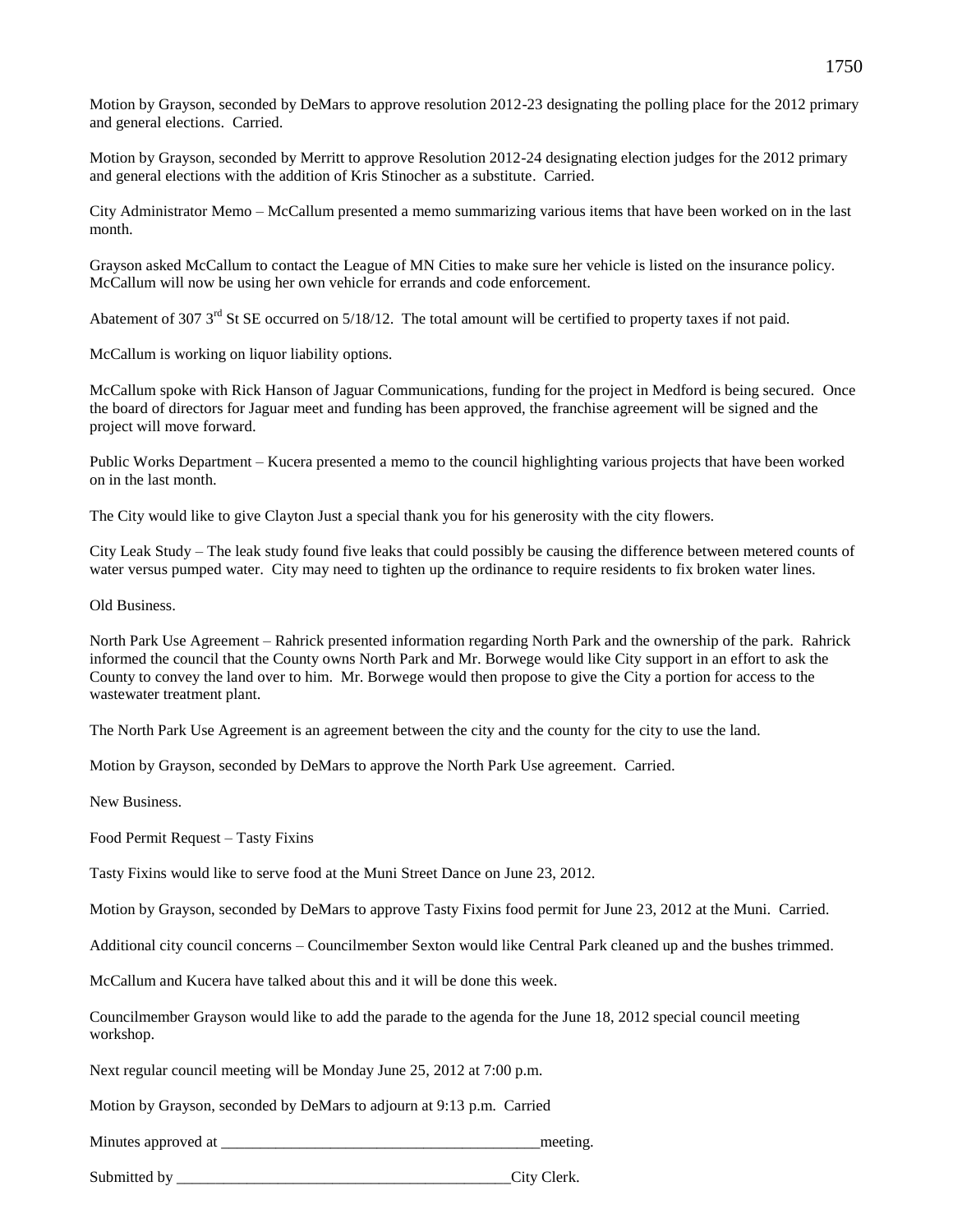Motion by Grayson, seconded by DeMars to approve resolution 2012-23 designating the polling place for the 2012 primary and general elections. Carried.

Motion by Grayson, seconded by Merritt to approve Resolution 2012-24 designating election judges for the 2012 primary and general elections with the addition of Kris Stinocher as a substitute. Carried.

City Administrator Memo – McCallum presented a memo summarizing various items that have been worked on in the last month.

Grayson asked McCallum to contact the League of MN Cities to make sure her vehicle is listed on the insurance policy. McCallum will now be using her own vehicle for errands and code enforcement.

Abatement of 307 3rd St SE occurred on 5/18/12. The total amount will be certified to property taxes if not paid.

McCallum is working on liquor liability options.

McCallum spoke with Rick Hanson of Jaguar Communications, funding for the project in Medford is being secured. Once the board of directors for Jaguar meet and funding has been approved, the franchise agreement will be signed and the project will move forward.

Public Works Department – Kucera presented a memo to the council highlighting various projects that have been worked on in the last month.

The City would like to give Clayton Just a special thank you for his generosity with the city flowers.

City Leak Study – The leak study found five leaks that could possibly be causing the difference between metered counts of water versus pumped water. City may need to tighten up the ordinance to require residents to fix broken water lines.

Old Business.

North Park Use Agreement – Rahrick presented information regarding North Park and the ownership of the park. Rahrick informed the council that the County owns North Park and Mr. Borwege would like City support in an effort to ask the County to convey the land over to him. Mr. Borwege would then propose to give the City a portion for access to the wastewater treatment plant.

The North Park Use Agreement is an agreement between the city and the county for the city to use the land.

Motion by Grayson, seconded by DeMars to approve the North Park Use agreement. Carried.

New Business.

Food Permit Request – Tasty Fixins

Tasty Fixins would like to serve food at the Muni Street Dance on June 23, 2012.

Motion by Grayson, seconded by DeMars to approve Tasty Fixins food permit for June 23, 2012 at the Muni. Carried.

Additional city council concerns – Councilmember Sexton would like Central Park cleaned up and the bushes trimmed.

McCallum and Kucera have talked about this and it will be done this week.

Councilmember Grayson would like to add the parade to the agenda for the June 18, 2012 special council meeting workshop.

Next regular council meeting will be Monday June 25, 2012 at 7:00 p.m.

Motion by Grayson, seconded by DeMars to adjourn at 9:13 p.m. Carried

Minutes approved at \_\_\_\_\_\_\_\_\_\_\_\_\_\_\_\_\_\_\_\_\_\_\_\_\_\_\_\_\_\_\_\_\_\_\_\_\_\_\_\_\_\_meeting.

Submitted by \_\_\_\_\_\_\_\_\_\_\_\_\_\_\_\_\_\_\_\_\_\_\_\_\_\_\_\_\_\_\_\_\_\_\_\_\_\_\_\_\_\_\_\_City Clerk.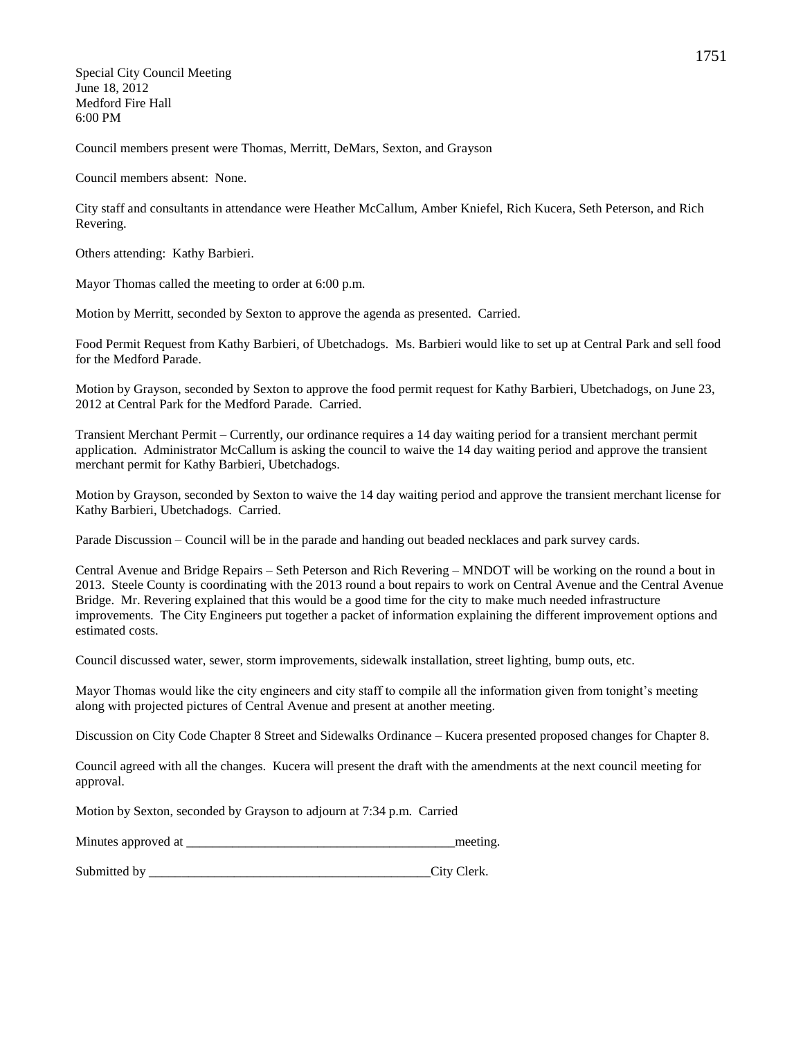Special City Council Meeting
June 18, 2012
Medford Fire Hall
6:00 PM

Council members present were Thomas, Merritt, DeMars, Sexton, and Grayson

Council members absent: None.

City staff and consultants in attendance were Heather McCallum, Amber Kniefel, Rich Kucera, Seth Peterson, and Rich Revering.

Others attending: Kathy Barbieri.

Mayor Thomas called the meeting to order at 6:00 p.m.

Motion by Merritt, seconded by Sexton to approve the agenda as presented. Carried.

Food Permit Request from Kathy Barbieri, of Ubetchadogs. Ms. Barbieri would like to set up at Central Park and sell food for the Medford Parade.

Motion by Grayson, seconded by Sexton to approve the food permit request for Kathy Barbieri, Ubetchadogs, on June 23, 2012 at Central Park for the Medford Parade. Carried.

Transient Merchant Permit – Currently, our ordinance requires a 14 day waiting period for a transient merchant permit application. Administrator McCallum is asking the council to waive the 14 day waiting period and approve the transient merchant permit for Kathy Barbieri, Ubetchadogs.

Motion by Grayson, seconded by Sexton to waive the 14 day waiting period and approve the transient merchant license for Kathy Barbieri, Ubetchadogs. Carried.

Parade Discussion – Council will be in the parade and handing out beaded necklaces and park survey cards.

Central Avenue and Bridge Repairs – Seth Peterson and Rich Revering – MNDOT will be working on the round a bout in 2013. Steele County is coordinating with the 2013 round a bout repairs to work on Central Avenue and the Central Avenue Bridge. Mr. Revering explained that this would be a good time for the city to make much needed infrastructure improvements. The City Engineers put together a packet of information explaining the different improvement options and estimated costs.

Council discussed water, sewer, storm improvements, sidewalk installation, street lighting, bump outs, etc.

Mayor Thomas would like the city engineers and city staff to compile all the information given from tonight's meeting along with projected pictures of Central Avenue and present at another meeting.

Discussion on City Code Chapter 8 Street and Sidewalks Ordinance – Kucera presented proposed changes for Chapter 8.

Council agreed with all the changes. Kucera will present the draft with the amendments at the next council meeting for approval.

Motion by Sexton, seconded by Grayson to adjourn at 7:34 p.m. Carried

Minutes approved at \_\_\_\_\_\_\_\_\_\_\_\_\_\_\_\_\_\_\_\_\_\_\_\_\_\_\_\_\_\_\_\_\_\_\_\_\_\_\_\_\_meeting.

Submitted by \_\_\_\_\_\_\_\_\_\_\_\_\_\_\_\_\_\_\_\_\_\_\_\_\_\_\_\_\_\_\_\_\_\_\_\_\_\_\_\_\_\_\_City Clerk.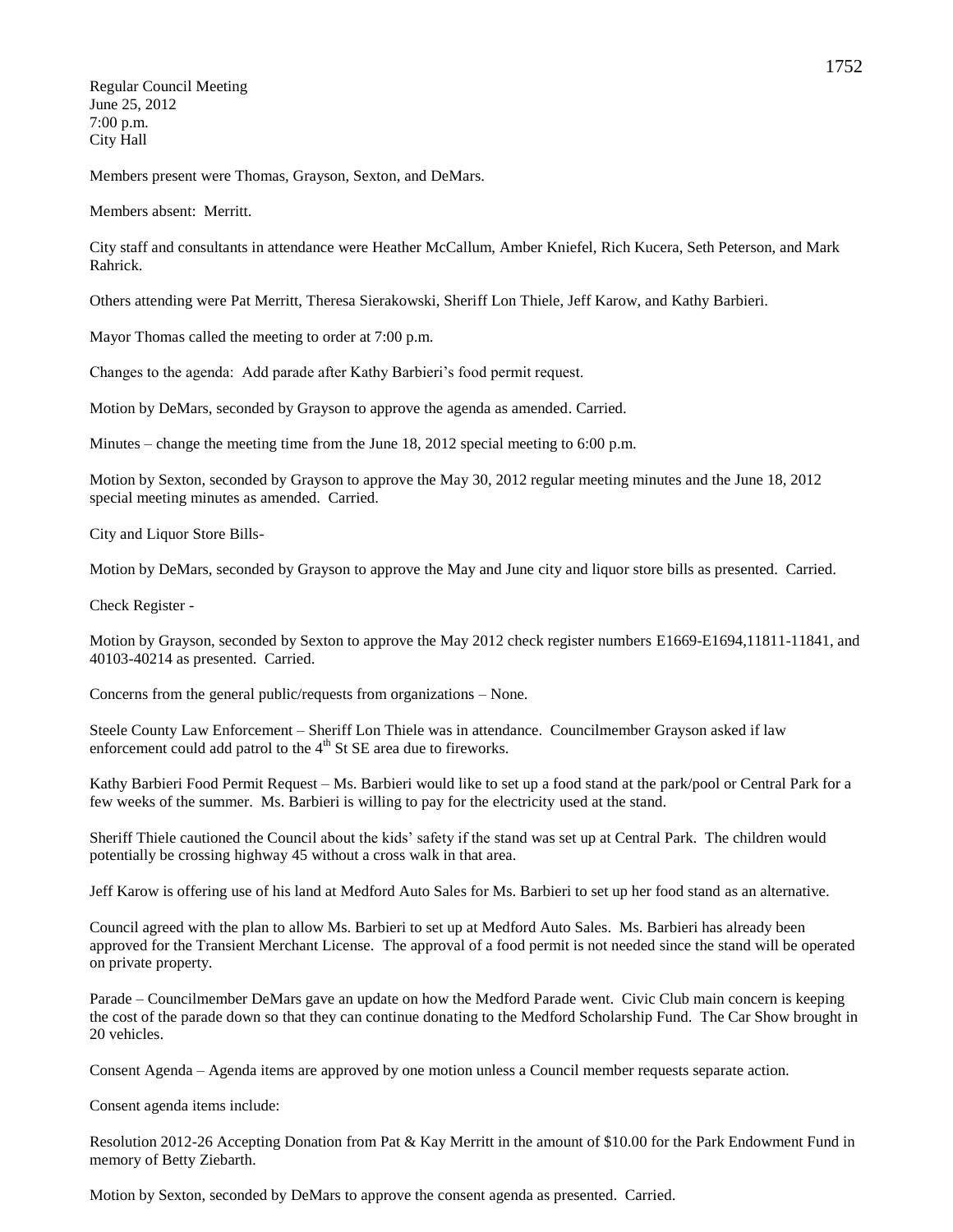Regular Council Meeting
June 25, 2012
7:00 p.m.
City Hall

Members present were Thomas, Grayson, Sexton, and DeMars.

Members absent: Merritt.

City staff and consultants in attendance were Heather McCallum, Amber Kniefel, Rich Kucera, Seth Peterson, and Mark Rahrick.

Others attending were Pat Merritt, Theresa Sierakowski, Sheriff Lon Thiele, Jeff Karow, and Kathy Barbieri.

Mayor Thomas called the meeting to order at 7:00 p.m.

Changes to the agenda: Add parade after Kathy Barbieri's food permit request.

Motion by DeMars, seconded by Grayson to approve the agenda as amended. Carried.

Minutes – change the meeting time from the June 18, 2012 special meeting to 6:00 p.m.

Motion by Sexton, seconded by Grayson to approve the May 30, 2012 regular meeting minutes and the June 18, 2012 special meeting minutes as amended. Carried.

City and Liquor Store Bills-

Motion by DeMars, seconded by Grayson to approve the May and June city and liquor store bills as presented. Carried.

Check Register -

Motion by Grayson, seconded by Sexton to approve the May 2012 check register numbers E1669-E1694,11811-11841, and 40103-40214 as presented. Carried.

Concerns from the general public/requests from organizations – None.

Steele County Law Enforcement – Sheriff Lon Thiele was in attendance. Councilmember Grayson asked if law enforcement could add patrol to the 4th St SE area due to fireworks.

Kathy Barbieri Food Permit Request – Ms. Barbieri would like to set up a food stand at the park/pool or Central Park for a few weeks of the summer. Ms. Barbieri is willing to pay for the electricity used at the stand.

Sheriff Thiele cautioned the Council about the kids' safety if the stand was set up at Central Park. The children would potentially be crossing highway 45 without a cross walk in that area.

Jeff Karow is offering use of his land at Medford Auto Sales for Ms. Barbieri to set up her food stand as an alternative.

Council agreed with the plan to allow Ms. Barbieri to set up at Medford Auto Sales. Ms. Barbieri has already been approved for the Transient Merchant License. The approval of a food permit is not needed since the stand will be operated on private property.

Parade – Councilmember DeMars gave an update on how the Medford Parade went. Civic Club main concern is keeping the cost of the parade down so that they can continue donating to the Medford Scholarship Fund. The Car Show brought in 20 vehicles.

Consent Agenda – Agenda items are approved by one motion unless a Council member requests separate action.

Consent agenda items include:

Resolution 2012-26 Accepting Donation from Pat & Kay Merritt in the amount of $10.00 for the Park Endowment Fund in memory of Betty Ziebarth.

Motion by Sexton, seconded by DeMars to approve the consent agenda as presented. Carried.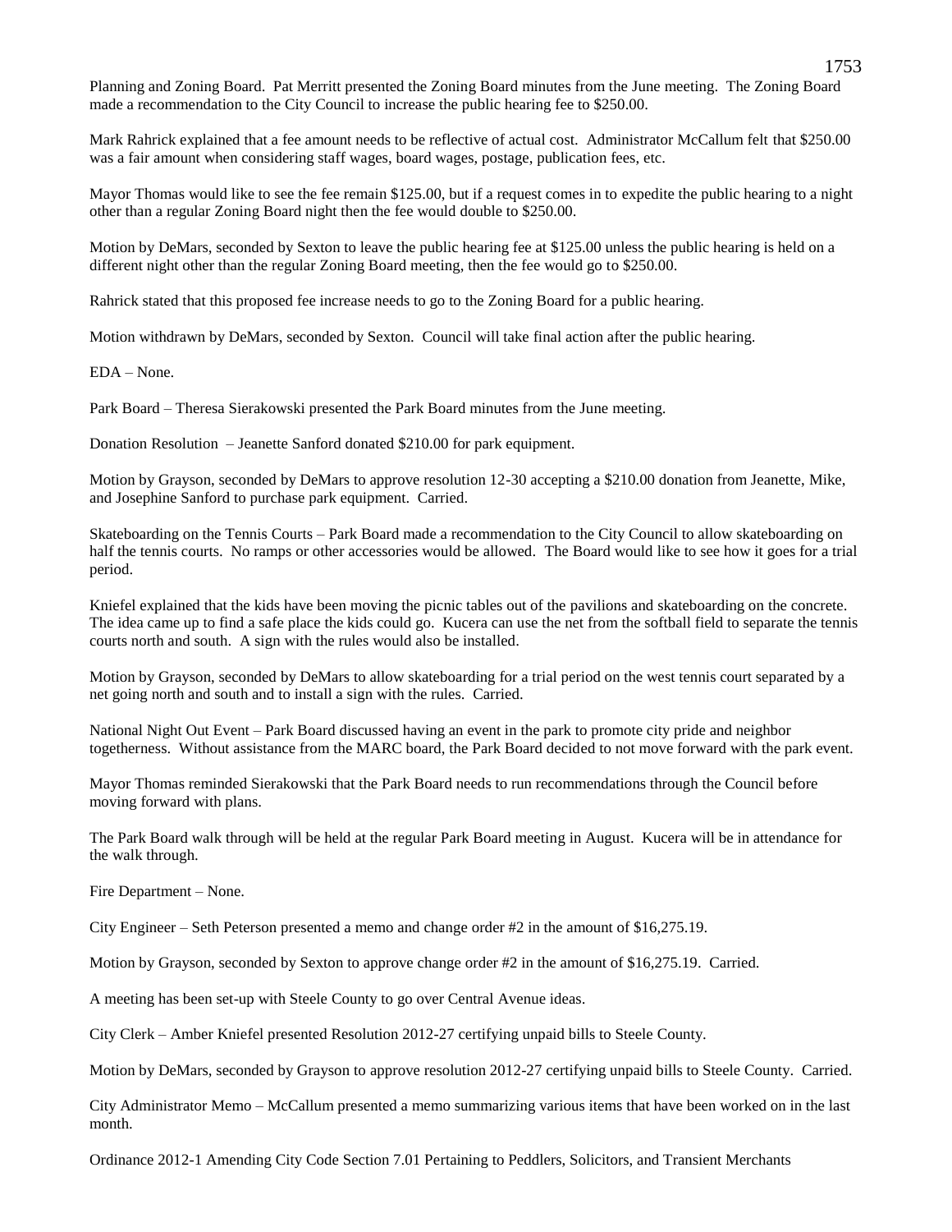Planning and Zoning Board. Pat Merritt presented the Zoning Board minutes from the June meeting. The Zoning Board made a recommendation to the City Council to increase the public hearing fee to $250.00.

Mark Rahrick explained that a fee amount needs to be reflective of actual cost. Administrator McCallum felt that $250.00 was a fair amount when considering staff wages, board wages, postage, publication fees, etc.

Mayor Thomas would like to see the fee remain $125.00, but if a request comes in to expedite the public hearing to a night other than a regular Zoning Board night then the fee would double to $250.00.

Motion by DeMars, seconded by Sexton to leave the public hearing fee at $125.00 unless the public hearing is held on a different night other than the regular Zoning Board meeting, then the fee would go to $250.00.

Rahrick stated that this proposed fee increase needs to go to the Zoning Board for a public hearing.

Motion withdrawn by DeMars, seconded by Sexton. Council will take final action after the public hearing.

EDA – None.

Park Board – Theresa Sierakowski presented the Park Board minutes from the June meeting.

Donation Resolution – Jeanette Sanford donated $210.00 for park equipment.

Motion by Grayson, seconded by DeMars to approve resolution 12-30 accepting a $210.00 donation from Jeanette, Mike, and Josephine Sanford to purchase park equipment. Carried.

Skateboarding on the Tennis Courts – Park Board made a recommendation to the City Council to allow skateboarding on half the tennis courts. No ramps or other accessories would be allowed. The Board would like to see how it goes for a trial period.

Kniefel explained that the kids have been moving the picnic tables out of the pavilions and skateboarding on the concrete. The idea came up to find a safe place the kids could go. Kucera can use the net from the softball field to separate the tennis courts north and south. A sign with the rules would also be installed.

Motion by Grayson, seconded by DeMars to allow skateboarding for a trial period on the west tennis court separated by a net going north and south and to install a sign with the rules. Carried.

National Night Out Event – Park Board discussed having an event in the park to promote city pride and neighbor togetherness. Without assistance from the MARC board, the Park Board decided to not move forward with the park event.

Mayor Thomas reminded Sierakowski that the Park Board needs to run recommendations through the Council before moving forward with plans.

The Park Board walk through will be held at the regular Park Board meeting in August. Kucera will be in attendance for the walk through.

Fire Department – None.

City Engineer – Seth Peterson presented a memo and change order #2 in the amount of $16,275.19.

Motion by Grayson, seconded by Sexton to approve change order #2 in the amount of $16,275.19. Carried.

A meeting has been set-up with Steele County to go over Central Avenue ideas.

City Clerk – Amber Kniefel presented Resolution 2012-27 certifying unpaid bills to Steele County.

Motion by DeMars, seconded by Grayson to approve resolution 2012-27 certifying unpaid bills to Steele County. Carried.

City Administrator Memo – McCallum presented a memo summarizing various items that have been worked on in the last month.

Ordinance 2012-1 Amending City Code Section 7.01 Pertaining to Peddlers, Solicitors, and Transient Merchants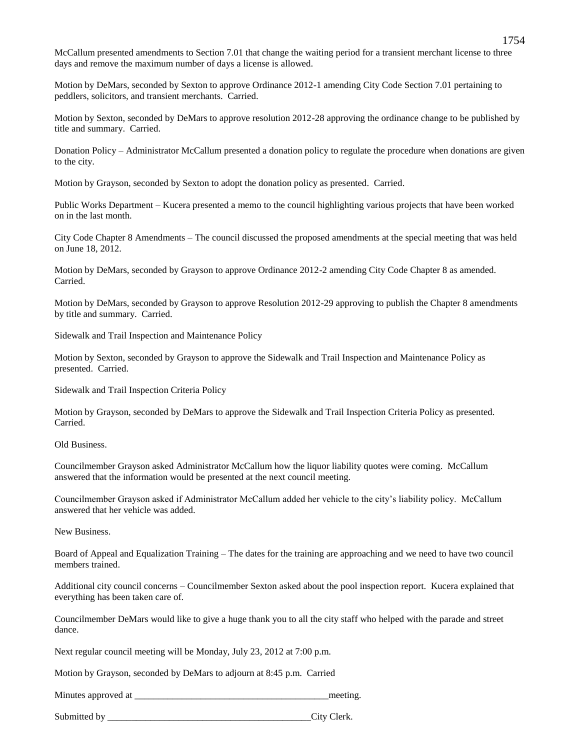McCallum presented amendments to Section 7.01 that change the waiting period for a transient merchant license to three days and remove the maximum number of days a license is allowed.

Motion by DeMars, seconded by Sexton to approve Ordinance 2012-1 amending City Code Section 7.01 pertaining to peddlers, solicitors, and transient merchants. Carried.

Motion by Sexton, seconded by DeMars to approve resolution 2012-28 approving the ordinance change to be published by title and summary. Carried.

Donation Policy – Administrator McCallum presented a donation policy to regulate the procedure when donations are given to the city.

Motion by Grayson, seconded by Sexton to adopt the donation policy as presented. Carried.

Public Works Department – Kucera presented a memo to the council highlighting various projects that have been worked on in the last month.

City Code Chapter 8 Amendments – The council discussed the proposed amendments at the special meeting that was held on June 18, 2012.

Motion by DeMars, seconded by Grayson to approve Ordinance 2012-2 amending City Code Chapter 8 as amended. Carried.

Motion by DeMars, seconded by Grayson to approve Resolution 2012-29 approving to publish the Chapter 8 amendments by title and summary. Carried.

Sidewalk and Trail Inspection and Maintenance Policy

Motion by Sexton, seconded by Grayson to approve the Sidewalk and Trail Inspection and Maintenance Policy as presented. Carried.

Sidewalk and Trail Inspection Criteria Policy

Motion by Grayson, seconded by DeMars to approve the Sidewalk and Trail Inspection Criteria Policy as presented. Carried.

Old Business.

Councilmember Grayson asked Administrator McCallum how the liquor liability quotes were coming. McCallum answered that the information would be presented at the next council meeting.

Councilmember Grayson asked if Administrator McCallum added her vehicle to the city's liability policy. McCallum answered that her vehicle was added.

New Business.

Board of Appeal and Equalization Training – The dates for the training are approaching and we need to have two council members trained.

Additional city council concerns – Councilmember Sexton asked about the pool inspection report. Kucera explained that everything has been taken care of.

Councilmember DeMars would like to give a huge thank you to all the city staff who helped with the parade and street dance.

Next regular council meeting will be Monday, July 23, 2012 at 7:00 p.m.

Motion by Grayson, seconded by DeMars to adjourn at 8:45 p.m. Carried

Minutes approved at __________________________________________meeting.

Submitted by ____________________________________________City Clerk.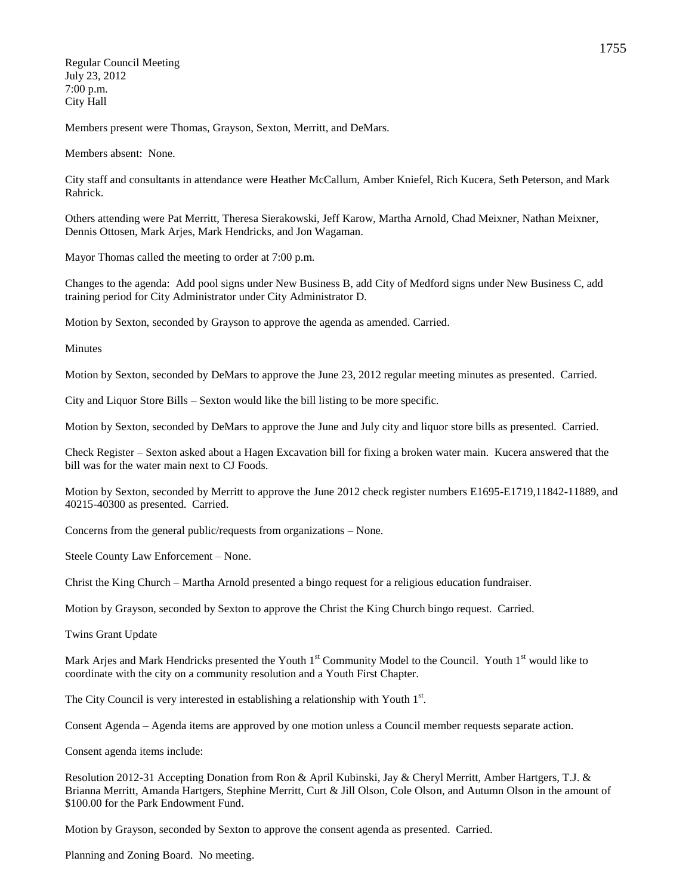Regular Council Meeting
July 23, 2012
7:00 p.m.
City Hall

Members present were Thomas, Grayson, Sexton, Merritt, and DeMars.

Members absent: None.

City staff and consultants in attendance were Heather McCallum, Amber Kniefel, Rich Kucera, Seth Peterson, and Mark Rahrick.

Others attending were Pat Merritt, Theresa Sierakowski, Jeff Karow, Martha Arnold, Chad Meixner, Nathan Meixner, Dennis Ottosen, Mark Arjes, Mark Hendricks, and Jon Wagaman.

Mayor Thomas called the meeting to order at 7:00 p.m.

Changes to the agenda: Add pool signs under New Business B, add City of Medford signs under New Business C, add training period for City Administrator under City Administrator D.

Motion by Sexton, seconded by Grayson to approve the agenda as amended. Carried.

Minutes

Motion by Sexton, seconded by DeMars to approve the June 23, 2012 regular meeting minutes as presented. Carried.

City and Liquor Store Bills – Sexton would like the bill listing to be more specific.

Motion by Sexton, seconded by DeMars to approve the June and July city and liquor store bills as presented. Carried.

Check Register – Sexton asked about a Hagen Excavation bill for fixing a broken water main. Kucera answered that the bill was for the water main next to CJ Foods.

Motion by Sexton, seconded by Merritt to approve the June 2012 check register numbers E1695-E1719,11842-11889, and 40215-40300 as presented. Carried.

Concerns from the general public/requests from organizations – None.

Steele County Law Enforcement – None.

Christ the King Church – Martha Arnold presented a bingo request for a religious education fundraiser.

Motion by Grayson, seconded by Sexton to approve the Christ the King Church bingo request. Carried.

Twins Grant Update

Mark Arjes and Mark Hendricks presented the Youth 1st Community Model to the Council. Youth 1st would like to coordinate with the city on a community resolution and a Youth First Chapter.

The City Council is very interested in establishing a relationship with Youth 1st.

Consent Agenda – Agenda items are approved by one motion unless a Council member requests separate action.

Consent agenda items include:

Resolution 2012-31 Accepting Donation from Ron & April Kubinski, Jay & Cheryl Merritt, Amber Hartgers, T.J. & Brianna Merritt, Amanda Hartgers, Stephine Merritt, Curt & Jill Olson, Cole Olson, and Autumn Olson in the amount of $100.00 for the Park Endowment Fund.

Motion by Grayson, seconded by Sexton to approve the consent agenda as presented. Carried.

Planning and Zoning Board. No meeting.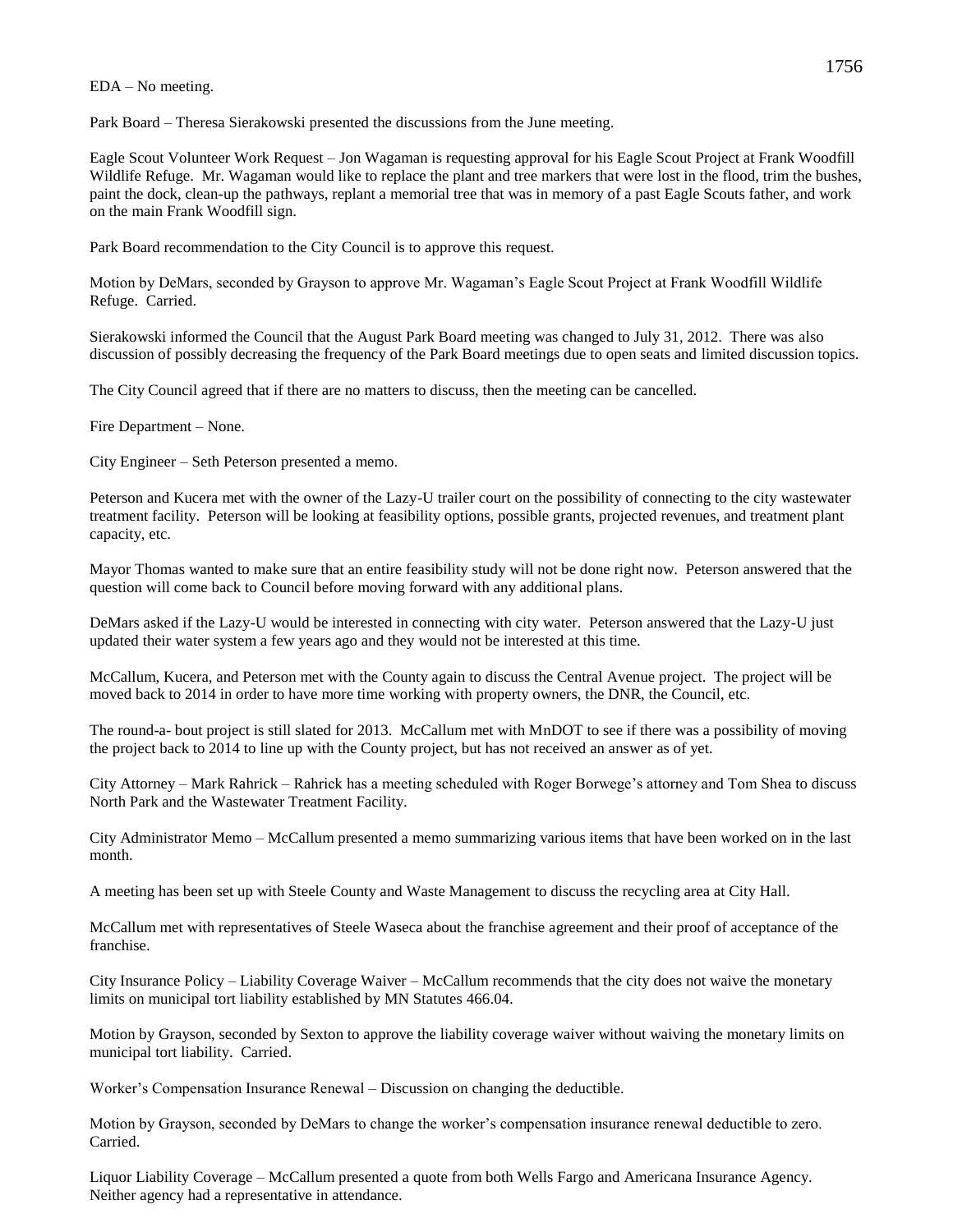EDA – No meeting.

Park Board – Theresa Sierakowski presented the discussions from the June meeting.

Eagle Scout Volunteer Work Request – Jon Wagaman is requesting approval for his Eagle Scout Project at Frank Woodfill Wildlife Refuge. Mr. Wagaman would like to replace the plant and tree markers that were lost in the flood, trim the bushes, paint the dock, clean-up the pathways, replant a memorial tree that was in memory of a past Eagle Scouts father, and work on the main Frank Woodfill sign.

Park Board recommendation to the City Council is to approve this request.

Motion by DeMars, seconded by Grayson to approve Mr. Wagaman's Eagle Scout Project at Frank Woodfill Wildlife Refuge. Carried.

Sierakowski informed the Council that the August Park Board meeting was changed to July 31, 2012. There was also discussion of possibly decreasing the frequency of the Park Board meetings due to open seats and limited discussion topics.

The City Council agreed that if there are no matters to discuss, then the meeting can be cancelled.

Fire Department – None.

City Engineer – Seth Peterson presented a memo.

Peterson and Kucera met with the owner of the Lazy-U trailer court on the possibility of connecting to the city wastewater treatment facility. Peterson will be looking at feasibility options, possible grants, projected revenues, and treatment plant capacity, etc.

Mayor Thomas wanted to make sure that an entire feasibility study will not be done right now. Peterson answered that the question will come back to Council before moving forward with any additional plans.

DeMars asked if the Lazy-U would be interested in connecting with city water. Peterson answered that the Lazy-U just updated their water system a few years ago and they would not be interested at this time.

McCallum, Kucera, and Peterson met with the County again to discuss the Central Avenue project. The project will be moved back to 2014 in order to have more time working with property owners, the DNR, the Council, etc.

The round-a- bout project is still slated for 2013. McCallum met with MnDOT to see if there was a possibility of moving the project back to 2014 to line up with the County project, but has not received an answer as of yet.

City Attorney – Mark Rahrick – Rahrick has a meeting scheduled with Roger Borwege's attorney and Tom Shea to discuss North Park and the Wastewater Treatment Facility.

City Administrator Memo – McCallum presented a memo summarizing various items that have been worked on in the last month.

A meeting has been set up with Steele County and Waste Management to discuss the recycling area at City Hall.

McCallum met with representatives of Steele Waseca about the franchise agreement and their proof of acceptance of the franchise.

City Insurance Policy – Liability Coverage Waiver – McCallum recommends that the city does not waive the monetary limits on municipal tort liability established by MN Statutes 466.04.

Motion by Grayson, seconded by Sexton to approve the liability coverage waiver without waiving the monetary limits on municipal tort liability. Carried.

Worker's Compensation Insurance Renewal – Discussion on changing the deductible.

Motion by Grayson, seconded by DeMars to change the worker's compensation insurance renewal deductible to zero. Carried.

Liquor Liability Coverage – McCallum presented a quote from both Wells Fargo and Americana Insurance Agency. Neither agency had a representative in attendance.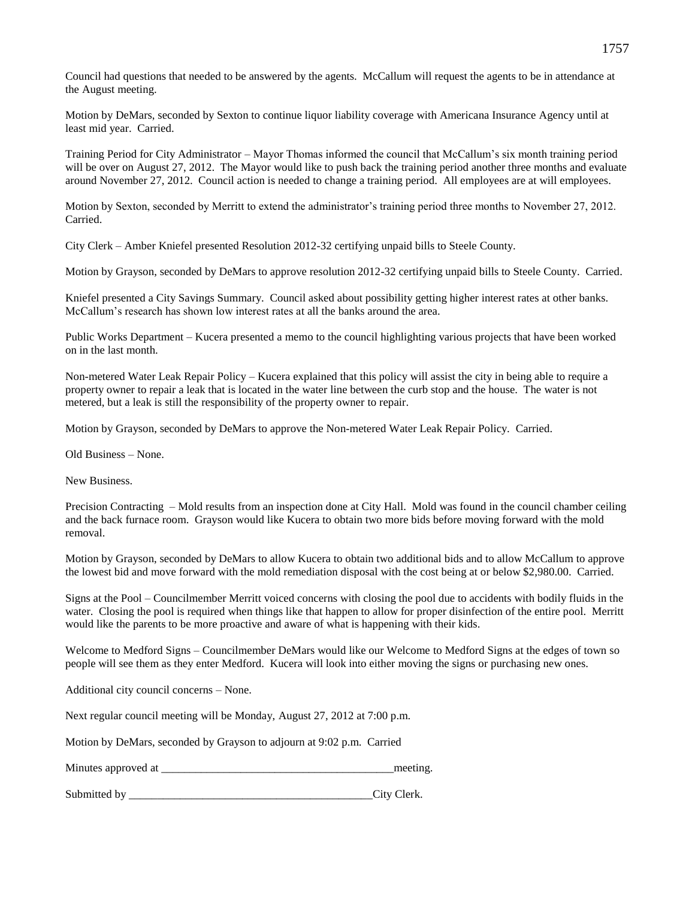Council had questions that needed to be answered by the agents. McCallum will request the agents to be in attendance at the August meeting.

Motion by DeMars, seconded by Sexton to continue liquor liability coverage with Americana Insurance Agency until at least mid year. Carried.

Training Period for City Administrator – Mayor Thomas informed the council that McCallum's six month training period will be over on August 27, 2012. The Mayor would like to push back the training period another three months and evaluate around November 27, 2012. Council action is needed to change a training period. All employees are at will employees.

Motion by Sexton, seconded by Merritt to extend the administrator's training period three months to November 27, 2012. Carried.

City Clerk – Amber Kniefel presented Resolution 2012-32 certifying unpaid bills to Steele County.

Motion by Grayson, seconded by DeMars to approve resolution 2012-32 certifying unpaid bills to Steele County. Carried.

Kniefel presented a City Savings Summary. Council asked about possibility getting higher interest rates at other banks. McCallum's research has shown low interest rates at all the banks around the area.

Public Works Department – Kucera presented a memo to the council highlighting various projects that have been worked on in the last month.

Non-metered Water Leak Repair Policy – Kucera explained that this policy will assist the city in being able to require a property owner to repair a leak that is located in the water line between the curb stop and the house. The water is not metered, but a leak is still the responsibility of the property owner to repair.

Motion by Grayson, seconded by DeMars to approve the Non-metered Water Leak Repair Policy. Carried.

Old Business – None.

New Business.

Precision Contracting – Mold results from an inspection done at City Hall. Mold was found in the council chamber ceiling and the back furnace room. Grayson would like Kucera to obtain two more bids before moving forward with the mold removal.

Motion by Grayson, seconded by DeMars to allow Kucera to obtain two additional bids and to allow McCallum to approve the lowest bid and move forward with the mold remediation disposal with the cost being at or below $2,980.00. Carried.

Signs at the Pool – Councilmember Merritt voiced concerns with closing the pool due to accidents with bodily fluids in the water. Closing the pool is required when things like that happen to allow for proper disinfection of the entire pool. Merritt would like the parents to be more proactive and aware of what is happening with their kids.

Welcome to Medford Signs – Councilmember DeMars would like our Welcome to Medford Signs at the edges of town so people will see them as they enter Medford. Kucera will look into either moving the signs or purchasing new ones.

Additional city council concerns – None.

Next regular council meeting will be Monday, August 27, 2012 at 7:00 p.m.

Motion by DeMars, seconded by Grayson to adjourn at 9:02 p.m. Carried

Minutes approved at ________________________________________meeting.

Submitted by ___________________________________________City Clerk.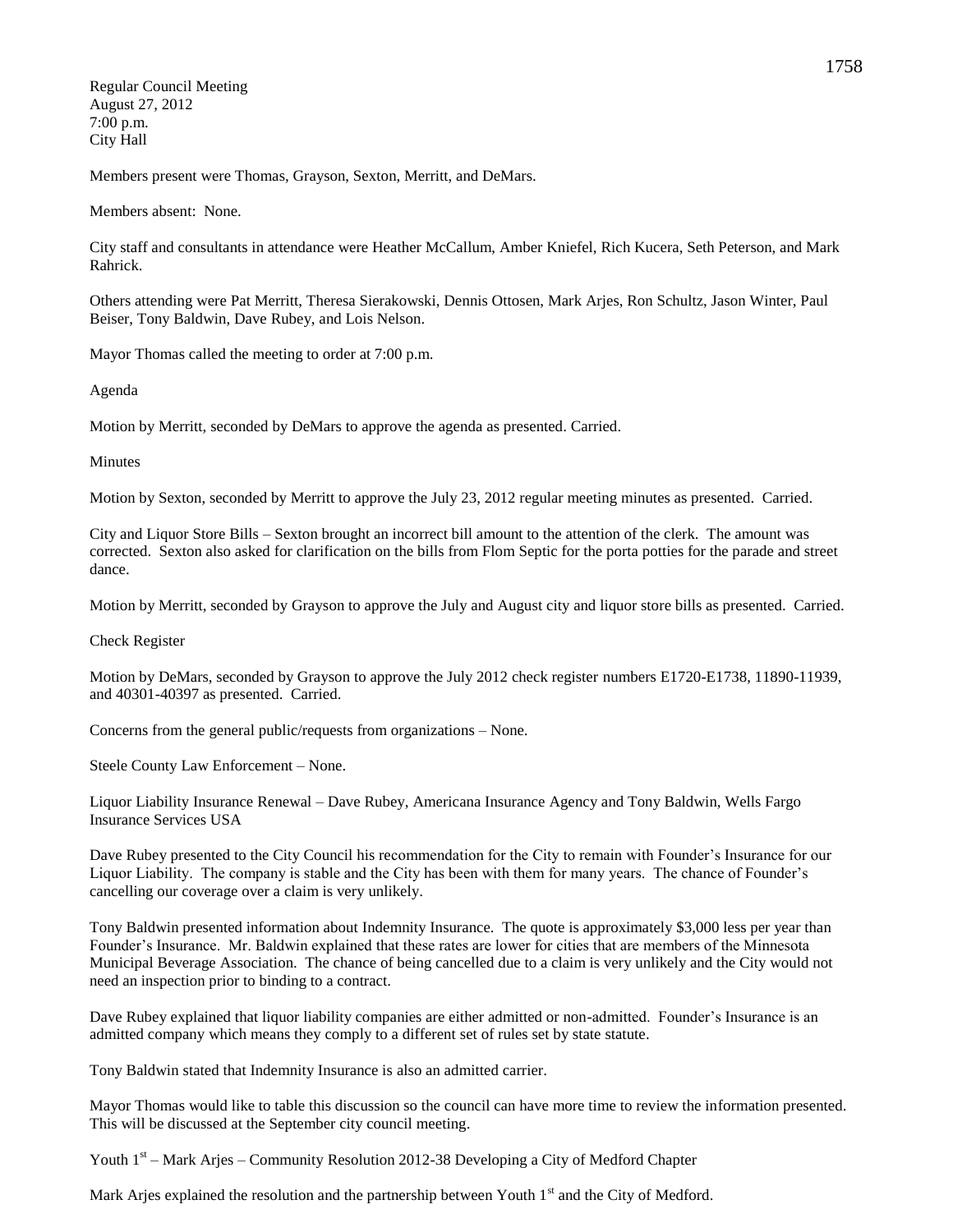Regular Council Meeting
August 27, 2012
7:00 p.m.
City Hall

Members present were Thomas, Grayson, Sexton, Merritt, and DeMars.

Members absent: None.

City staff and consultants in attendance were Heather McCallum, Amber Kniefel, Rich Kucera, Seth Peterson, and Mark Rahrick.

Others attending were Pat Merritt, Theresa Sierakowski, Dennis Ottosen, Mark Arjes, Ron Schultz, Jason Winter, Paul Beiser, Tony Baldwin, Dave Rubey, and Lois Nelson.

Mayor Thomas called the meeting to order at 7:00 p.m.

Agenda

Motion by Merritt, seconded by DeMars to approve the agenda as presented. Carried.

Minutes

Motion by Sexton, seconded by Merritt to approve the July 23, 2012 regular meeting minutes as presented. Carried.

City and Liquor Store Bills – Sexton brought an incorrect bill amount to the attention of the clerk. The amount was corrected. Sexton also asked for clarification on the bills from Flom Septic for the porta potties for the parade and street dance.

Motion by Merritt, seconded by Grayson to approve the July and August city and liquor store bills as presented. Carried.

Check Register

Motion by DeMars, seconded by Grayson to approve the July 2012 check register numbers E1720-E1738, 11890-11939, and 40301-40397 as presented. Carried.

Concerns from the general public/requests from organizations – None.

Steele County Law Enforcement – None.

Liquor Liability Insurance Renewal – Dave Rubey, Americana Insurance Agency and Tony Baldwin, Wells Fargo Insurance Services USA

Dave Rubey presented to the City Council his recommendation for the City to remain with Founder's Insurance for our Liquor Liability. The company is stable and the City has been with them for many years. The chance of Founder's cancelling our coverage over a claim is very unlikely.

Tony Baldwin presented information about Indemnity Insurance. The quote is approximately $3,000 less per year than Founder's Insurance. Mr. Baldwin explained that these rates are lower for cities that are members of the Minnesota Municipal Beverage Association. The chance of being cancelled due to a claim is very unlikely and the City would not need an inspection prior to binding to a contract.

Dave Rubey explained that liquor liability companies are either admitted or non-admitted. Founder's Insurance is an admitted company which means they comply to a different set of rules set by state statute.

Tony Baldwin stated that Indemnity Insurance is also an admitted carrier.

Mayor Thomas would like to table this discussion so the council can have more time to review the information presented. This will be discussed at the September city council meeting.

Youth 1st – Mark Arjes – Community Resolution 2012-38 Developing a City of Medford Chapter

Mark Arjes explained the resolution and the partnership between Youth 1st and the City of Medford.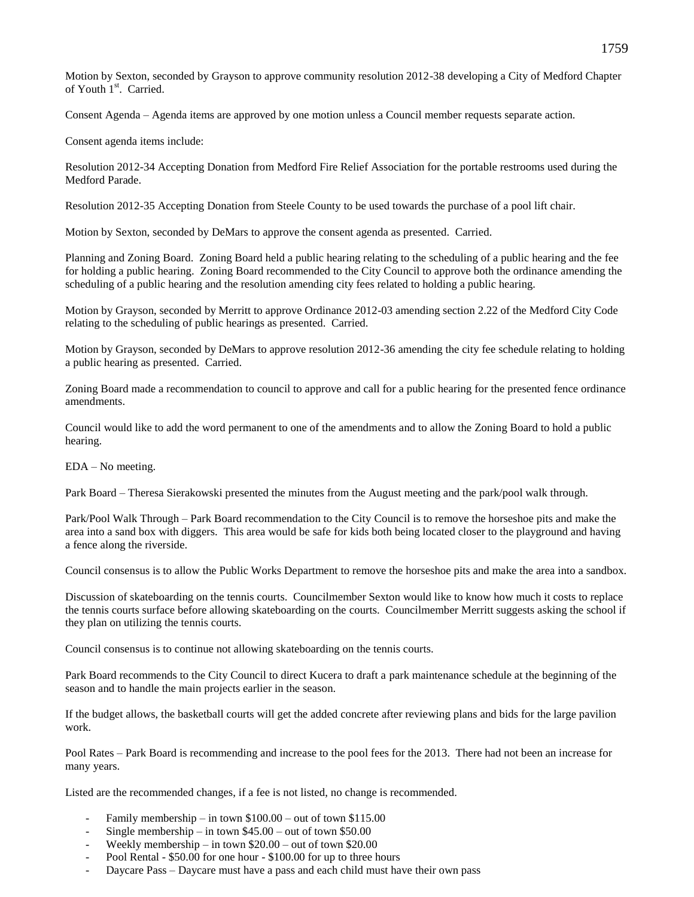Motion by Sexton, seconded by Grayson to approve community resolution 2012-38 developing a City of Medford Chapter of Youth 1st. Carried.

Consent Agenda – Agenda items are approved by one motion unless a Council member requests separate action.

Consent agenda items include:

Resolution 2012-34 Accepting Donation from Medford Fire Relief Association for the portable restrooms used during the Medford Parade.

Resolution 2012-35 Accepting Donation from Steele County to be used towards the purchase of a pool lift chair.

Motion by Sexton, seconded by DeMars to approve the consent agenda as presented. Carried.

Planning and Zoning Board. Zoning Board held a public hearing relating to the scheduling of a public hearing and the fee for holding a public hearing. Zoning Board recommended to the City Council to approve both the ordinance amending the scheduling of a public hearing and the resolution amending city fees related to holding a public hearing.

Motion by Grayson, seconded by Merritt to approve Ordinance 2012-03 amending section 2.22 of the Medford City Code relating to the scheduling of public hearings as presented. Carried.

Motion by Grayson, seconded by DeMars to approve resolution 2012-36 amending the city fee schedule relating to holding a public hearing as presented. Carried.

Zoning Board made a recommendation to council to approve and call for a public hearing for the presented fence ordinance amendments.

Council would like to add the word permanent to one of the amendments and to allow the Zoning Board to hold a public hearing.

EDA – No meeting.

Park Board – Theresa Sierakowski presented the minutes from the August meeting and the park/pool walk through.

Park/Pool Walk Through – Park Board recommendation to the City Council is to remove the horseshoe pits and make the area into a sand box with diggers. This area would be safe for kids both being located closer to the playground and having a fence along the riverside.

Council consensus is to allow the Public Works Department to remove the horseshoe pits and make the area into a sandbox.

Discussion of skateboarding on the tennis courts. Councilmember Sexton would like to know how much it costs to replace the tennis courts surface before allowing skateboarding on the courts. Councilmember Merritt suggests asking the school if they plan on utilizing the tennis courts.

Council consensus is to continue not allowing skateboarding on the tennis courts.

Park Board recommends to the City Council to direct Kucera to draft a park maintenance schedule at the beginning of the season and to handle the main projects earlier in the season.

If the budget allows, the basketball courts will get the added concrete after reviewing plans and bids for the large pavilion work.

Pool Rates – Park Board is recommending and increase to the pool fees for the 2013. There had not been an increase for many years.

Listed are the recommended changes, if a fee is not listed, no change is recommended.

- Family membership – in town $100.00 – out of town $115.00
- Single membership – in town $45.00 – out of town $50.00
- Weekly membership – in town $20.00 – out of town $20.00
- Pool Rental - $50.00 for one hour - $100.00 for up to three hours
- Daycare Pass – Daycare must have a pass and each child must have their own pass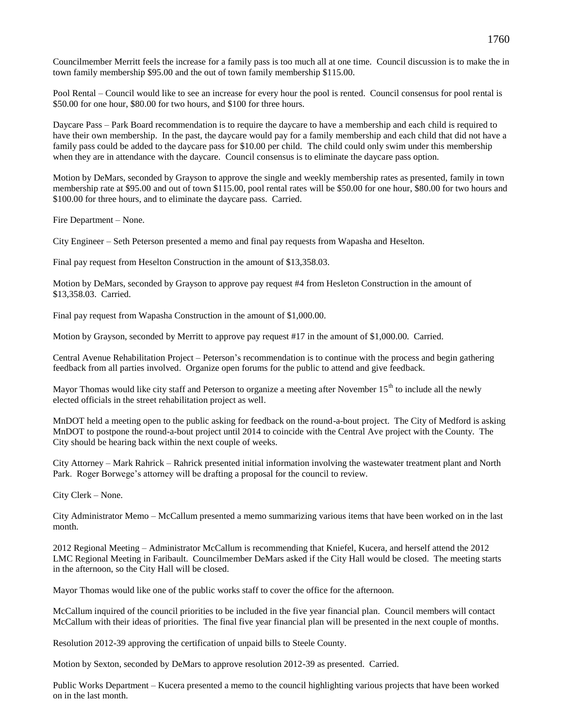Councilmember Merritt feels the increase for a family pass is too much all at one time. Council discussion is to make the in town family membership $95.00 and the out of town family membership $115.00.

Pool Rental – Council would like to see an increase for every hour the pool is rented. Council consensus for pool rental is $50.00 for one hour, $80.00 for two hours, and $100 for three hours.

Daycare Pass – Park Board recommendation is to require the daycare to have a membership and each child is required to have their own membership. In the past, the daycare would pay for a family membership and each child that did not have a family pass could be added to the daycare pass for $10.00 per child. The child could only swim under this membership when they are in attendance with the daycare. Council consensus is to eliminate the daycare pass option.

Motion by DeMars, seconded by Grayson to approve the single and weekly membership rates as presented, family in town membership rate at $95.00 and out of town $115.00, pool rental rates will be $50.00 for one hour, $80.00 for two hours and $100.00 for three hours, and to eliminate the daycare pass. Carried.

Fire Department – None.

City Engineer – Seth Peterson presented a memo and final pay requests from Wapasha and Heselton.

Final pay request from Heselton Construction in the amount of $13,358.03.

Motion by DeMars, seconded by Grayson to approve pay request #4 from Hesleton Construction in the amount of $13,358.03. Carried.

Final pay request from Wapasha Construction in the amount of $1,000.00.

Motion by Grayson, seconded by Merritt to approve pay request #17 in the amount of $1,000.00. Carried.

Central Avenue Rehabilitation Project – Peterson's recommendation is to continue with the process and begin gathering feedback from all parties involved. Organize open forums for the public to attend and give feedback.

Mayor Thomas would like city staff and Peterson to organize a meeting after November 15th to include all the newly elected officials in the street rehabilitation project as well.

MnDOT held a meeting open to the public asking for feedback on the round-a-bout project. The City of Medford is asking MnDOT to postpone the round-a-bout project until 2014 to coincide with the Central Ave project with the County. The City should be hearing back within the next couple of weeks.

City Attorney – Mark Rahrick – Rahrick presented initial information involving the wastewater treatment plant and North Park. Roger Borwege's attorney will be drafting a proposal for the council to review.

City Clerk – None.

City Administrator Memo – McCallum presented a memo summarizing various items that have been worked on in the last month.

2012 Regional Meeting – Administrator McCallum is recommending that Kniefel, Kucera, and herself attend the 2012 LMC Regional Meeting in Faribault. Councilmember DeMars asked if the City Hall would be closed. The meeting starts in the afternoon, so the City Hall will be closed.

Mayor Thomas would like one of the public works staff to cover the office for the afternoon.

McCallum inquired of the council priorities to be included in the five year financial plan. Council members will contact McCallum with their ideas of priorities. The final five year financial plan will be presented in the next couple of months.

Resolution 2012-39 approving the certification of unpaid bills to Steele County.

Motion by Sexton, seconded by DeMars to approve resolution 2012-39 as presented. Carried.

Public Works Department – Kucera presented a memo to the council highlighting various projects that have been worked on in the last month.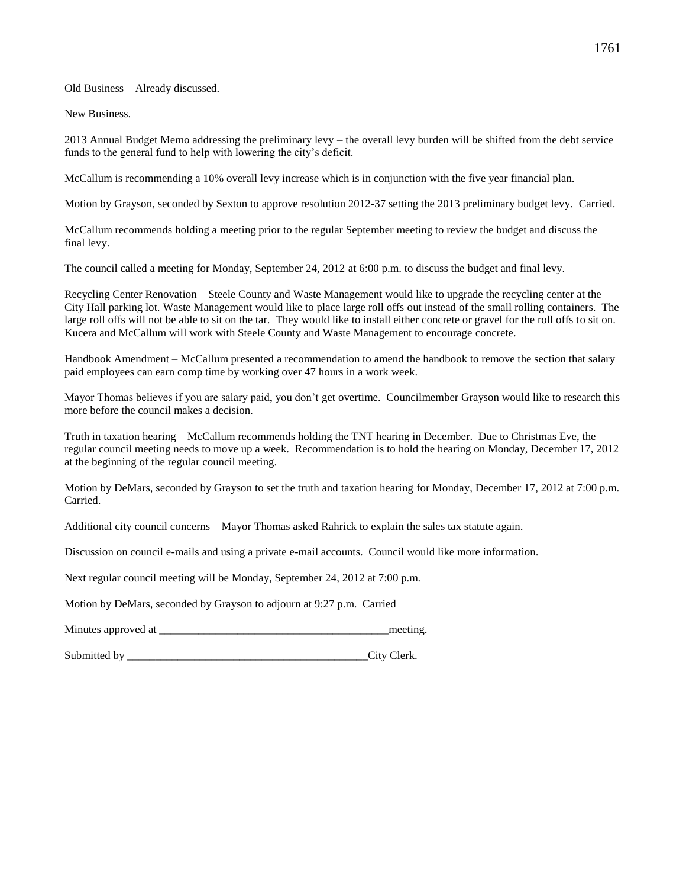Old Business – Already discussed.

New Business.

2013 Annual Budget Memo addressing the preliminary levy – the overall levy burden will be shifted from the debt service funds to the general fund to help with lowering the city's deficit.

McCallum is recommending a 10% overall levy increase which is in conjunction with the five year financial plan.

Motion by Grayson, seconded by Sexton to approve resolution 2012-37 setting the 2013 preliminary budget levy. Carried.

McCallum recommends holding a meeting prior to the regular September meeting to review the budget and discuss the final levy.

The council called a meeting for Monday, September 24, 2012 at 6:00 p.m. to discuss the budget and final levy.

Recycling Center Renovation – Steele County and Waste Management would like to upgrade the recycling center at the City Hall parking lot. Waste Management would like to place large roll offs out instead of the small rolling containers. The large roll offs will not be able to sit on the tar. They would like to install either concrete or gravel for the roll offs to sit on. Kucera and McCallum will work with Steele County and Waste Management to encourage concrete.

Handbook Amendment – McCallum presented a recommendation to amend the handbook to remove the section that salary paid employees can earn comp time by working over 47 hours in a work week.

Mayor Thomas believes if you are salary paid, you don't get overtime. Councilmember Grayson would like to research this more before the council makes a decision.

Truth in taxation hearing – McCallum recommends holding the TNT hearing in December. Due to Christmas Eve, the regular council meeting needs to move up a week. Recommendation is to hold the hearing on Monday, December 17, 2012 at the beginning of the regular council meeting.

Motion by DeMars, seconded by Grayson to set the truth and taxation hearing for Monday, December 17, 2012 at 7:00 p.m. Carried.

Additional city council concerns – Mayor Thomas asked Rahrick to explain the sales tax statute again.

Discussion on council e-mails and using a private e-mail accounts. Council would like more information.

Next regular council meeting will be Monday, September 24, 2012 at 7:00 p.m.

Motion by DeMars, seconded by Grayson to adjourn at 9:27 p.m. Carried

Minutes approved at _________________________________________meeting.

Submitted by ___________________________________________City Clerk.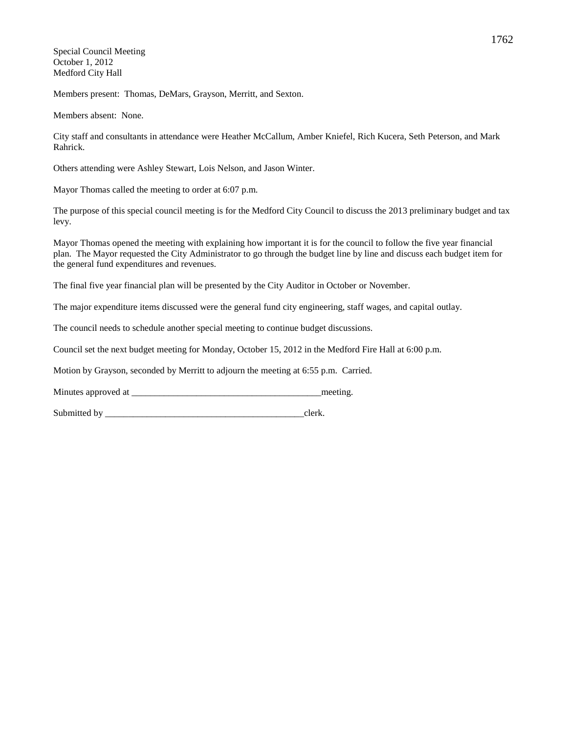Special Council Meeting
October 1, 2012
Medford City Hall

Members present: Thomas, DeMars, Grayson, Merritt, and Sexton.

Members absent: None.

City staff and consultants in attendance were Heather McCallum, Amber Kniefel, Rich Kucera, Seth Peterson, and Mark Rahrick.

Others attending were Ashley Stewart, Lois Nelson, and Jason Winter.

Mayor Thomas called the meeting to order at 6:07 p.m.

The purpose of this special council meeting is for the Medford City Council to discuss the 2013 preliminary budget and tax levy.

Mayor Thomas opened the meeting with explaining how important it is for the council to follow the five year financial plan. The Mayor requested the City Administrator to go through the budget line by line and discuss each budget item for the general fund expenditures and revenues.

The final five year financial plan will be presented by the City Auditor in October or November.

The major expenditure items discussed were the general fund city engineering, staff wages, and capital outlay.

The council needs to schedule another special meeting to continue budget discussions.

Council set the next budget meeting for Monday, October 15, 2012 in the Medford Fire Hall at 6:00 p.m.

Motion by Grayson, seconded by Merritt to adjourn the meeting at 6:55 p.m. Carried.

Minutes approved at ________________________________________meeting.

Submitted by ___________________________________________clerk.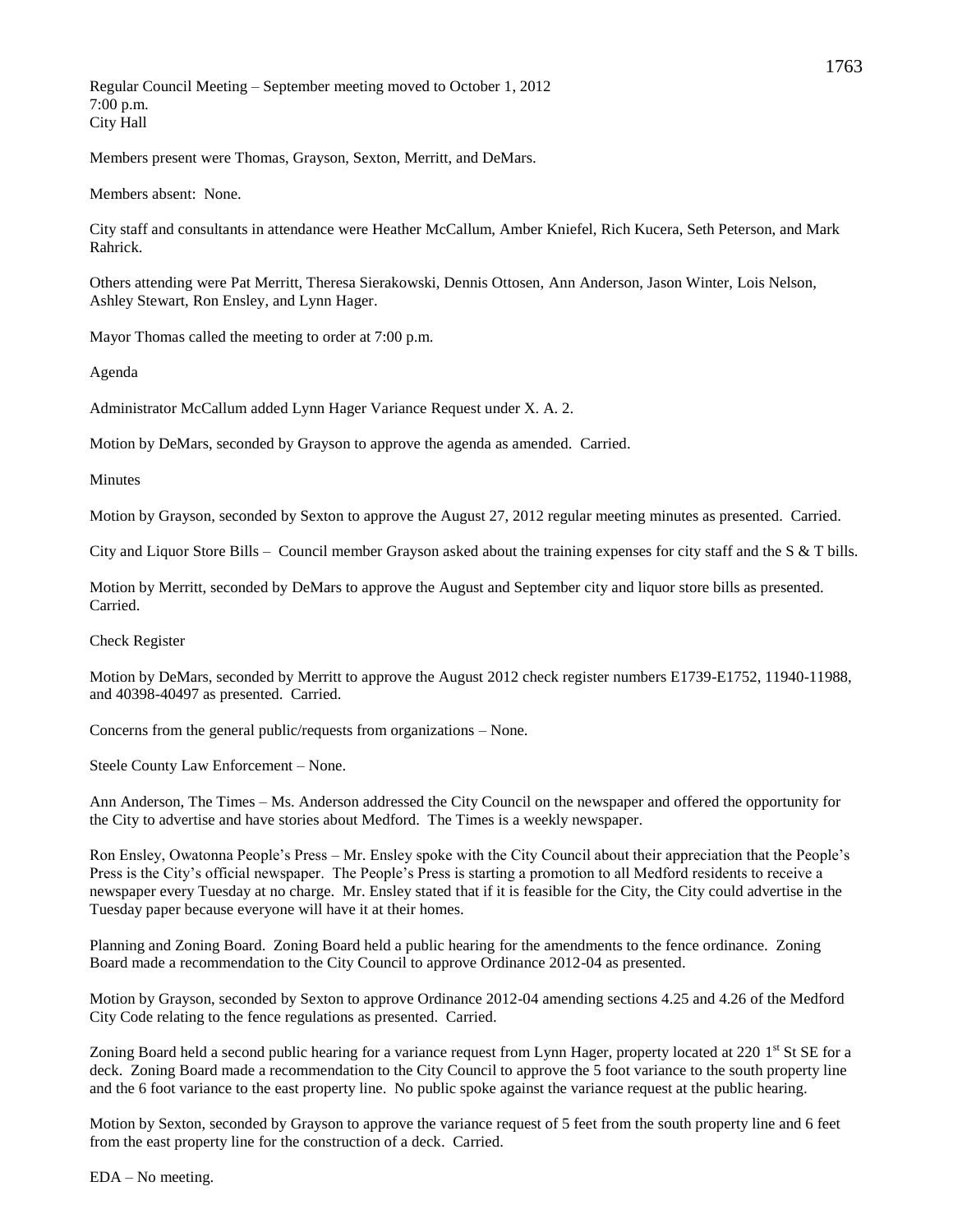Regular Council Meeting – September meeting moved to October 1, 2012
7:00 p.m.
City Hall

Members present were Thomas, Grayson, Sexton, Merritt, and DeMars.

Members absent: None.

City staff and consultants in attendance were Heather McCallum, Amber Kniefel, Rich Kucera, Seth Peterson, and Mark Rahrick.

Others attending were Pat Merritt, Theresa Sierakowski, Dennis Ottosen, Ann Anderson, Jason Winter, Lois Nelson, Ashley Stewart, Ron Ensley, and Lynn Hager.

Mayor Thomas called the meeting to order at 7:00 p.m.

Agenda

Administrator McCallum added Lynn Hager Variance Request under X. A. 2.

Motion by DeMars, seconded by Grayson to approve the agenda as amended. Carried.

Minutes

Motion by Grayson, seconded by Sexton to approve the August 27, 2012 regular meeting minutes as presented. Carried.

City and Liquor Store Bills – Council member Grayson asked about the training expenses for city staff and the S & T bills.

Motion by Merritt, seconded by DeMars to approve the August and September city and liquor store bills as presented. Carried.

Check Register

Motion by DeMars, seconded by Merritt to approve the August 2012 check register numbers E1739-E1752, 11940-11988, and 40398-40497 as presented. Carried.

Concerns from the general public/requests from organizations – None.

Steele County Law Enforcement – None.

Ann Anderson, The Times – Ms. Anderson addressed the City Council on the newspaper and offered the opportunity for the City to advertise and have stories about Medford. The Times is a weekly newspaper.

Ron Ensley, Owatonna People's Press – Mr. Ensley spoke with the City Council about their appreciation that the People's Press is the City's official newspaper. The People's Press is starting a promotion to all Medford residents to receive a newspaper every Tuesday at no charge. Mr. Ensley stated that if it is feasible for the City, the City could advertise in the Tuesday paper because everyone will have it at their homes.

Planning and Zoning Board. Zoning Board held a public hearing for the amendments to the fence ordinance. Zoning Board made a recommendation to the City Council to approve Ordinance 2012-04 as presented.

Motion by Grayson, seconded by Sexton to approve Ordinance 2012-04 amending sections 4.25 and 4.26 of the Medford City Code relating to the fence regulations as presented. Carried.

Zoning Board held a second public hearing for a variance request from Lynn Hager, property located at 220 1st St SE for a deck. Zoning Board made a recommendation to the City Council to approve the 5 foot variance to the south property line and the 6 foot variance to the east property line. No public spoke against the variance request at the public hearing.

Motion by Sexton, seconded by Grayson to approve the variance request of 5 feet from the south property line and 6 feet from the east property line for the construction of a deck. Carried.

EDA – No meeting.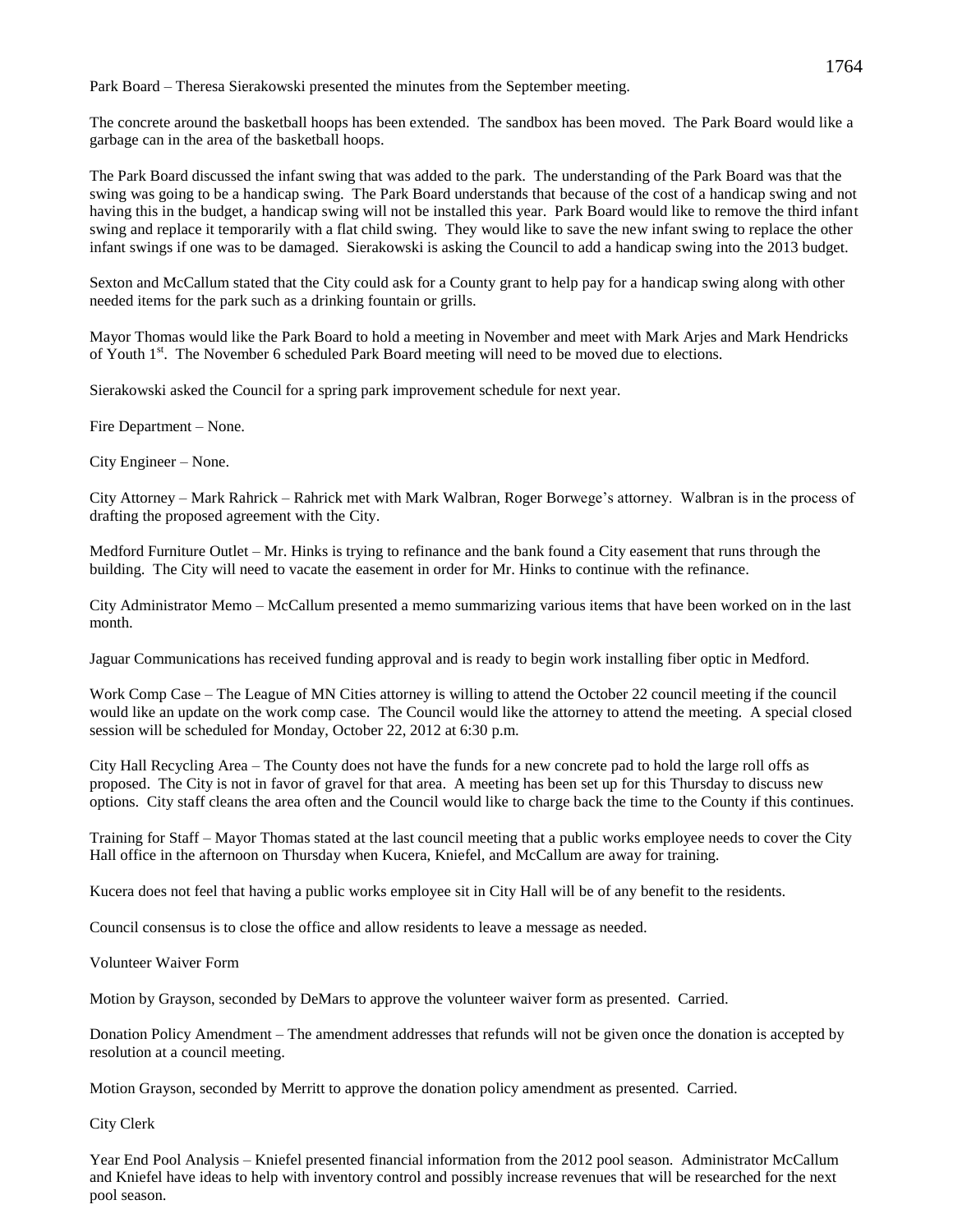Park Board – Theresa Sierakowski presented the minutes from the September meeting.

The concrete around the basketball hoops has been extended. The sandbox has been moved. The Park Board would like a garbage can in the area of the basketball hoops.

The Park Board discussed the infant swing that was added to the park. The understanding of the Park Board was that the swing was going to be a handicap swing. The Park Board understands that because of the cost of a handicap swing and not having this in the budget, a handicap swing will not be installed this year. Park Board would like to remove the third infant swing and replace it temporarily with a flat child swing. They would like to save the new infant swing to replace the other infant swings if one was to be damaged. Sierakowski is asking the Council to add a handicap swing into the 2013 budget.

Sexton and McCallum stated that the City could ask for a County grant to help pay for a handicap swing along with other needed items for the park such as a drinking fountain or grills.

Mayor Thomas would like the Park Board to hold a meeting in November and meet with Mark Arjes and Mark Hendricks of Youth 1st. The November 6 scheduled Park Board meeting will need to be moved due to elections.

Sierakowski asked the Council for a spring park improvement schedule for next year.

Fire Department – None.

City Engineer – None.

City Attorney – Mark Rahrick – Rahrick met with Mark Walbran, Roger Borwege's attorney. Walbran is in the process of drafting the proposed agreement with the City.

Medford Furniture Outlet – Mr. Hinks is trying to refinance and the bank found a City easement that runs through the building. The City will need to vacate the easement in order for Mr. Hinks to continue with the refinance.

City Administrator Memo – McCallum presented a memo summarizing various items that have been worked on in the last month.

Jaguar Communications has received funding approval and is ready to begin work installing fiber optic in Medford.

Work Comp Case – The League of MN Cities attorney is willing to attend the October 22 council meeting if the council would like an update on the work comp case. The Council would like the attorney to attend the meeting. A special closed session will be scheduled for Monday, October 22, 2012 at 6:30 p.m.

City Hall Recycling Area – The County does not have the funds for a new concrete pad to hold the large roll offs as proposed. The City is not in favor of gravel for that area. A meeting has been set up for this Thursday to discuss new options. City staff cleans the area often and the Council would like to charge back the time to the County if this continues.

Training for Staff – Mayor Thomas stated at the last council meeting that a public works employee needs to cover the City Hall office in the afternoon on Thursday when Kucera, Kniefel, and McCallum are away for training.

Kucera does not feel that having a public works employee sit in City Hall will be of any benefit to the residents.

Council consensus is to close the office and allow residents to leave a message as needed.

Volunteer Waiver Form

Motion by Grayson, seconded by DeMars to approve the volunteer waiver form as presented. Carried.

Donation Policy Amendment – The amendment addresses that refunds will not be given once the donation is accepted by resolution at a council meeting.

Motion Grayson, seconded by Merritt to approve the donation policy amendment as presented. Carried.

City Clerk

Year End Pool Analysis – Kniefel presented financial information from the 2012 pool season. Administrator McCallum and Kniefel have ideas to help with inventory control and possibly increase revenues that will be researched for the next pool season.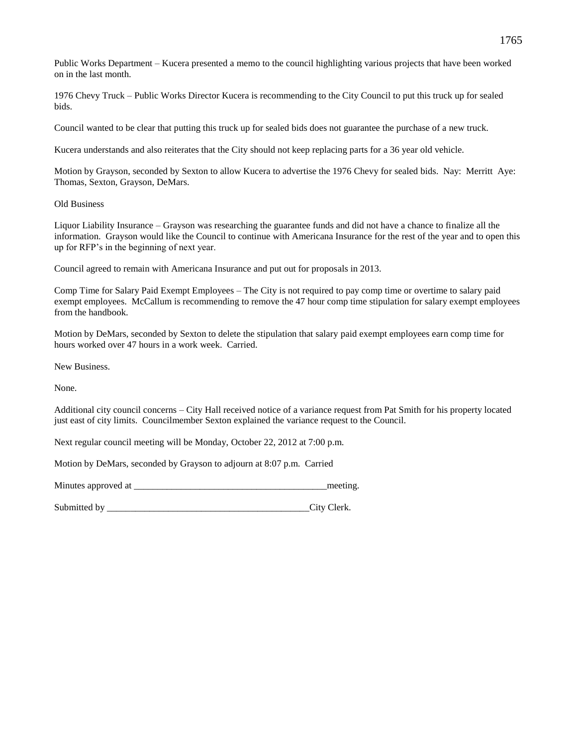Public Works Department – Kucera presented a memo to the council highlighting various projects that have been worked on in the last month.

1976 Chevy Truck – Public Works Director Kucera is recommending to the City Council to put this truck up for sealed bids.

Council wanted to be clear that putting this truck up for sealed bids does not guarantee the purchase of a new truck.

Kucera understands and also reiterates that the City should not keep replacing parts for a 36 year old vehicle.

Motion by Grayson, seconded by Sexton to allow Kucera to advertise the 1976 Chevy for sealed bids. Nay: Merritt Aye: Thomas, Sexton, Grayson, DeMars.

Old Business

Liquor Liability Insurance – Grayson was researching the guarantee funds and did not have a chance to finalize all the information. Grayson would like the Council to continue with Americana Insurance for the rest of the year and to open this up for RFP's in the beginning of next year.

Council agreed to remain with Americana Insurance and put out for proposals in 2013.

Comp Time for Salary Paid Exempt Employees – The City is not required to pay comp time or overtime to salary paid exempt employees. McCallum is recommending to remove the 47 hour comp time stipulation for salary exempt employees from the handbook.

Motion by DeMars, seconded by Sexton to delete the stipulation that salary paid exempt employees earn comp time for hours worked over 47 hours in a work week. Carried.

New Business.

None.

Additional city council concerns – City Hall received notice of a variance request from Pat Smith for his property located just east of city limits. Councilmember Sexton explained the variance request to the Council.

Next regular council meeting will be Monday, October 22, 2012 at 7:00 p.m.

Motion by DeMars, seconded by Grayson to adjourn at 8:07 p.m. Carried

Minutes approved at ________________________________________meeting.

Submitted by ___________________________________________City Clerk.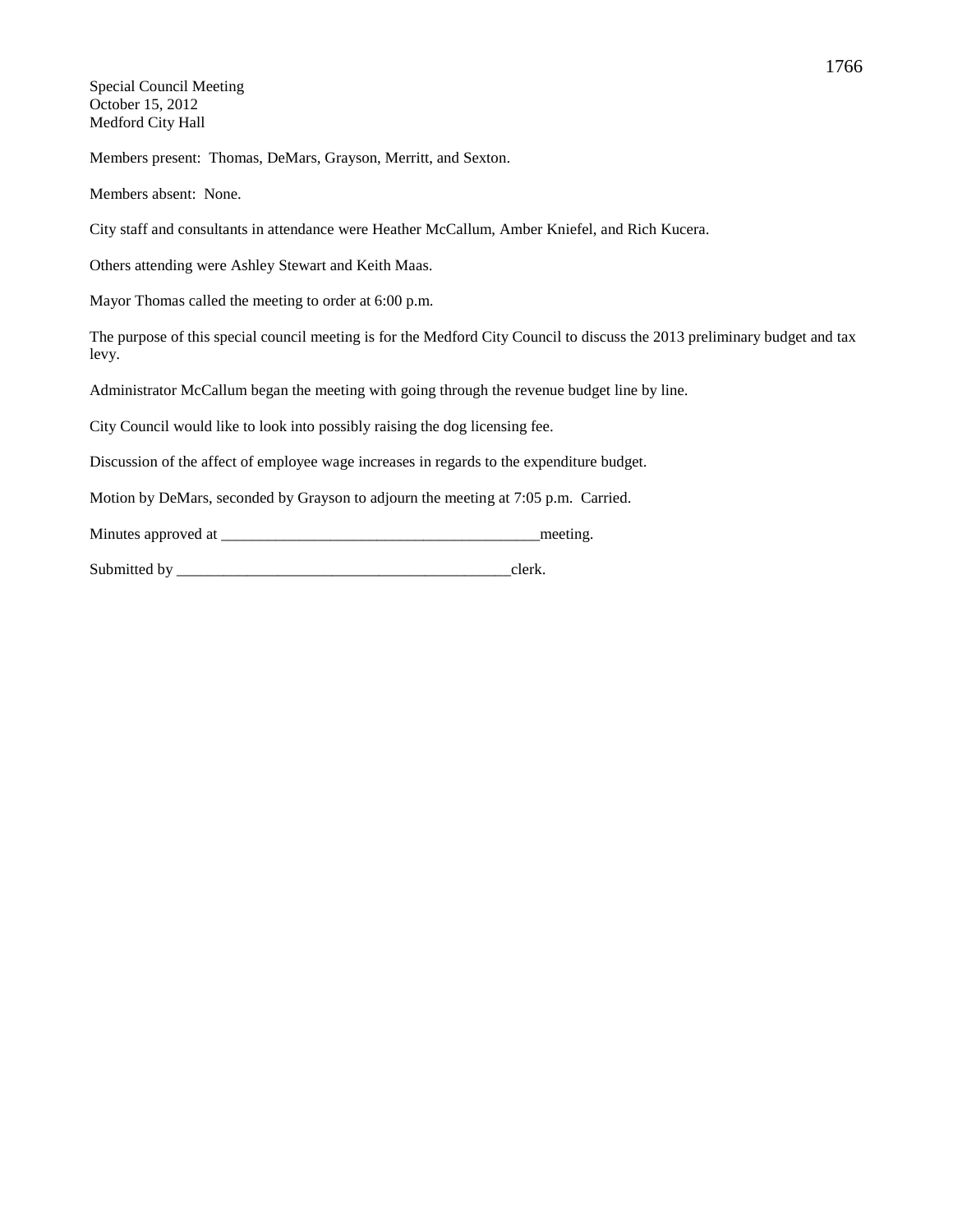Special Council Meeting
October 15, 2012
Medford City Hall

Members present: Thomas, DeMars, Grayson, Merritt, and Sexton.

Members absent: None.

City staff and consultants in attendance were Heather McCallum, Amber Kniefel, and Rich Kucera.

Others attending were Ashley Stewart and Keith Maas.

Mayor Thomas called the meeting to order at 6:00 p.m.

The purpose of this special council meeting is for the Medford City Council to discuss the 2013 preliminary budget and tax levy.

Administrator McCallum began the meeting with going through the revenue budget line by line.

City Council would like to look into possibly raising the dog licensing fee.

Discussion of the affect of employee wage increases in regards to the expenditure budget.

Motion by DeMars, seconded by Grayson to adjourn the meeting at 7:05 p.m. Carried.

Minutes approved at _________________________________________meeting.

Submitted by ____________________________________________clerk.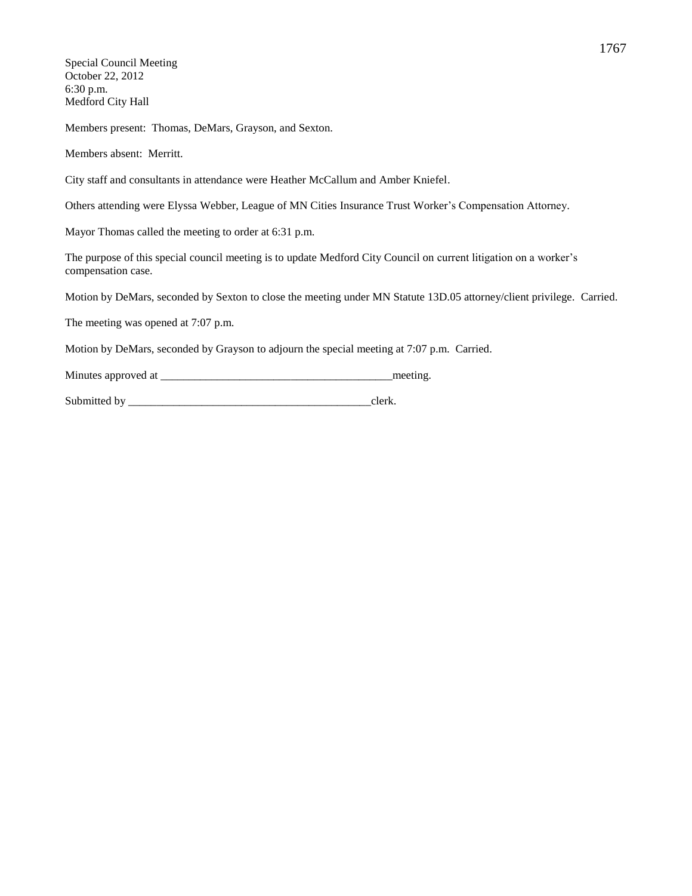Special Council Meeting
October 22, 2012
6:30 p.m.
Medford City Hall

Members present: Thomas, DeMars, Grayson, and Sexton.

Members absent: Merritt.

City staff and consultants in attendance were Heather McCallum and Amber Kniefel.

Others attending were Elyssa Webber, League of MN Cities Insurance Trust Worker's Compensation Attorney.

Mayor Thomas called the meeting to order at 6:31 p.m.

The purpose of this special council meeting is to update Medford City Council on current litigation on a worker's compensation case.

Motion by DeMars, seconded by Sexton to close the meeting under MN Statute 13D.05 attorney/client privilege. Carried.

The meeting was opened at 7:07 p.m.

Motion by DeMars, seconded by Grayson to adjourn the special meeting at 7:07 p.m. Carried.

Minutes approved at __________________________________________meeting.

Submitted by ____________________________________________clerk.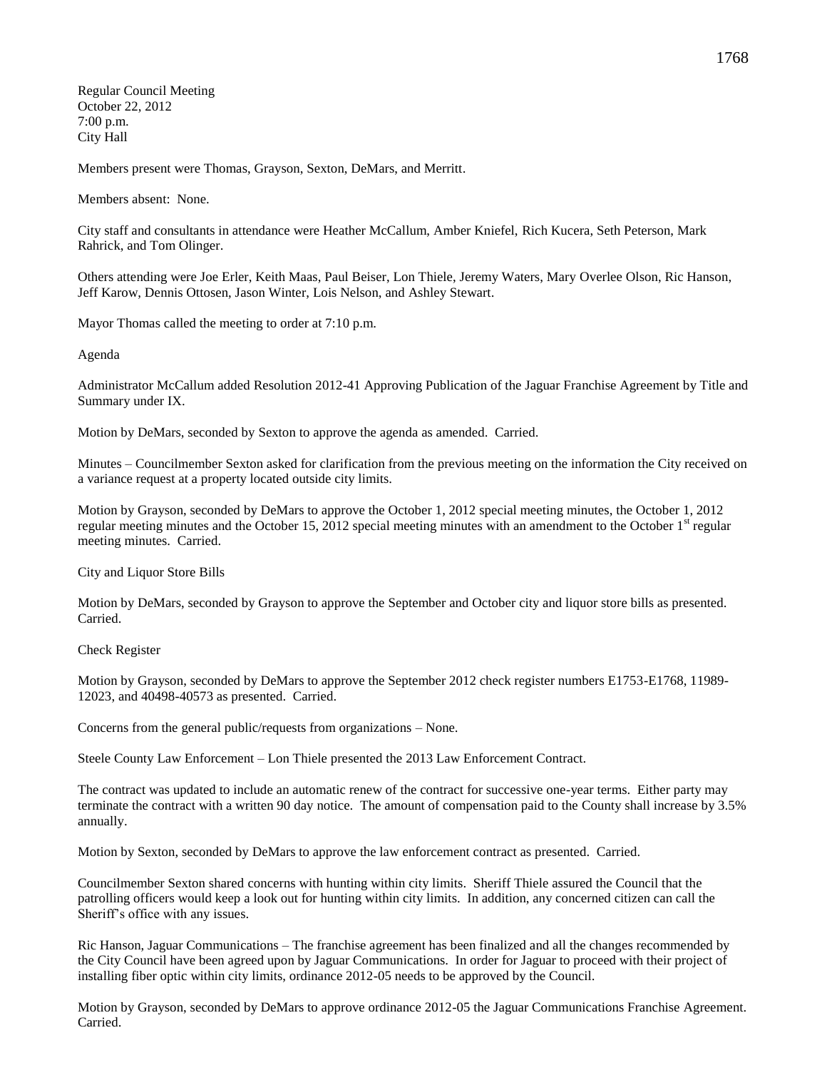Regular Council Meeting
October 22, 2012
7:00 p.m.
City Hall

Members present were Thomas, Grayson, Sexton, DeMars, and Merritt.

Members absent: None.

City staff and consultants in attendance were Heather McCallum, Amber Kniefel, Rich Kucera, Seth Peterson, Mark Rahrick, and Tom Olinger.

Others attending were Joe Erler, Keith Maas, Paul Beiser, Lon Thiele, Jeremy Waters, Mary Overlee Olson, Ric Hanson, Jeff Karow, Dennis Ottosen, Jason Winter, Lois Nelson, and Ashley Stewart.

Mayor Thomas called the meeting to order at 7:10 p.m.

Agenda

Administrator McCallum added Resolution 2012-41 Approving Publication of the Jaguar Franchise Agreement by Title and Summary under IX.

Motion by DeMars, seconded by Sexton to approve the agenda as amended. Carried.

Minutes – Councilmember Sexton asked for clarification from the previous meeting on the information the City received on a variance request at a property located outside city limits.

Motion by Grayson, seconded by DeMars to approve the October 1, 2012 special meeting minutes, the October 1, 2012 regular meeting minutes and the October 15, 2012 special meeting minutes with an amendment to the October 1st regular meeting minutes. Carried.

City and Liquor Store Bills

Motion by DeMars, seconded by Grayson to approve the September and October city and liquor store bills as presented. Carried.

Check Register

Motion by Grayson, seconded by DeMars to approve the September 2012 check register numbers E1753-E1768, 11989-12023, and 40498-40573 as presented. Carried.

Concerns from the general public/requests from organizations – None.

Steele County Law Enforcement – Lon Thiele presented the 2013 Law Enforcement Contract.

The contract was updated to include an automatic renew of the contract for successive one-year terms. Either party may terminate the contract with a written 90 day notice. The amount of compensation paid to the County shall increase by 3.5% annually.

Motion by Sexton, seconded by DeMars to approve the law enforcement contract as presented. Carried.

Councilmember Sexton shared concerns with hunting within city limits. Sheriff Thiele assured the Council that the patrolling officers would keep a look out for hunting within city limits. In addition, any concerned citizen can call the Sheriff's office with any issues.

Ric Hanson, Jaguar Communications – The franchise agreement has been finalized and all the changes recommended by the City Council have been agreed upon by Jaguar Communications. In order for Jaguar to proceed with their project of installing fiber optic within city limits, ordinance 2012-05 needs to be approved by the Council.

Motion by Grayson, seconded by DeMars to approve ordinance 2012-05 the Jaguar Communications Franchise Agreement. Carried.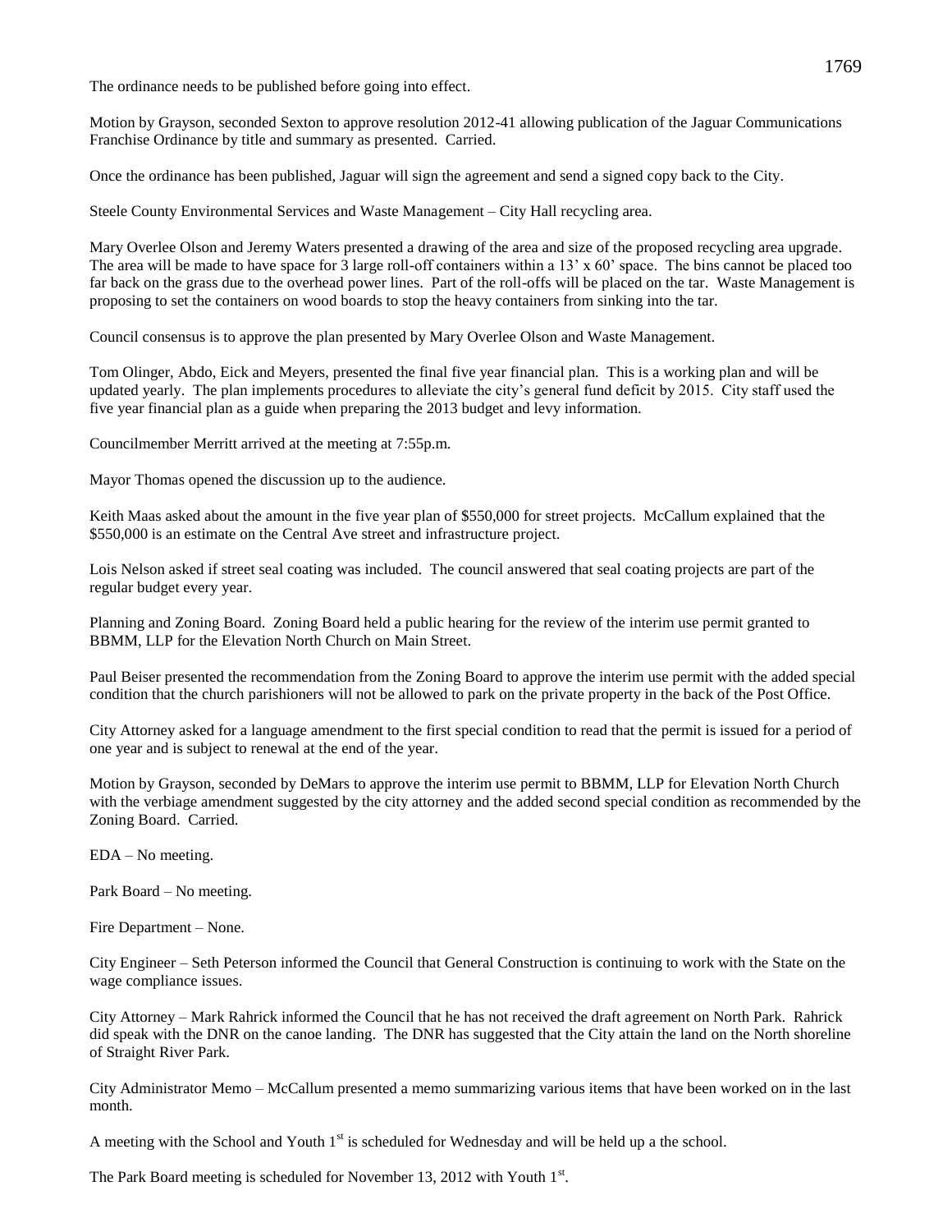The ordinance needs to be published before going into effect.

Motion by Grayson, seconded Sexton to approve resolution 2012-41 allowing publication of the Jaguar Communications Franchise Ordinance by title and summary as presented. Carried.

Once the ordinance has been published, Jaguar will sign the agreement and send a signed copy back to the City.

Steele County Environmental Services and Waste Management – City Hall recycling area.

Mary Overlee Olson and Jeremy Waters presented a drawing of the area and size of the proposed recycling area upgrade. The area will be made to have space for 3 large roll-off containers within a 13' x 60' space. The bins cannot be placed too far back on the grass due to the overhead power lines. Part of the roll-offs will be placed on the tar. Waste Management is proposing to set the containers on wood boards to stop the heavy containers from sinking into the tar.

Council consensus is to approve the plan presented by Mary Overlee Olson and Waste Management.

Tom Olinger, Abdo, Eick and Meyers, presented the final five year financial plan. This is a working plan and will be updated yearly. The plan implements procedures to alleviate the city's general fund deficit by 2015. City staff used the five year financial plan as a guide when preparing the 2013 budget and levy information.

Councilmember Merritt arrived at the meeting at 7:55p.m.

Mayor Thomas opened the discussion up to the audience.

Keith Maas asked about the amount in the five year plan of $550,000 for street projects. McCallum explained that the $550,000 is an estimate on the Central Ave street and infrastructure project.

Lois Nelson asked if street seal coating was included. The council answered that seal coating projects are part of the regular budget every year.

Planning and Zoning Board. Zoning Board held a public hearing for the review of the interim use permit granted to BBMM, LLP for the Elevation North Church on Main Street.

Paul Beiser presented the recommendation from the Zoning Board to approve the interim use permit with the added special condition that the church parishioners will not be allowed to park on the private property in the back of the Post Office.

City Attorney asked for a language amendment to the first special condition to read that the permit is issued for a period of one year and is subject to renewal at the end of the year.

Motion by Grayson, seconded by DeMars to approve the interim use permit to BBMM, LLP for Elevation North Church with the verbiage amendment suggested by the city attorney and the added second special condition as recommended by the Zoning Board. Carried.

EDA – No meeting.

Park Board – No meeting.

Fire Department – None.

City Engineer – Seth Peterson informed the Council that General Construction is continuing to work with the State on the wage compliance issues.

City Attorney – Mark Rahrick informed the Council that he has not received the draft agreement on North Park. Rahrick did speak with the DNR on the canoe landing. The DNR has suggested that the City attain the land on the North shoreline of Straight River Park.

City Administrator Memo – McCallum presented a memo summarizing various items that have been worked on in the last month.

A meeting with the School and Youth 1st is scheduled for Wednesday and will be held up a the school.

The Park Board meeting is scheduled for November 13, 2012 with Youth 1st.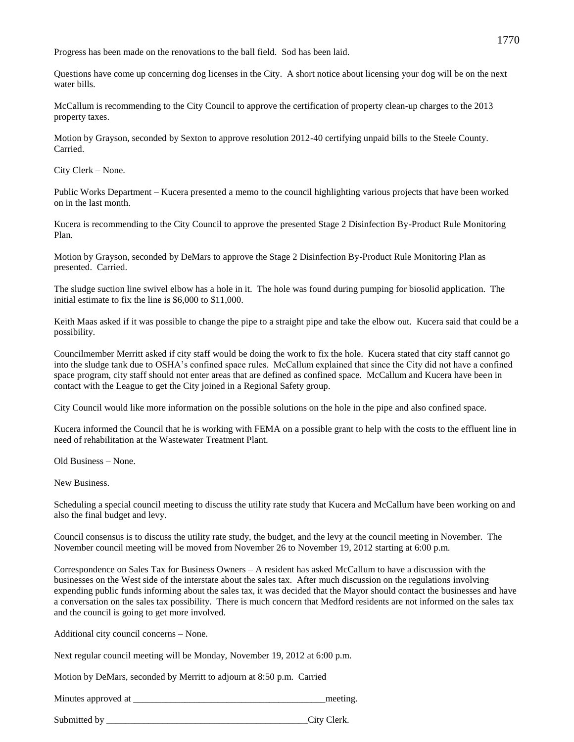Progress has been made on the renovations to the ball field. Sod has been laid.

Questions have come up concerning dog licenses in the City. A short notice about licensing your dog will be on the next water bills.

McCallum is recommending to the City Council to approve the certification of property clean-up charges to the 2013 property taxes.

Motion by Grayson, seconded by Sexton to approve resolution 2012-40 certifying unpaid bills to the Steele County. Carried.

City Clerk – None.

Public Works Department – Kucera presented a memo to the council highlighting various projects that have been worked on in the last month.

Kucera is recommending to the City Council to approve the presented Stage 2 Disinfection By-Product Rule Monitoring Plan.

Motion by Grayson, seconded by DeMars to approve the Stage 2 Disinfection By-Product Rule Monitoring Plan as presented. Carried.

The sludge suction line swivel elbow has a hole in it. The hole was found during pumping for biosolid application. The initial estimate to fix the line is $6,000 to $11,000.

Keith Maas asked if it was possible to change the pipe to a straight pipe and take the elbow out. Kucera said that could be a possibility.

Councilmember Merritt asked if city staff would be doing the work to fix the hole. Kucera stated that city staff cannot go into the sludge tank due to OSHA's confined space rules. McCallum explained that since the City did not have a confined space program, city staff should not enter areas that are defined as confined space. McCallum and Kucera have been in contact with the League to get the City joined in a Regional Safety group.

City Council would like more information on the possible solutions on the hole in the pipe and also confined space.

Kucera informed the Council that he is working with FEMA on a possible grant to help with the costs to the effluent line in need of rehabilitation at the Wastewater Treatment Plant.

Old Business – None.

New Business.

Scheduling a special council meeting to discuss the utility rate study that Kucera and McCallum have been working on and also the final budget and levy.

Council consensus is to discuss the utility rate study, the budget, and the levy at the council meeting in November. The November council meeting will be moved from November 26 to November 19, 2012 starting at 6:00 p.m.

Correspondence on Sales Tax for Business Owners – A resident has asked McCallum to have a discussion with the businesses on the West side of the interstate about the sales tax. After much discussion on the regulations involving expending public funds informing about the sales tax, it was decided that the Mayor should contact the businesses and have a conversation on the sales tax possibility. There is much concern that Medford residents are not informed on the sales tax and the council is going to get more involved.

Additional city council concerns – None.

Next regular council meeting will be Monday, November 19, 2012 at 6:00 p.m.

Motion by DeMars, seconded by Merritt to adjourn at 8:50 p.m. Carried

Minutes approved at ________________________________________meeting.

Submitted by __________________________________________City Clerk.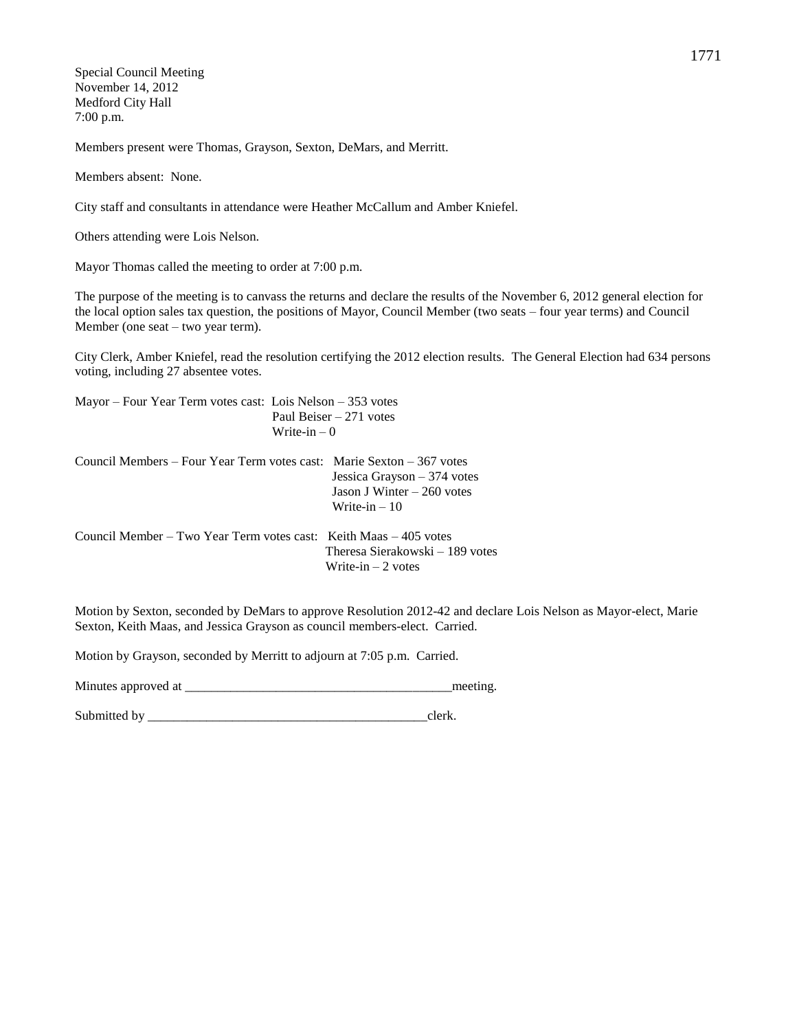Special Council Meeting
November 14, 2012
Medford City Hall
7:00 p.m.

Members present were Thomas, Grayson, Sexton, DeMars, and Merritt.

Members absent: None.

City staff and consultants in attendance were Heather McCallum and Amber Kniefel.

Others attending were Lois Nelson.

Mayor Thomas called the meeting to order at 7:00 p.m.

The purpose of the meeting is to canvass the returns and declare the results of the November 6, 2012 general election for the local option sales tax question, the positions of Mayor, Council Member (two seats – four year terms) and Council Member (one seat – two year term).

City Clerk, Amber Kniefel, read the resolution certifying the 2012 election results. The General Election had 634 persons voting, including 27 absentee votes.

Mayor – Four Year Term votes cast: Lois Nelson – 353 votes
Paul Beiser – 271 votes
Write-in – 0

Council Members – Four Year Term votes cast: Marie Sexton – 367 votes
Jessica Grayson – 374 votes
Jason J Winter – 260 votes
Write-in – 10

Council Member – Two Year Term votes cast: Keith Maas – 405 votes
Theresa Sierakowski – 189 votes
Write-in – 2 votes

Motion by Sexton, seconded by DeMars to approve Resolution 2012-42 and declare Lois Nelson as Mayor-elect, Marie Sexton, Keith Maas, and Jessica Grayson as council members-elect. Carried.

Motion by Grayson, seconded by Merritt to adjourn at 7:05 p.m. Carried.

Minutes approved at ________________________________________meeting.

Submitted by ___________________________________________clerk.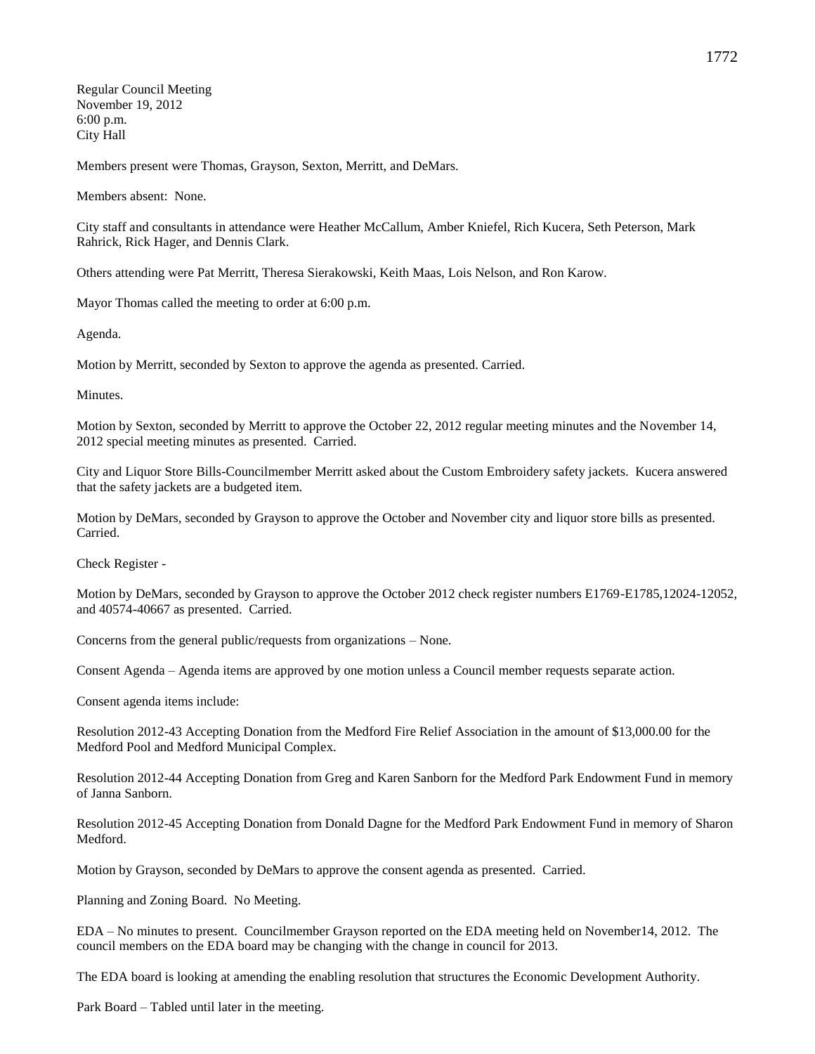Regular Council Meeting
November 19, 2012
6:00 p.m.
City Hall

Members present were Thomas, Grayson, Sexton, Merritt, and DeMars.

Members absent: None.

City staff and consultants in attendance were Heather McCallum, Amber Kniefel, Rich Kucera, Seth Peterson, Mark Rahrick, Rick Hager, and Dennis Clark.

Others attending were Pat Merritt, Theresa Sierakowski, Keith Maas, Lois Nelson, and Ron Karow.

Mayor Thomas called the meeting to order at 6:00 p.m.

Agenda.

Motion by Merritt, seconded by Sexton to approve the agenda as presented. Carried.

Minutes.

Motion by Sexton, seconded by Merritt to approve the October 22, 2012 regular meeting minutes and the November 14, 2012 special meeting minutes as presented. Carried.

City and Liquor Store Bills-Councilmember Merritt asked about the Custom Embroidery safety jackets. Kucera answered that the safety jackets are a budgeted item.

Motion by DeMars, seconded by Grayson to approve the October and November city and liquor store bills as presented. Carried.

Check Register -

Motion by DeMars, seconded by Grayson to approve the October 2012 check register numbers E1769-E1785,12024-12052, and 40574-40667 as presented. Carried.

Concerns from the general public/requests from organizations – None.

Consent Agenda – Agenda items are approved by one motion unless a Council member requests separate action.

Consent agenda items include:

Resolution 2012-43 Accepting Donation from the Medford Fire Relief Association in the amount of $13,000.00 for the Medford Pool and Medford Municipal Complex.

Resolution 2012-44 Accepting Donation from Greg and Karen Sanborn for the Medford Park Endowment Fund in memory of Janna Sanborn.

Resolution 2012-45 Accepting Donation from Donald Dagne for the Medford Park Endowment Fund in memory of Sharon Medford.

Motion by Grayson, seconded by DeMars to approve the consent agenda as presented. Carried.

Planning and Zoning Board. No Meeting.

EDA – No minutes to present. Councilmember Grayson reported on the EDA meeting held on November14, 2012. The council members on the EDA board may be changing with the change in council for 2013.

The EDA board is looking at amending the enabling resolution that structures the Economic Development Authority.

Park Board – Tabled until later in the meeting.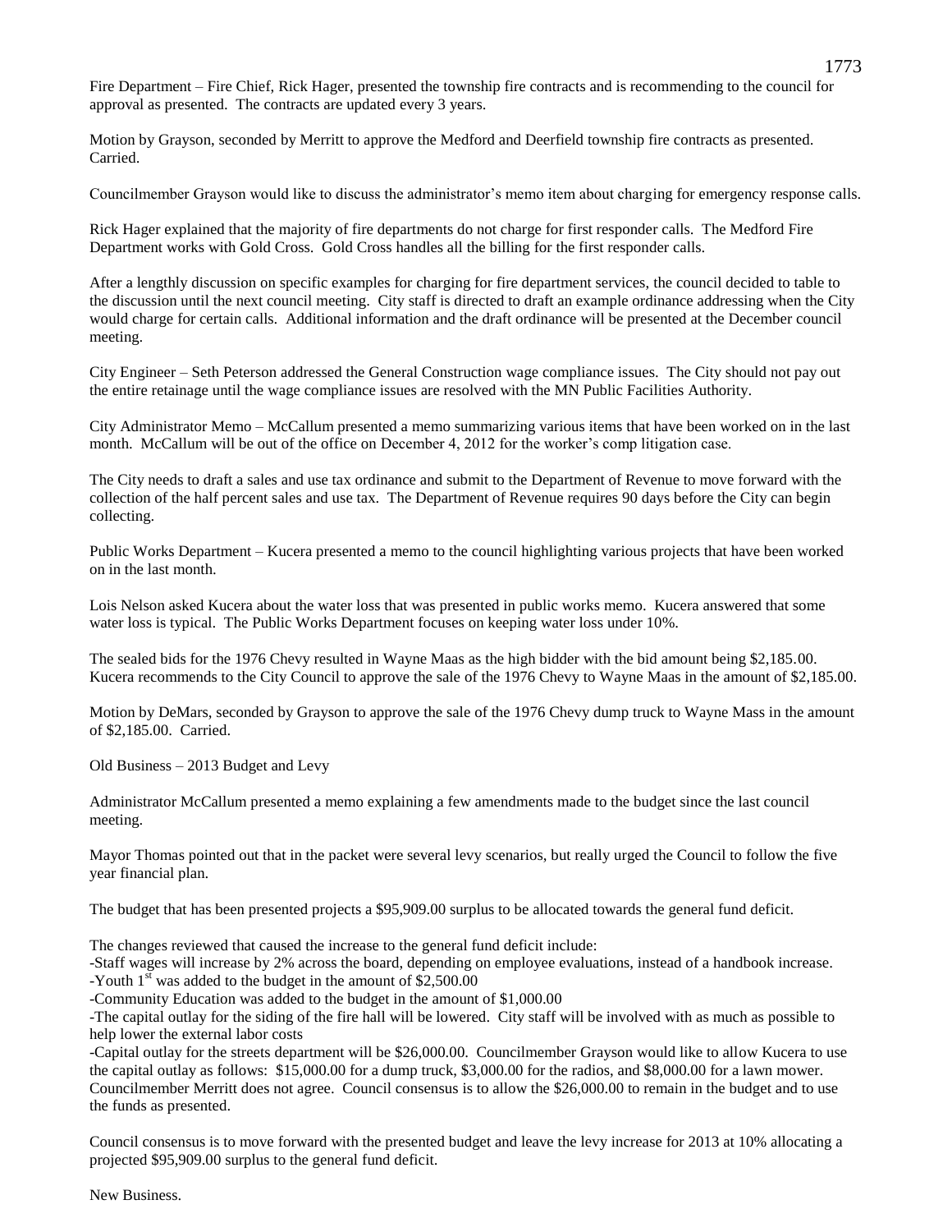Fire Department – Fire Chief, Rick Hager, presented the township fire contracts and is recommending to the council for approval as presented. The contracts are updated every 3 years.

Motion by Grayson, seconded by Merritt to approve the Medford and Deerfield township fire contracts as presented. Carried.

Councilmember Grayson would like to discuss the administrator's memo item about charging for emergency response calls.

Rick Hager explained that the majority of fire departments do not charge for first responder calls. The Medford Fire Department works with Gold Cross. Gold Cross handles all the billing for the first responder calls.

After a lengthly discussion on specific examples for charging for fire department services, the council decided to table to the discussion until the next council meeting. City staff is directed to draft an example ordinance addressing when the City would charge for certain calls. Additional information and the draft ordinance will be presented at the December council meeting.

City Engineer – Seth Peterson addressed the General Construction wage compliance issues. The City should not pay out the entire retainage until the wage compliance issues are resolved with the MN Public Facilities Authority.

City Administrator Memo – McCallum presented a memo summarizing various items that have been worked on in the last month. McCallum will be out of the office on December 4, 2012 for the worker's comp litigation case.

The City needs to draft a sales and use tax ordinance and submit to the Department of Revenue to move forward with the collection of the half percent sales and use tax. The Department of Revenue requires 90 days before the City can begin collecting.

Public Works Department – Kucera presented a memo to the council highlighting various projects that have been worked on in the last month.

Lois Nelson asked Kucera about the water loss that was presented in public works memo. Kucera answered that some water loss is typical. The Public Works Department focuses on keeping water loss under 10%.

The sealed bids for the 1976 Chevy resulted in Wayne Maas as the high bidder with the bid amount being $2,185.00. Kucera recommends to the City Council to approve the sale of the 1976 Chevy to Wayne Maas in the amount of $2,185.00.

Motion by DeMars, seconded by Grayson to approve the sale of the 1976 Chevy dump truck to Wayne Mass in the amount of $2,185.00. Carried.

Old Business – 2013 Budget and Levy

Administrator McCallum presented a memo explaining a few amendments made to the budget since the last council meeting.

Mayor Thomas pointed out that in the packet were several levy scenarios, but really urged the Council to follow the five year financial plan.

The budget that has been presented projects a $95,909.00 surplus to be allocated towards the general fund deficit.

The changes reviewed that caused the increase to the general fund deficit include:
-Staff wages will increase by 2% across the board, depending on employee evaluations, instead of a handbook increase.
-Youth 1st was added to the budget in the amount of $2,500.00
-Community Education was added to the budget in the amount of $1,000.00
-The capital outlay for the siding of the fire hall will be lowered. City staff will be involved with as much as possible to help lower the external labor costs
-Capital outlay for the streets department will be $26,000.00. Councilmember Grayson would like to allow Kucera to use the capital outlay as follows: $15,000.00 for a dump truck, $3,000.00 for the radios, and $8,000.00 for a lawn mower. Councilmember Merritt does not agree. Council consensus is to allow the $26,000.00 to remain in the budget and to use the funds as presented.

Council consensus is to move forward with the presented budget and leave the levy increase for 2013 at 10% allocating a projected $95,909.00 surplus to the general fund deficit.

New Business.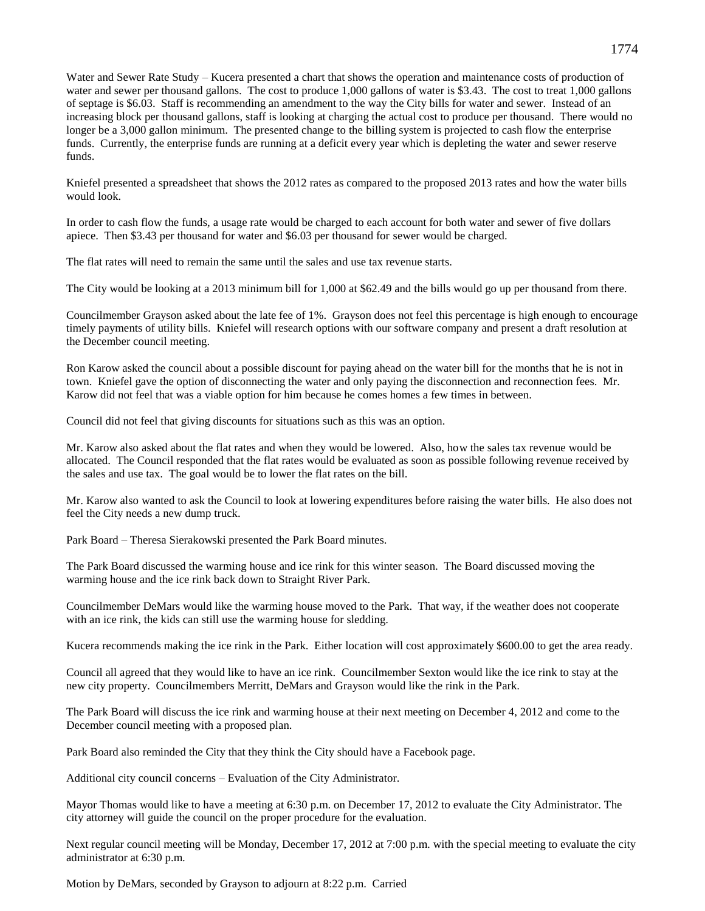Water and Sewer Rate Study – Kucera presented a chart that shows the operation and maintenance costs of production of water and sewer per thousand gallons. The cost to produce 1,000 gallons of water is $3.43. The cost to treat 1,000 gallons of septage is $6.03. Staff is recommending an amendment to the way the City bills for water and sewer. Instead of an increasing block per thousand gallons, staff is looking at charging the actual cost to produce per thousand. There would no longer be a 3,000 gallon minimum. The presented change to the billing system is projected to cash flow the enterprise funds. Currently, the enterprise funds are running at a deficit every year which is depleting the water and sewer reserve funds.

Kniefel presented a spreadsheet that shows the 2012 rates as compared to the proposed 2013 rates and how the water bills would look.

In order to cash flow the funds, a usage rate would be charged to each account for both water and sewer of five dollars apiece. Then $3.43 per thousand for water and $6.03 per thousand for sewer would be charged.

The flat rates will need to remain the same until the sales and use tax revenue starts.

The City would be looking at a 2013 minimum bill for 1,000 at $62.49 and the bills would go up per thousand from there.

Councilmember Grayson asked about the late fee of 1%. Grayson does not feel this percentage is high enough to encourage timely payments of utility bills. Kniefel will research options with our software company and present a draft resolution at the December council meeting.

Ron Karow asked the council about a possible discount for paying ahead on the water bill for the months that he is not in town. Kniefel gave the option of disconnecting the water and only paying the disconnection and reconnection fees. Mr. Karow did not feel that was a viable option for him because he comes homes a few times in between.

Council did not feel that giving discounts for situations such as this was an option.

Mr. Karow also asked about the flat rates and when they would be lowered. Also, how the sales tax revenue would be allocated. The Council responded that the flat rates would be evaluated as soon as possible following revenue received by the sales and use tax. The goal would be to lower the flat rates on the bill.

Mr. Karow also wanted to ask the Council to look at lowering expenditures before raising the water bills. He also does not feel the City needs a new dump truck.

Park Board – Theresa Sierakowski presented the Park Board minutes.

The Park Board discussed the warming house and ice rink for this winter season. The Board discussed moving the warming house and the ice rink back down to Straight River Park.

Councilmember DeMars would like the warming house moved to the Park. That way, if the weather does not cooperate with an ice rink, the kids can still use the warming house for sledding.

Kucera recommends making the ice rink in the Park. Either location will cost approximately $600.00 to get the area ready.

Council all agreed that they would like to have an ice rink. Councilmember Sexton would like the ice rink to stay at the new city property. Councilmembers Merritt, DeMars and Grayson would like the rink in the Park.

The Park Board will discuss the ice rink and warming house at their next meeting on December 4, 2012 and come to the December council meeting with a proposed plan.

Park Board also reminded the City that they think the City should have a Facebook page.

Additional city council concerns – Evaluation of the City Administrator.

Mayor Thomas would like to have a meeting at 6:30 p.m. on December 17, 2012 to evaluate the City Administrator. The city attorney will guide the council on the proper procedure for the evaluation.

Next regular council meeting will be Monday, December 17, 2012 at 7:00 p.m. with the special meeting to evaluate the city administrator at 6:30 p.m.

Motion by DeMars, seconded by Grayson to adjourn at 8:22 p.m. Carried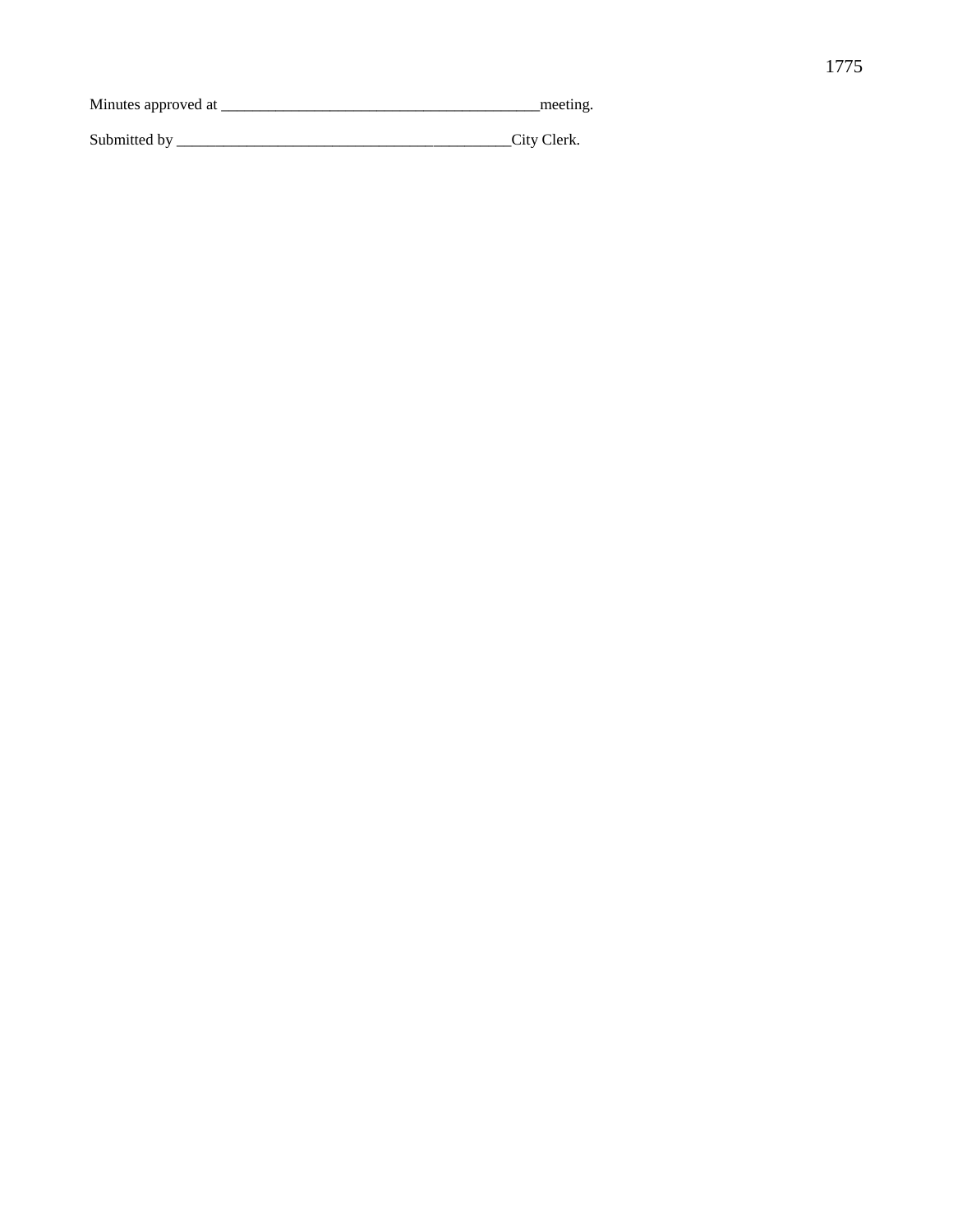Minutes approved at _________________________________________meeting.

Submitted by ___________________________________________City Clerk.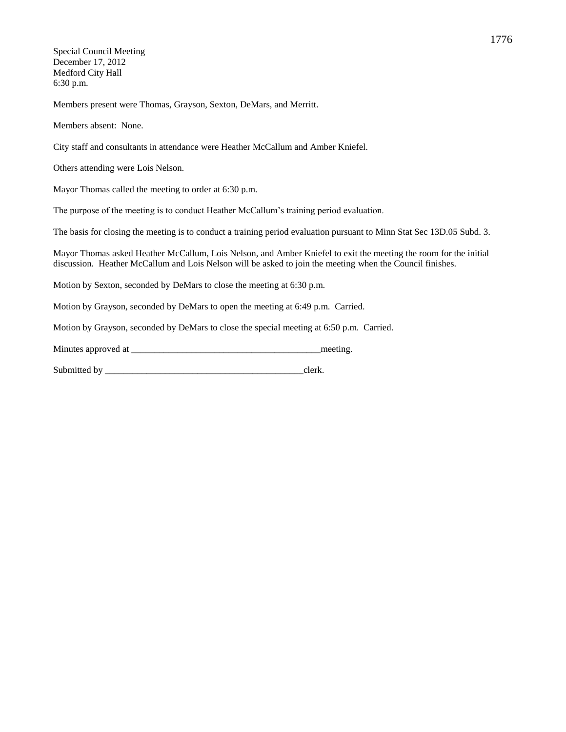Special Council Meeting
December 17, 2012
Medford City Hall
6:30 p.m.

Members present were Thomas, Grayson, Sexton, DeMars, and Merritt.

Members absent: None.

City staff and consultants in attendance were Heather McCallum and Amber Kniefel.

Others attending were Lois Nelson.

Mayor Thomas called the meeting to order at 6:30 p.m.

The purpose of the meeting is to conduct Heather McCallum's training period evaluation.

The basis for closing the meeting is to conduct a training period evaluation pursuant to Minn Stat Sec 13D.05 Subd. 3.

Mayor Thomas asked Heather McCallum, Lois Nelson, and Amber Kniefel to exit the meeting the room for the initial discussion. Heather McCallum and Lois Nelson will be asked to join the meeting when the Council finishes.

Motion by Sexton, seconded by DeMars to close the meeting at 6:30 p.m.

Motion by Grayson, seconded by DeMars to open the meeting at 6:49 p.m. Carried.

Motion by Grayson, seconded by DeMars to close the special meeting at 6:50 p.m. Carried.

Minutes approved at _________________________________________meeting.

Submitted by ___________________________________________clerk.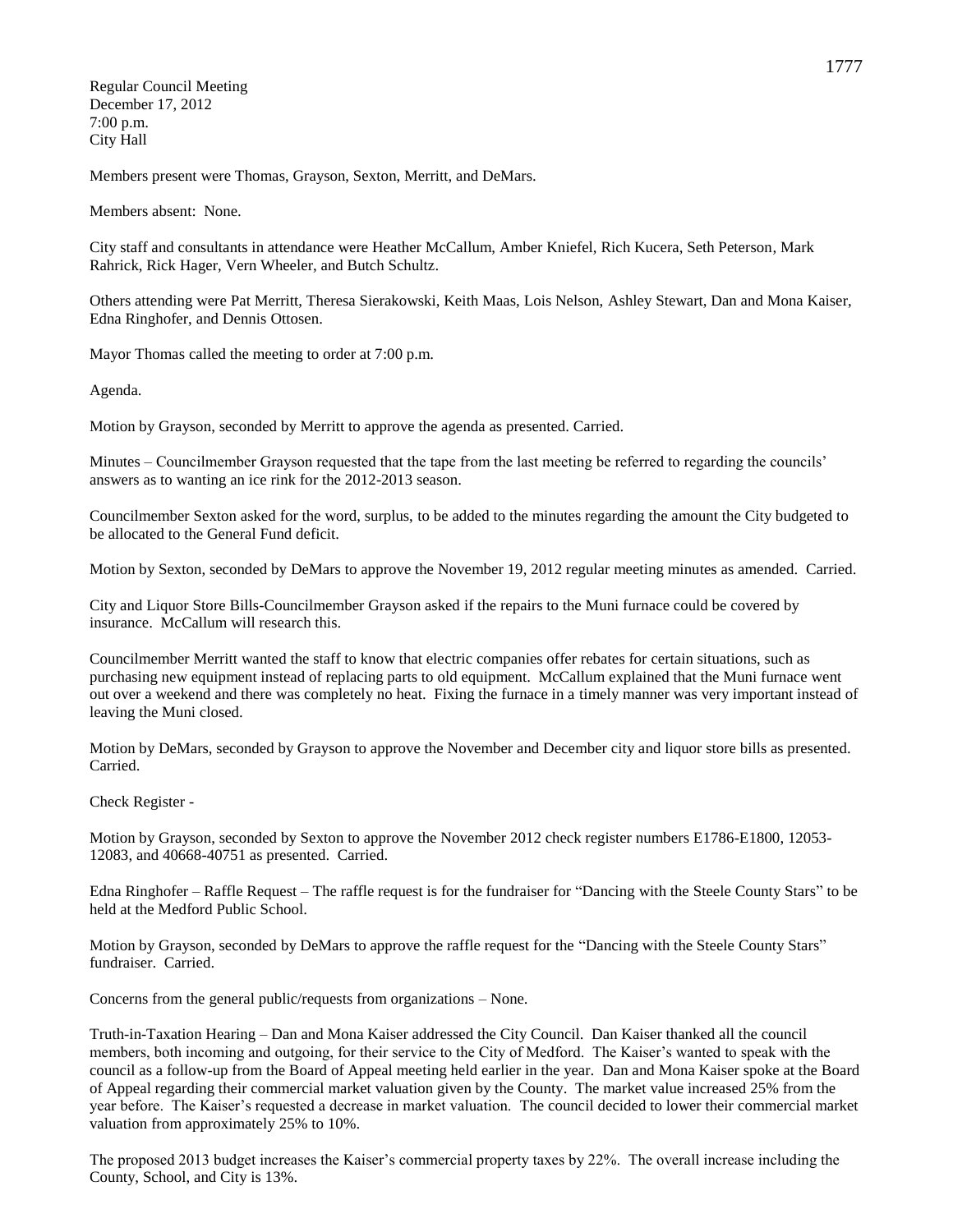Regular Council Meeting
December 17, 2012
7:00 p.m.
City Hall

Members present were Thomas, Grayson, Sexton, Merritt, and DeMars.

Members absent: None.

City staff and consultants in attendance were Heather McCallum, Amber Kniefel, Rich Kucera, Seth Peterson, Mark Rahrick, Rick Hager, Vern Wheeler, and Butch Schultz.

Others attending were Pat Merritt, Theresa Sierakowski, Keith Maas, Lois Nelson, Ashley Stewart, Dan and Mona Kaiser, Edna Ringhofer, and Dennis Ottosen.

Mayor Thomas called the meeting to order at 7:00 p.m.

Agenda.

Motion by Grayson, seconded by Merritt to approve the agenda as presented. Carried.

Minutes – Councilmember Grayson requested that the tape from the last meeting be referred to regarding the councils' answers as to wanting an ice rink for the 2012-2013 season.

Councilmember Sexton asked for the word, surplus, to be added to the minutes regarding the amount the City budgeted to be allocated to the General Fund deficit.

Motion by Sexton, seconded by DeMars to approve the November 19, 2012 regular meeting minutes as amended. Carried.

City and Liquor Store Bills-Councilmember Grayson asked if the repairs to the Muni furnace could be covered by insurance. McCallum will research this.

Councilmember Merritt wanted the staff to know that electric companies offer rebates for certain situations, such as purchasing new equipment instead of replacing parts to old equipment. McCallum explained that the Muni furnace went out over a weekend and there was completely no heat. Fixing the furnace in a timely manner was very important instead of leaving the Muni closed.

Motion by DeMars, seconded by Grayson to approve the November and December city and liquor store bills as presented. Carried.

Check Register -

Motion by Grayson, seconded by Sexton to approve the November 2012 check register numbers E1786-E1800, 12053-12083, and 40668-40751 as presented. Carried.

Edna Ringhofer – Raffle Request – The raffle request is for the fundraiser for "Dancing with the Steele County Stars" to be held at the Medford Public School.

Motion by Grayson, seconded by DeMars to approve the raffle request for the "Dancing with the Steele County Stars" fundraiser. Carried.

Concerns from the general public/requests from organizations – None.

Truth-in-Taxation Hearing – Dan and Mona Kaiser addressed the City Council. Dan Kaiser thanked all the council members, both incoming and outgoing, for their service to the City of Medford. The Kaiser's wanted to speak with the council as a follow-up from the Board of Appeal meeting held earlier in the year. Dan and Mona Kaiser spoke at the Board of Appeal regarding their commercial market valuation given by the County. The market value increased 25% from the year before. The Kaiser's requested a decrease in market valuation. The council decided to lower their commercial market valuation from approximately 25% to 10%.

The proposed 2013 budget increases the Kaiser's commercial property taxes by 22%. The overall increase including the County, School, and City is 13%.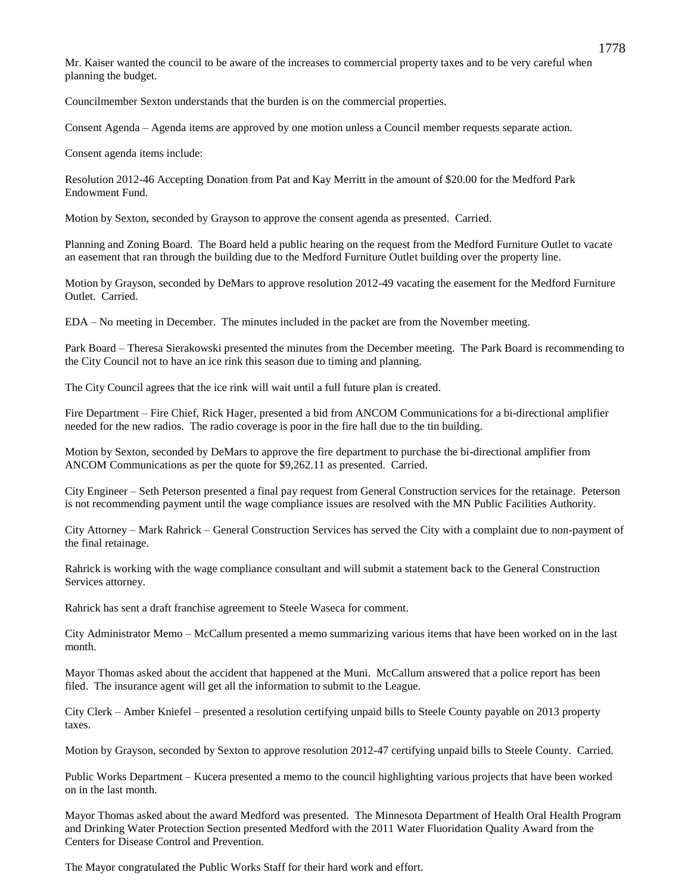Mr. Kaiser wanted the council to be aware of the increases to commercial property taxes and to be very careful when planning the budget.

Councilmember Sexton understands that the burden is on the commercial properties.

Consent Agenda – Agenda items are approved by one motion unless a Council member requests separate action.

Consent agenda items include:

Resolution 2012-46 Accepting Donation from Pat and Kay Merritt in the amount of $20.00 for the Medford Park Endowment Fund.

Motion by Sexton, seconded by Grayson to approve the consent agenda as presented. Carried.

Planning and Zoning Board. The Board held a public hearing on the request from the Medford Furniture Outlet to vacate an easement that ran through the building due to the Medford Furniture Outlet building over the property line.

Motion by Grayson, seconded by DeMars to approve resolution 2012-49 vacating the easement for the Medford Furniture Outlet. Carried.

EDA – No meeting in December. The minutes included in the packet are from the November meeting.

Park Board – Theresa Sierakowski presented the minutes from the December meeting. The Park Board is recommending to the City Council not to have an ice rink this season due to timing and planning.

The City Council agrees that the ice rink will wait until a full future plan is created.

Fire Department – Fire Chief, Rick Hager, presented a bid from ANCOM Communications for a bi-directional amplifier needed for the new radios. The radio coverage is poor in the fire hall due to the tin building.

Motion by Sexton, seconded by DeMars to approve the fire department to purchase the bi-directional amplifier from ANCOM Communications as per the quote for $9,262.11 as presented. Carried.

City Engineer – Seth Peterson presented a final pay request from General Construction services for the retainage. Peterson is not recommending payment until the wage compliance issues are resolved with the MN Public Facilities Authority.

City Attorney – Mark Rahrick – General Construction Services has served the City with a complaint due to non-payment of the final retainage.

Rahrick is working with the wage compliance consultant and will submit a statement back to the General Construction Services attorney.

Rahrick has sent a draft franchise agreement to Steele Waseca for comment.

City Administrator Memo – McCallum presented a memo summarizing various items that have been worked on in the last month.

Mayor Thomas asked about the accident that happened at the Muni. McCallum answered that a police report has been filed. The insurance agent will get all the information to submit to the League.

City Clerk – Amber Kniefel – presented a resolution certifying unpaid bills to Steele County payable on 2013 property taxes.

Motion by Grayson, seconded by Sexton to approve resolution 2012-47 certifying unpaid bills to Steele County. Carried.

Public Works Department – Kucera presented a memo to the council highlighting various projects that have been worked on in the last month.

Mayor Thomas asked about the award Medford was presented. The Minnesota Department of Health Oral Health Program and Drinking Water Protection Section presented Medford with the 2011 Water Fluoridation Quality Award from the Centers for Disease Control and Prevention.

The Mayor congratulated the Public Works Staff for their hard work and effort.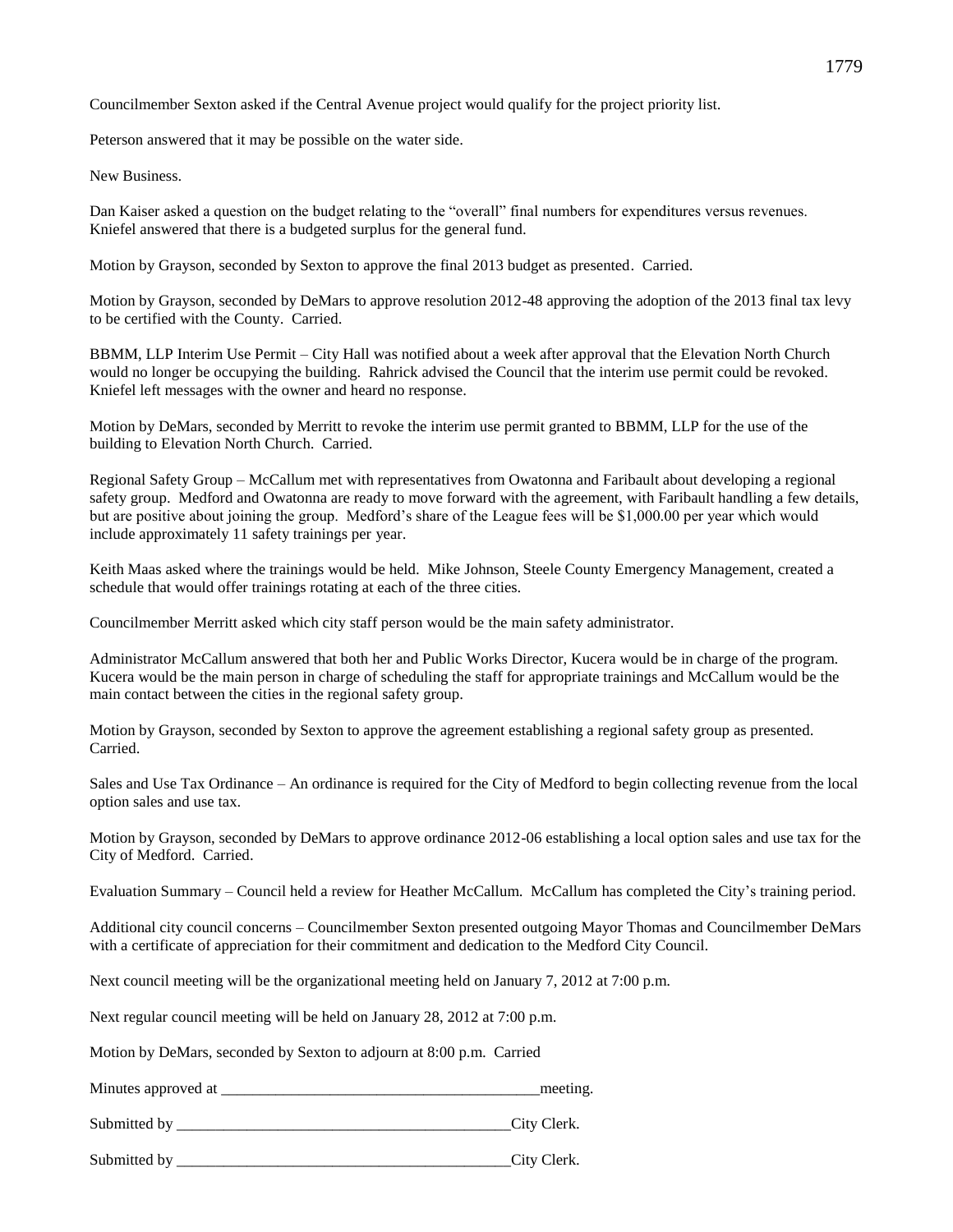Councilmember Sexton asked if the Central Avenue project would qualify for the project priority list.

Peterson answered that it may be possible on the water side.

New Business.

Dan Kaiser asked a question on the budget relating to the "overall" final numbers for expenditures versus revenues. Kniefel answered that there is a budgeted surplus for the general fund.

Motion by Grayson, seconded by Sexton to approve the final 2013 budget as presented. Carried.

Motion by Grayson, seconded by DeMars to approve resolution 2012-48 approving the adoption of the 2013 final tax levy to be certified with the County. Carried.

BBMM, LLP Interim Use Permit – City Hall was notified about a week after approval that the Elevation North Church would no longer be occupying the building. Rahrick advised the Council that the interim use permit could be revoked. Kniefel left messages with the owner and heard no response.

Motion by DeMars, seconded by Merritt to revoke the interim use permit granted to BBMM, LLP for the use of the building to Elevation North Church. Carried.

Regional Safety Group – McCallum met with representatives from Owatonna and Faribault about developing a regional safety group. Medford and Owatonna are ready to move forward with the agreement, with Faribault handling a few details, but are positive about joining the group. Medford's share of the League fees will be $1,000.00 per year which would include approximately 11 safety trainings per year.

Keith Maas asked where the trainings would be held. Mike Johnson, Steele County Emergency Management, created a schedule that would offer trainings rotating at each of the three cities.

Councilmember Merritt asked which city staff person would be the main safety administrator.

Administrator McCallum answered that both her and Public Works Director, Kucera would be in charge of the program. Kucera would be the main person in charge of scheduling the staff for appropriate trainings and McCallum would be the main contact between the cities in the regional safety group.

Motion by Grayson, seconded by Sexton to approve the agreement establishing a regional safety group as presented. Carried.

Sales and Use Tax Ordinance – An ordinance is required for the City of Medford to begin collecting revenue from the local option sales and use tax.

Motion by Grayson, seconded by DeMars to approve ordinance 2012-06 establishing a local option sales and use tax for the City of Medford. Carried.

Evaluation Summary – Council held a review for Heather McCallum. McCallum has completed the City's training period.

Additional city council concerns – Councilmember Sexton presented outgoing Mayor Thomas and Councilmember DeMars with a certificate of appreciation for their commitment and dedication to the Medford City Council.

Next council meeting will be the organizational meeting held on January 7, 2012 at 7:00 p.m.

Next regular council meeting will be held on January 28, 2012 at 7:00 p.m.

Motion by DeMars, seconded by Sexton to adjourn at 8:00 p.m. Carried

Minutes approved at ________________________________________meeting.

Submitted by ___________________________________________City Clerk.

Submitted by ___________________________________________City Clerk.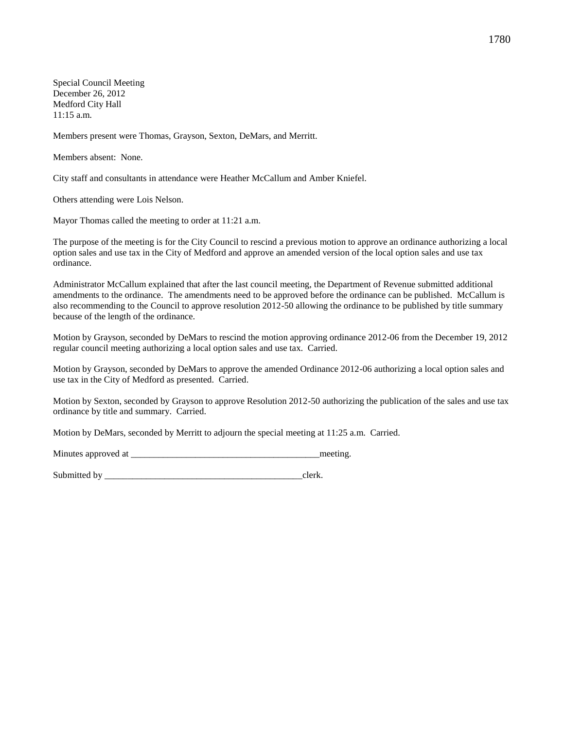Special Council Meeting
December 26, 2012
Medford City Hall
11:15 a.m.

Members present were Thomas, Grayson, Sexton, DeMars, and Merritt.

Members absent: None.

City staff and consultants in attendance were Heather McCallum and Amber Kniefel.

Others attending were Lois Nelson.

Mayor Thomas called the meeting to order at 11:21 a.m.

The purpose of the meeting is for the City Council to rescind a previous motion to approve an ordinance authorizing a local option sales and use tax in the City of Medford and approve an amended version of the local option sales and use tax ordinance.

Administrator McCallum explained that after the last council meeting, the Department of Revenue submitted additional amendments to the ordinance. The amendments need to be approved before the ordinance can be published. McCallum is also recommending to the Council to approve resolution 2012-50 allowing the ordinance to be published by title summary because of the length of the ordinance.

Motion by Grayson, seconded by DeMars to rescind the motion approving ordinance 2012-06 from the December 19, 2012 regular council meeting authorizing a local option sales and use tax. Carried.

Motion by Grayson, seconded by DeMars to approve the amended Ordinance 2012-06 authorizing a local option sales and use tax in the City of Medford as presented. Carried.

Motion by Sexton, seconded by Grayson to approve Resolution 2012-50 authorizing the publication of the sales and use tax ordinance by title and summary. Carried.

Motion by DeMars, seconded by Merritt to adjourn the special meeting at 11:25 a.m. Carried.

Minutes approved at __________________________________________meeting.

Submitted by ____________________________________________clerk.